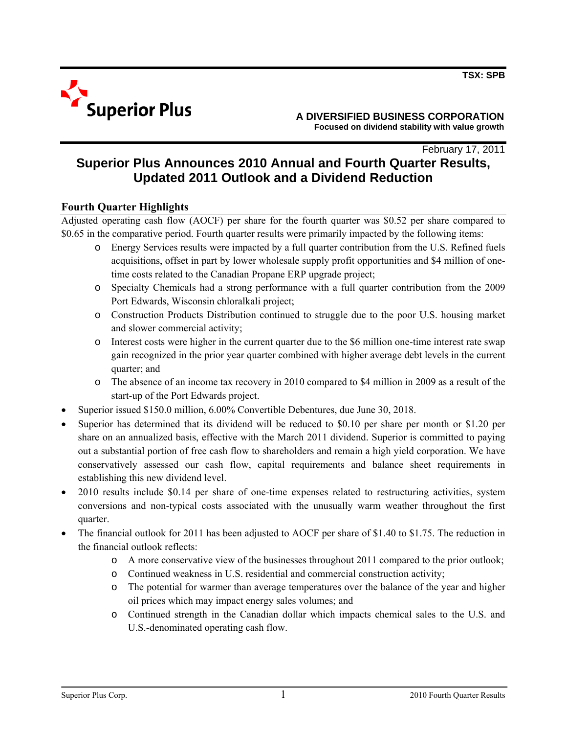TSX: SPB

**Superior Plus**

**A DIVERSIFIED BUSINESS CORPORATION**
**Focused on dividend stability with value growth**

February 17, 2011

# Superior Plus Announces 2010 Annual and Fourth Quarter Results, Updated 2011 Outlook and a Dividend Reduction

## Fourth Quarter Highlights

Adjusted operating cash flow (AOCF) per share for the fourth quarter was $0.52 per share compared to $0.65 in the comparative period. Fourth quarter results were primarily impacted by the following items:

- Energy Services results were impacted by a full quarter contribution from the U.S. Refined fuels acquisitions, offset in part by lower wholesale supply profit opportunities and $4 million of one-time costs related to the Canadian Propane ERP upgrade project;
- Specialty Chemicals had a strong performance with a full quarter contribution from the 2009 Port Edwards, Wisconsin chloralkali project;
- Construction Products Distribution continued to struggle due to the poor U.S. housing market and slower commercial activity;
- Interest costs were higher in the current quarter due to the $6 million one-time interest rate swap gain recognized in the prior year quarter combined with higher average debt levels in the current quarter; and
- The absence of an income tax recovery in 2010 compared to $4 million in 2009 as a result of the start-up of the Port Edwards project.

- Superior issued $150.0 million, 6.00% Convertible Debentures, due June 30, 2018.
- Superior has determined that its dividend will be reduced to $0.10 per share per month or $1.20 per share on an annualized basis, effective with the March 2011 dividend. Superior is committed to paying out a substantial portion of free cash flow to shareholders and remain a high yield corporation. We have conservatively assessed our cash flow, capital requirements and balance sheet requirements in establishing this new dividend level.
- 2010 results include $0.14 per share of one-time expenses related to restructuring activities, system conversions and non-typical costs associated with the unusually warm weather throughout the first quarter.
- The financial outlook for 2011 has been adjusted to AOCF per share of $1.40 to $1.75. The reduction in the financial outlook reflects:
  - A more conservative view of the businesses throughout 2011 compared to the prior outlook;
  - Continued weakness in U.S. residential and commercial construction activity;
  - The potential for warmer than average temperatures over the balance of the year and higher oil prices which may impact energy sales volumes; and
  - Continued strength in the Canadian dollar which impacts chemical sales to the U.S. and U.S.-denominated operating cash flow.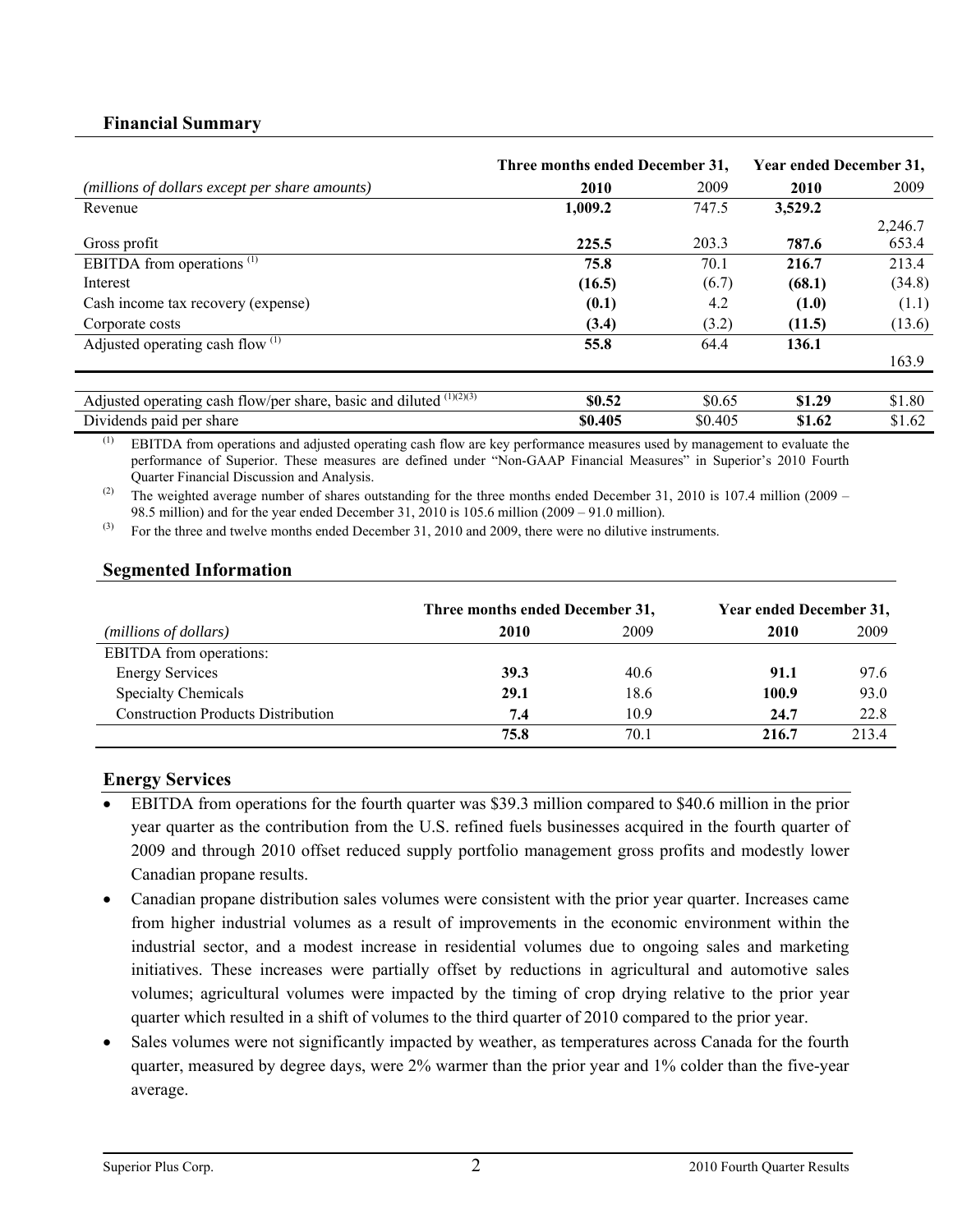## Financial Summary

| *(millions of dollars except per share amounts)* | Three months ended December 31, 2010 | 2009 | Year ended December 31, 2010 | 2009 |
|---|---|---|---|---|
| Revenue | **1,009.2** | 747.5 | **3,529.2** | 2,246.7 |
| Gross profit | **225.5** | 203.3 | **787.6** | 653.4 |
| EBITDA from operations [(1)] | **75.8** | 70.1 | **216.7** | 213.4 |
| Interest | **(16.5)** | (6.7) | **(68.1)** | (34.8) |
| Cash income tax recovery (expense) | **(0.1)** | 4.2 | **(1.0)** | (1.1) |
| Corporate costs | **(3.4)** | (3.2) | **(11.5)** | (13.6) |
| Adjusted operating cash flow [(1)] | **55.8** | 64.4 | **136.1** | 163.9 |
| Adjusted operating cash flow/per share, basic and diluted [(1)(2)(3)] | **$0.52** | $0.65 | **$1.29** | $1.80 |
| Dividends paid per share | **$0.405** | $0.405 | **$1.62** | $1.62 |

(1) EBITDA from operations and adjusted operating cash flow are key performance measures used by management to evaluate the performance of Superior. These measures are defined under "Non-GAAP Financial Measures" in Superior's 2010 Fourth Quarter Financial Discussion and Analysis.

(2) The weighted average number of shares outstanding for the three months ended December 31, 2010 is 107.4 million (2009 – 98.5 million) and for the year ended December 31, 2010 is 105.6 million (2009 – 91.0 million).

(3) For the three and twelve months ended December 31, 2010 and 2009, there were no dilutive instruments.

## Segmented Information

| *(millions of dollars)* | Three months ended December 31, 2010 | 2009 | Year ended December 31, 2010 | 2009 |
|---|---|---|---|---|
| EBITDA from operations: | | | | |
| Energy Services | **39.3** | 40.6 | **91.1** | 97.6 |
| Specialty Chemicals | **29.1** | 18.6 | **100.9** | 93.0 |
| Construction Products Distribution | **7.4** | 10.9 | **24.7** | 22.8 |
| | **75.8** | 70.1 | **216.7** | 213.4 |

## Energy Services

- EBITDA from operations for the fourth quarter was $39.3 million compared to $40.6 million in the prior year quarter as the contribution from the U.S. refined fuels businesses acquired in the fourth quarter of 2009 and through 2010 offset reduced supply portfolio management gross profits and modestly lower Canadian propane results.
- Canadian propane distribution sales volumes were consistent with the prior year quarter. Increases came from higher industrial volumes as a result of improvements in the economic environment within the industrial sector, and a modest increase in residential volumes due to ongoing sales and marketing initiatives. These increases were partially offset by reductions in agricultural and automotive sales volumes; agricultural volumes were impacted by the timing of crop drying relative to the prior year quarter which resulted in a shift of volumes to the third quarter of 2010 compared to the prior year.
- Sales volumes were not significantly impacted by weather, as temperatures across Canada for the fourth quarter, measured by degree days, were 2% warmer than the prior year and 1% colder than the five-year average.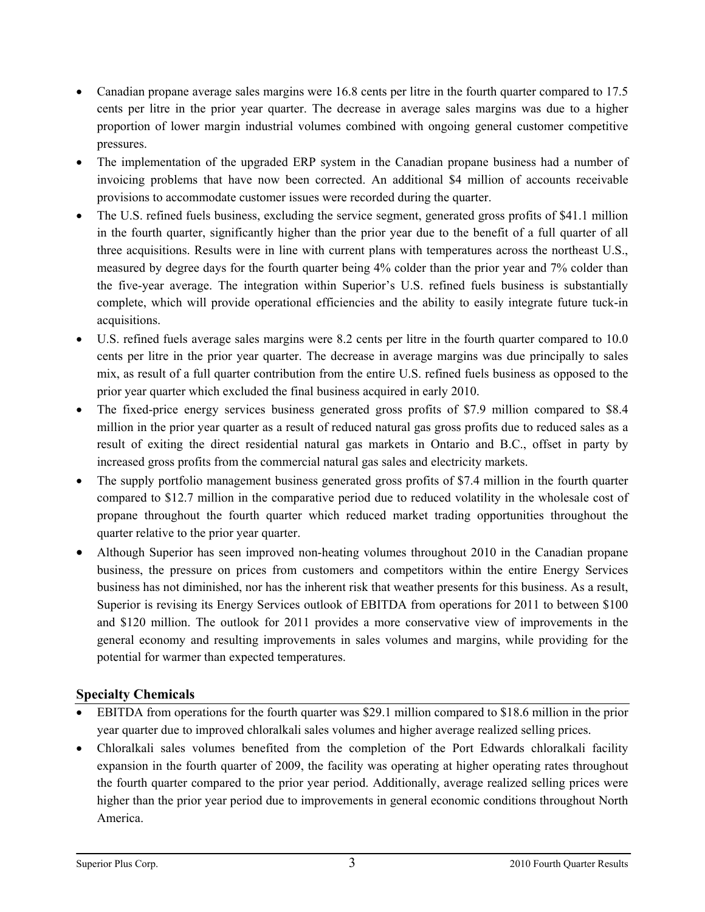- Canadian propane average sales margins were 16.8 cents per litre in the fourth quarter compared to 17.5 cents per litre in the prior year quarter. The decrease in average sales margins was due to a higher proportion of lower margin industrial volumes combined with ongoing general customer competitive pressures.
- The implementation of the upgraded ERP system in the Canadian propane business had a number of invoicing problems that have now been corrected. An additional $4 million of accounts receivable provisions to accommodate customer issues were recorded during the quarter.
- The U.S. refined fuels business, excluding the service segment, generated gross profits of $41.1 million in the fourth quarter, significantly higher than the prior year due to the benefit of a full quarter of all three acquisitions. Results were in line with current plans with temperatures across the northeast U.S., measured by degree days for the fourth quarter being 4% colder than the prior year and 7% colder than the five-year average. The integration within Superior's U.S. refined fuels business is substantially complete, which will provide operational efficiencies and the ability to easily integrate future tuck-in acquisitions.
- U.S. refined fuels average sales margins were 8.2 cents per litre in the fourth quarter compared to 10.0 cents per litre in the prior year quarter. The decrease in average margins was due principally to sales mix, as result of a full quarter contribution from the entire U.S. refined fuels business as opposed to the prior year quarter which excluded the final business acquired in early 2010.
- The fixed-price energy services business generated gross profits of $7.9 million compared to $8.4 million in the prior year quarter as a result of reduced natural gas gross profits due to reduced sales as a result of exiting the direct residential natural gas markets in Ontario and B.C., offset in party by increased gross profits from the commercial natural gas sales and electricity markets.
- The supply portfolio management business generated gross profits of $7.4 million in the fourth quarter compared to $12.7 million in the comparative period due to reduced volatility in the wholesale cost of propane throughout the fourth quarter which reduced market trading opportunities throughout the quarter relative to the prior year quarter.
- Although Superior has seen improved non-heating volumes throughout 2010 in the Canadian propane business, the pressure on prices from customers and competitors within the entire Energy Services business has not diminished, nor has the inherent risk that weather presents for this business. As a result, Superior is revising its Energy Services outlook of EBITDA from operations for 2011 to between $100 and $120 million. The outlook for 2011 provides a more conservative view of improvements in the general economy and resulting improvements in sales volumes and margins, while providing for the potential for warmer than expected temperatures.

## Specialty Chemicals

- EBITDA from operations for the fourth quarter was $29.1 million compared to $18.6 million in the prior year quarter due to improved chloralkali sales volumes and higher average realized selling prices.
- Chloralkali sales volumes benefited from the completion of the Port Edwards chloralkali facility expansion in the fourth quarter of 2009, the facility was operating at higher operating rates throughout the fourth quarter compared to the prior year period. Additionally, average realized selling prices were higher than the prior year period due to improvements in general economic conditions throughout North America.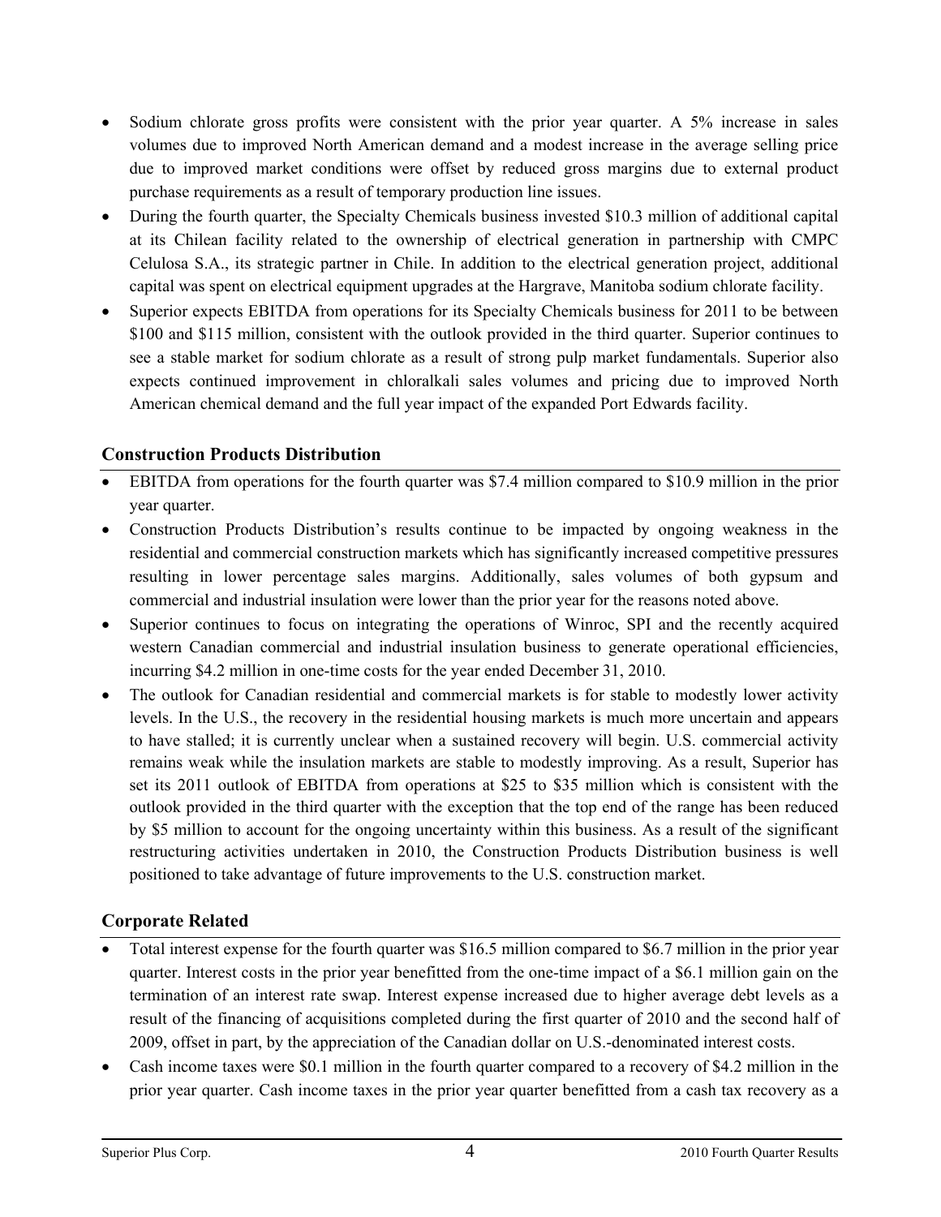- Sodium chlorate gross profits were consistent with the prior year quarter. A 5% increase in sales volumes due to improved North American demand and a modest increase in the average selling price due to improved market conditions were offset by reduced gross margins due to external product purchase requirements as a result of temporary production line issues.
- During the fourth quarter, the Specialty Chemicals business invested $10.3 million of additional capital at its Chilean facility related to the ownership of electrical generation in partnership with CMPC Celulosa S.A., its strategic partner in Chile. In addition to the electrical generation project, additional capital was spent on electrical equipment upgrades at the Hargrave, Manitoba sodium chlorate facility.
- Superior expects EBITDA from operations for its Specialty Chemicals business for 2011 to be between $100 and $115 million, consistent with the outlook provided in the third quarter. Superior continues to see a stable market for sodium chlorate as a result of strong pulp market fundamentals. Superior also expects continued improvement in chloralkali sales volumes and pricing due to improved North American chemical demand and the full year impact of the expanded Port Edwards facility.

## Construction Products Distribution

- EBITDA from operations for the fourth quarter was $7.4 million compared to $10.9 million in the prior year quarter.
- Construction Products Distribution's results continue to be impacted by ongoing weakness in the residential and commercial construction markets which has significantly increased competitive pressures resulting in lower percentage sales margins. Additionally, sales volumes of both gypsum and commercial and industrial insulation were lower than the prior year for the reasons noted above.
- Superior continues to focus on integrating the operations of Winroc, SPI and the recently acquired western Canadian commercial and industrial insulation business to generate operational efficiencies, incurring $4.2 million in one-time costs for the year ended December 31, 2010.
- The outlook for Canadian residential and commercial markets is for stable to modestly lower activity levels. In the U.S., the recovery in the residential housing markets is much more uncertain and appears to have stalled; it is currently unclear when a sustained recovery will begin. U.S. commercial activity remains weak while the insulation markets are stable to modestly improving. As a result, Superior has set its 2011 outlook of EBITDA from operations at $25 to $35 million which is consistent with the outlook provided in the third quarter with the exception that the top end of the range has been reduced by $5 million to account for the ongoing uncertainty within this business. As a result of the significant restructuring activities undertaken in 2010, the Construction Products Distribution business is well positioned to take advantage of future improvements to the U.S. construction market.

## Corporate Related

- Total interest expense for the fourth quarter was $16.5 million compared to $6.7 million in the prior year quarter. Interest costs in the prior year benefitted from the one-time impact of a $6.1 million gain on the termination of an interest rate swap. Interest expense increased due to higher average debt levels as a result of the financing of acquisitions completed during the first quarter of 2010 and the second half of 2009, offset in part, by the appreciation of the Canadian dollar on U.S.-denominated interest costs.
- Cash income taxes were $0.1 million in the fourth quarter compared to a recovery of $4.2 million in the prior year quarter. Cash income taxes in the prior year quarter benefitted from a cash tax recovery as a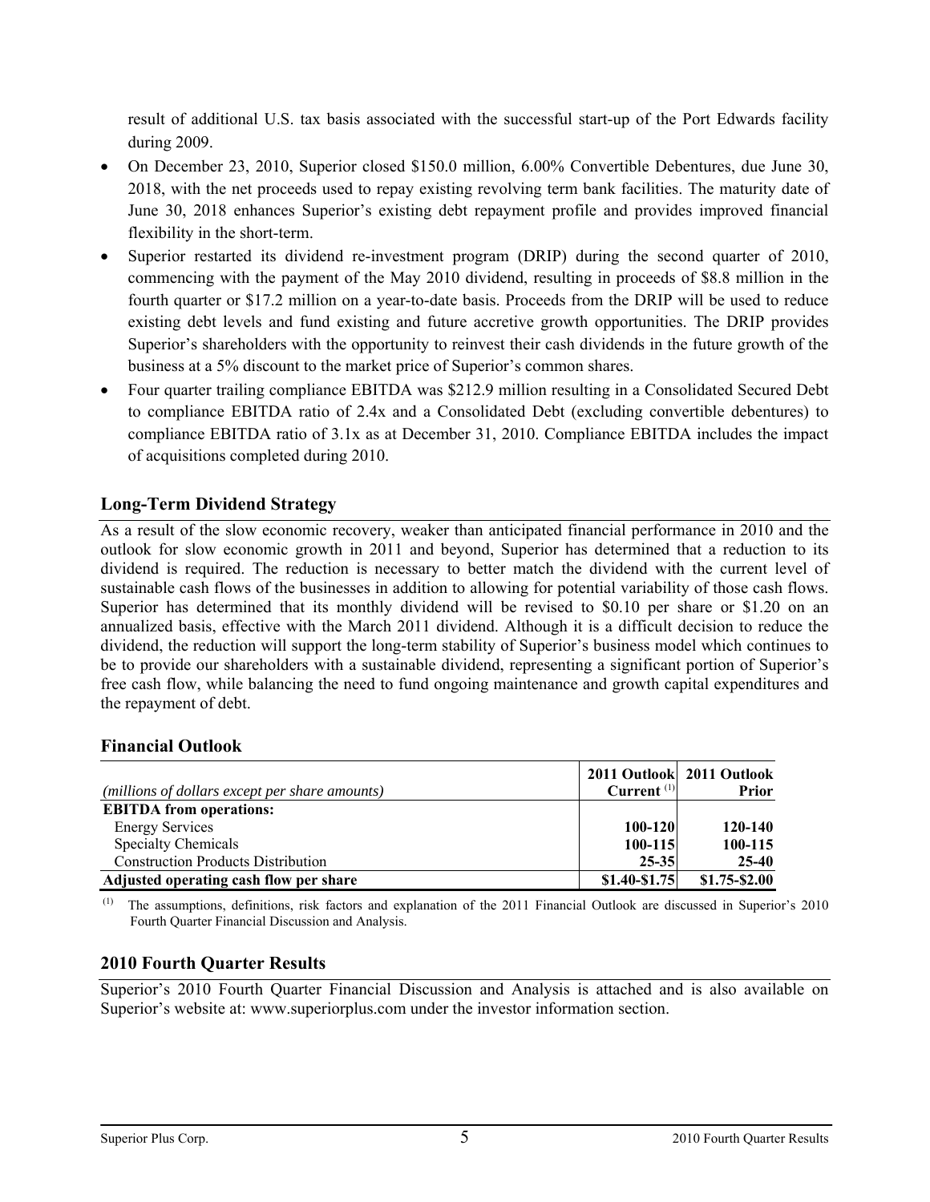result of additional U.S. tax basis associated with the successful start-up of the Port Edwards facility during 2009.

- On December 23, 2010, Superior closed $150.0 million, 6.00% Convertible Debentures, due June 30, 2018, with the net proceeds used to repay existing revolving term bank facilities. The maturity date of June 30, 2018 enhances Superior's existing debt repayment profile and provides improved financial flexibility in the short-term.
- Superior restarted its dividend re-investment program (DRIP) during the second quarter of 2010, commencing with the payment of the May 2010 dividend, resulting in proceeds of $8.8 million in the fourth quarter or $17.2 million on a year-to-date basis. Proceeds from the DRIP will be used to reduce existing debt levels and fund existing and future accretive growth opportunities. The DRIP provides Superior's shareholders with the opportunity to reinvest their cash dividends in the future growth of the business at a 5% discount to the market price of Superior's common shares.
- Four quarter trailing compliance EBITDA was $212.9 million resulting in a Consolidated Secured Debt to compliance EBITDA ratio of 2.4x and a Consolidated Debt (excluding convertible debentures) to compliance EBITDA ratio of 3.1x as at December 31, 2010. Compliance EBITDA includes the impact of acquisitions completed during 2010.

## Long-Term Dividend Strategy

As a result of the slow economic recovery, weaker than anticipated financial performance in 2010 and the outlook for slow economic growth in 2011 and beyond, Superior has determined that a reduction to its dividend is required. The reduction is necessary to better match the dividend with the current level of sustainable cash flows of the businesses in addition to allowing for potential variability of those cash flows. Superior has determined that its monthly dividend will be revised to $0.10 per share or $1.20 on an annualized basis, effective with the March 2011 dividend. Although it is a difficult decision to reduce the dividend, the reduction will support the long-term stability of Superior's business model which continues to be to provide our shareholders with a sustainable dividend, representing a significant portion of Superior's free cash flow, while balancing the need to fund ongoing maintenance and growth capital expenditures and the repayment of debt.

## Financial Outlook

| *(millions of dollars except per share amounts)* | **2011 Outlook Current** [(1)] | **2011 Outlook Prior** |
|---|---|---|
| **EBITDA from operations:** | | |
| Energy Services | **100-120** | **120-140** |
| Specialty Chemicals | **100-115** | **100-115** |
| Construction Products Distribution | **25-35** | **25-40** |
| **Adjusted operating cash flow per share** | **$1.40-$1.75** | **$1.75-$2.00** |

(1) The assumptions, definitions, risk factors and explanation of the 2011 Financial Outlook are discussed in Superior's 2010 Fourth Quarter Financial Discussion and Analysis.

## 2010 Fourth Quarter Results

Superior's 2010 Fourth Quarter Financial Discussion and Analysis is attached and is also available on Superior's website at: www.superiorplus.com under the investor information section.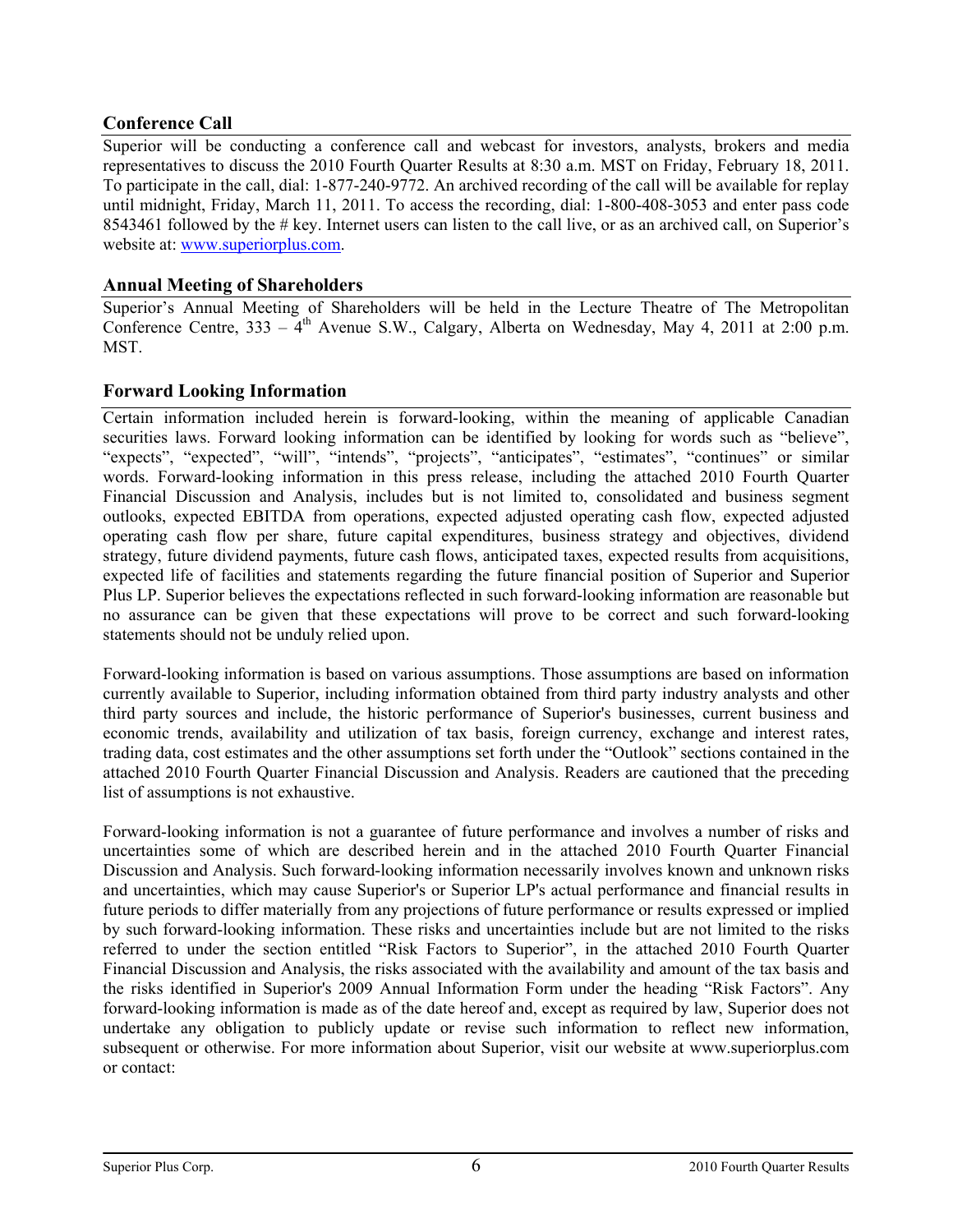## Conference Call

Superior will be conducting a conference call and webcast for investors, analysts, brokers and media representatives to discuss the 2010 Fourth Quarter Results at 8:30 a.m. MST on Friday, February 18, 2011. To participate in the call, dial: 1-877-240-9772. An archived recording of the call will be available for replay until midnight, Friday, March 11, 2011. To access the recording, dial: 1-800-408-3053 and enter pass code 8543461 followed by the # key. Internet users can listen to the call live, or as an archived call, on Superior's website at: [www.superiorplus.com](www.superiorplus.com).

## Annual Meeting of Shareholders

Superior's Annual Meeting of Shareholders will be held in the Lecture Theatre of The Metropolitan Conference Centre, 333 – 4th Avenue S.W., Calgary, Alberta on Wednesday, May 4, 2011 at 2:00 p.m. MST.

## Forward Looking Information

Certain information included herein is forward-looking, within the meaning of applicable Canadian securities laws. Forward looking information can be identified by looking for words such as "believe", "expects", "expected", "will", "intends", "projects", "anticipates", "estimates", "continues" or similar words. Forward-looking information in this press release, including the attached 2010 Fourth Quarter Financial Discussion and Analysis, includes but is not limited to, consolidated and business segment outlooks, expected EBITDA from operations, expected adjusted operating cash flow, expected adjusted operating cash flow per share, future capital expenditures, business strategy and objectives, dividend strategy, future dividend payments, future cash flows, anticipated taxes, expected results from acquisitions, expected life of facilities and statements regarding the future financial position of Superior and Superior Plus LP. Superior believes the expectations reflected in such forward-looking information are reasonable but no assurance can be given that these expectations will prove to be correct and such forward-looking statements should not be unduly relied upon.

Forward-looking information is based on various assumptions. Those assumptions are based on information currently available to Superior, including information obtained from third party industry analysts and other third party sources and include, the historic performance of Superior's businesses, current business and economic trends, availability and utilization of tax basis, foreign currency, exchange and interest rates, trading data, cost estimates and the other assumptions set forth under the "Outlook" sections contained in the attached 2010 Fourth Quarter Financial Discussion and Analysis. Readers are cautioned that the preceding list of assumptions is not exhaustive.

Forward-looking information is not a guarantee of future performance and involves a number of risks and uncertainties some of which are described herein and in the attached 2010 Fourth Quarter Financial Discussion and Analysis. Such forward-looking information necessarily involves known and unknown risks and uncertainties, which may cause Superior's or Superior LP's actual performance and financial results in future periods to differ materially from any projections of future performance or results expressed or implied by such forward-looking information. These risks and uncertainties include but are not limited to the risks referred to under the section entitled "Risk Factors to Superior", in the attached 2010 Fourth Quarter Financial Discussion and Analysis, the risks associated with the availability and amount of the tax basis and the risks identified in Superior's 2009 Annual Information Form under the heading "Risk Factors". Any forward-looking information is made as of the date hereof and, except as required by law, Superior does not undertake any obligation to publicly update or revise such information to reflect new information, subsequent or otherwise. For more information about Superior, visit our website at www.superiorplus.com or contact: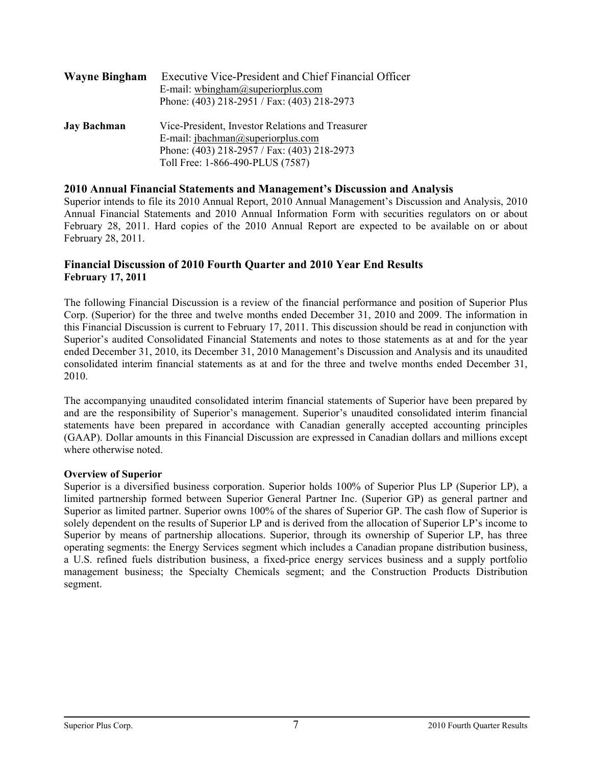**Wayne Bingham** Executive Vice-President and Chief Financial Officer
E-mail: wbingham@superiorplus.com
Phone: (403) 218-2951 / Fax: (403) 218-2973

**Jay Bachman** Vice-President, Investor Relations and Treasurer
E-mail: jbachman@superiorplus.com
Phone: (403) 218-2957 / Fax: (403) 218-2973
Toll Free: 1-866-490-PLUS (7587)

## 2010 Annual Financial Statements and Management's Discussion and Analysis

Superior intends to file its 2010 Annual Report, 2010 Annual Management's Discussion and Analysis, 2010 Annual Financial Statements and 2010 Annual Information Form with securities regulators on or about February 28, 2011. Hard copies of the 2010 Annual Report are expected to be available on or about February 28, 2011.

## Financial Discussion of 2010 Fourth Quarter and 2010 Year End Results

**February 17, 2011**

The following Financial Discussion is a review of the financial performance and position of Superior Plus Corp. (Superior) for the three and twelve months ended December 31, 2010 and 2009. The information in this Financial Discussion is current to February 17, 2011. This discussion should be read in conjunction with Superior's audited Consolidated Financial Statements and notes to those statements as at and for the year ended December 31, 2010, its December 31, 2010 Management's Discussion and Analysis and its unaudited consolidated interim financial statements as at and for the three and twelve months ended December 31, 2010.

The accompanying unaudited consolidated interim financial statements of Superior have been prepared by and are the responsibility of Superior's management. Superior's unaudited consolidated interim financial statements have been prepared in accordance with Canadian generally accepted accounting principles (GAAP). Dollar amounts in this Financial Discussion are expressed in Canadian dollars and millions except where otherwise noted.

### Overview of Superior

Superior is a diversified business corporation. Superior holds 100% of Superior Plus LP (Superior LP), a limited partnership formed between Superior General Partner Inc. (Superior GP) as general partner and Superior as limited partner. Superior owns 100% of the shares of Superior GP. The cash flow of Superior is solely dependent on the results of Superior LP and is derived from the allocation of Superior LP's income to Superior by means of partnership allocations. Superior, through its ownership of Superior LP, has three operating segments: the Energy Services segment which includes a Canadian propane distribution business, a U.S. refined fuels distribution business, a fixed-price energy services business and a supply portfolio management business; the Specialty Chemicals segment; and the Construction Products Distribution segment.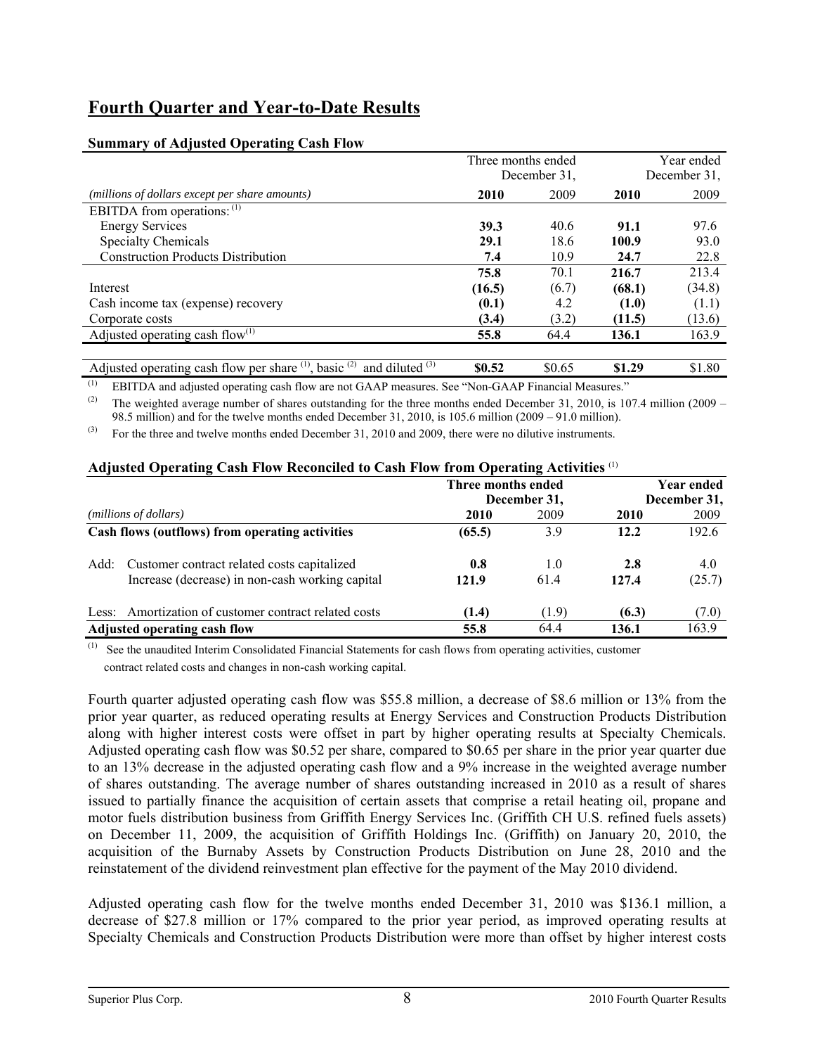# Fourth Quarter and Year-to-Date Results

### Summary of Adjusted Operating Cash Flow

| *(millions of dollars except per share amounts)* | Three months ended December 31, **2010** | 2009 | Year ended December 31, **2010** | 2009 |
|---|---|---|---|---|
| EBITDA from operations: (1) | | | | |
| Energy Services | **39.3** | 40.6 | **91.1** | 97.6 |
| Specialty Chemicals | **29.1** | 18.6 | **100.9** | 93.0 |
| Construction Products Distribution | **7.4** | 10.9 | **24.7** | 22.8 |
| | **75.8** | 70.1 | **216.7** | 213.4 |
| Interest | **(16.5)** | (6.7) | **(68.1)** | (34.8) |
| Cash income tax (expense) recovery | **(0.1)** | 4.2 | **(1.0)** | (1.1) |
| Corporate costs | **(3.4)** | (3.2) | **(11.5)** | (13.6) |
| Adjusted operating cash flow(1) | **55.8** | 64.4 | **136.1** | 163.9 |
| | | | | |
| Adjusted operating cash flow per share (1), basic (2) and diluted (3) | **$0.52** | $0.65 | **$1.29** | $1.80 |

(1) EBITDA and adjusted operating cash flow are not GAAP measures. See "Non-GAAP Financial Measures."

(2) The weighted average number of shares outstanding for the three months ended December 31, 2010, is 107.4 million (2009 – 98.5 million) and for the twelve months ended December 31, 2010, is 105.6 million (2009 – 91.0 million).

(3) For the three and twelve months ended December 31, 2010 and 2009, there were no dilutive instruments.

### Adjusted Operating Cash Flow Reconciled to Cash Flow from Operating Activities (1)

| *(millions of dollars)* | **Three months ended December 31, 2010** | 2009 | **Year ended December 31, 2010** | 2009 |
|---|---|---|---|---|
| **Cash flows (outflows) from operating activities** | **(65.5)** | 3.9 | **12.2** | 192.6 |
| Add: Customer contract related costs capitalized | **0.8** | 1.0 | **2.8** | 4.0 |
| Increase (decrease) in non-cash working capital | **121.9** | 61.4 | **127.4** | (25.7) |
| Less: Amortization of customer contract related costs | **(1.4)** | (1.9) | **(6.3)** | (7.0) |
| **Adjusted operating cash flow** | **55.8** | 64.4 | **136.1** | 163.9 |

(1) See the unaudited Interim Consolidated Financial Statements for cash flows from operating activities, customer contract related costs and changes in non-cash working capital.

Fourth quarter adjusted operating cash flow was $55.8 million, a decrease of $8.6 million or 13% from the prior year quarter, as reduced operating results at Energy Services and Construction Products Distribution along with higher interest costs were offset in part by higher operating results at Specialty Chemicals. Adjusted operating cash flow was $0.52 per share, compared to $0.65 per share in the prior year quarter due to an 13% decrease in the adjusted operating cash flow and a 9% increase in the weighted average number of shares outstanding. The average number of shares outstanding increased in 2010 as a result of shares issued to partially finance the acquisition of certain assets that comprise a retail heating oil, propane and motor fuels distribution business from Griffith Energy Services Inc. (Griffith CH U.S. refined fuels assets) on December 11, 2009, the acquisition of Griffith Holdings Inc. (Griffith) on January 20, 2010, the acquisition of the Burnaby Assets by Construction Products Distribution on June 28, 2010 and the reinstatement of the dividend reinvestment plan effective for the payment of the May 2010 dividend.

Adjusted operating cash flow for the twelve months ended December 31, 2010 was $136.1 million, a decrease of $27.8 million or 17% compared to the prior year period, as improved operating results at Specialty Chemicals and Construction Products Distribution were more than offset by higher interest costs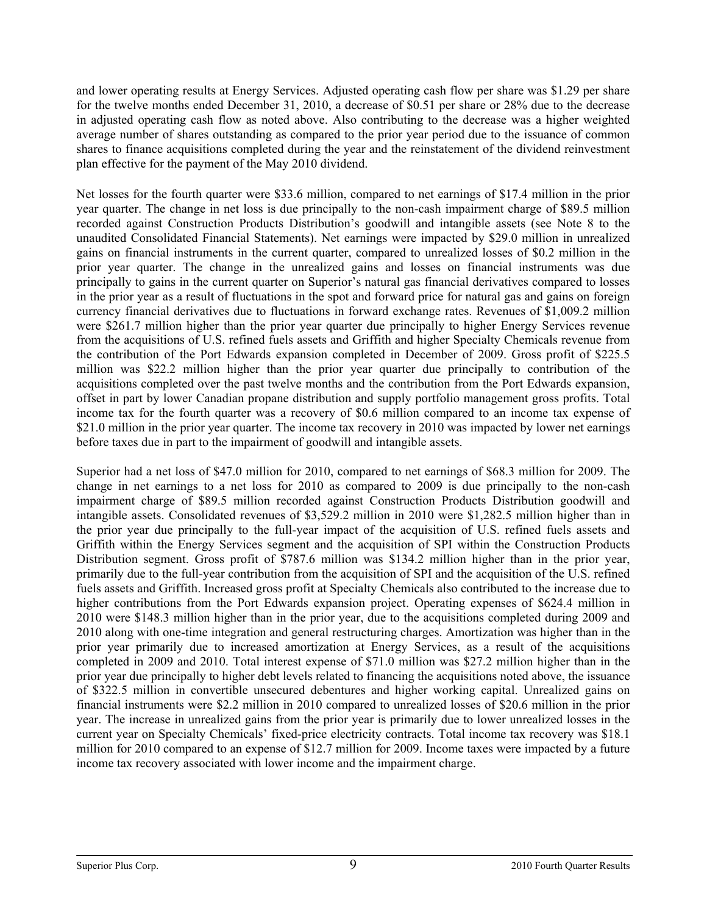and lower operating results at Energy Services. Adjusted operating cash flow per share was $1.29 per share for the twelve months ended December 31, 2010, a decrease of $0.51 per share or 28% due to the decrease in adjusted operating cash flow as noted above. Also contributing to the decrease was a higher weighted average number of shares outstanding as compared to the prior year period due to the issuance of common shares to finance acquisitions completed during the year and the reinstatement of the dividend reinvestment plan effective for the payment of the May 2010 dividend.

Net losses for the fourth quarter were $33.6 million, compared to net earnings of $17.4 million in the prior year quarter. The change in net loss is due principally to the non-cash impairment charge of $89.5 million recorded against Construction Products Distribution's goodwill and intangible assets (see Note 8 to the unaudited Consolidated Financial Statements). Net earnings were impacted by $29.0 million in unrealized gains on financial instruments in the current quarter, compared to unrealized losses of $0.2 million in the prior year quarter. The change in the unrealized gains and losses on financial instruments was due principally to gains in the current quarter on Superior's natural gas financial derivatives compared to losses in the prior year as a result of fluctuations in the spot and forward price for natural gas and gains on foreign currency financial derivatives due to fluctuations in forward exchange rates. Revenues of $1,009.2 million were $261.7 million higher than the prior year quarter due principally to higher Energy Services revenue from the acquisitions of U.S. refined fuels assets and Griffith and higher Specialty Chemicals revenue from the contribution of the Port Edwards expansion completed in December of 2009. Gross profit of $225.5 million was $22.2 million higher than the prior year quarter due principally to contribution of the acquisitions completed over the past twelve months and the contribution from the Port Edwards expansion, offset in part by lower Canadian propane distribution and supply portfolio management gross profits. Total income tax for the fourth quarter was a recovery of $0.6 million compared to an income tax expense of $21.0 million in the prior year quarter. The income tax recovery in 2010 was impacted by lower net earnings before taxes due in part to the impairment of goodwill and intangible assets.

Superior had a net loss of $47.0 million for 2010, compared to net earnings of $68.3 million for 2009. The change in net earnings to a net loss for 2010 as compared to 2009 is due principally to the non-cash impairment charge of $89.5 million recorded against Construction Products Distribution goodwill and intangible assets. Consolidated revenues of $3,529.2 million in 2010 were $1,282.5 million higher than in the prior year due principally to the full-year impact of the acquisition of U.S. refined fuels assets and Griffith within the Energy Services segment and the acquisition of SPI within the Construction Products Distribution segment. Gross profit of $787.6 million was $134.2 million higher than in the prior year, primarily due to the full-year contribution from the acquisition of SPI and the acquisition of the U.S. refined fuels assets and Griffith. Increased gross profit at Specialty Chemicals also contributed to the increase due to higher contributions from the Port Edwards expansion project. Operating expenses of $624.4 million in 2010 were $148.3 million higher than in the prior year, due to the acquisitions completed during 2009 and 2010 along with one-time integration and general restructuring charges. Amortization was higher than in the prior year primarily due to increased amortization at Energy Services, as a result of the acquisitions completed in 2009 and 2010. Total interest expense of $71.0 million was $27.2 million higher than in the prior year due principally to higher debt levels related to financing the acquisitions noted above, the issuance of $322.5 million in convertible unsecured debentures and higher working capital. Unrealized gains on financial instruments were $2.2 million in 2010 compared to unrealized losses of $20.6 million in the prior year. The increase in unrealized gains from the prior year is primarily due to lower unrealized losses in the current year on Specialty Chemicals' fixed-price electricity contracts. Total income tax recovery was $18.1 million for 2010 compared to an expense of $12.7 million for 2009. Income taxes were impacted by a future income tax recovery associated with lower income and the impairment charge.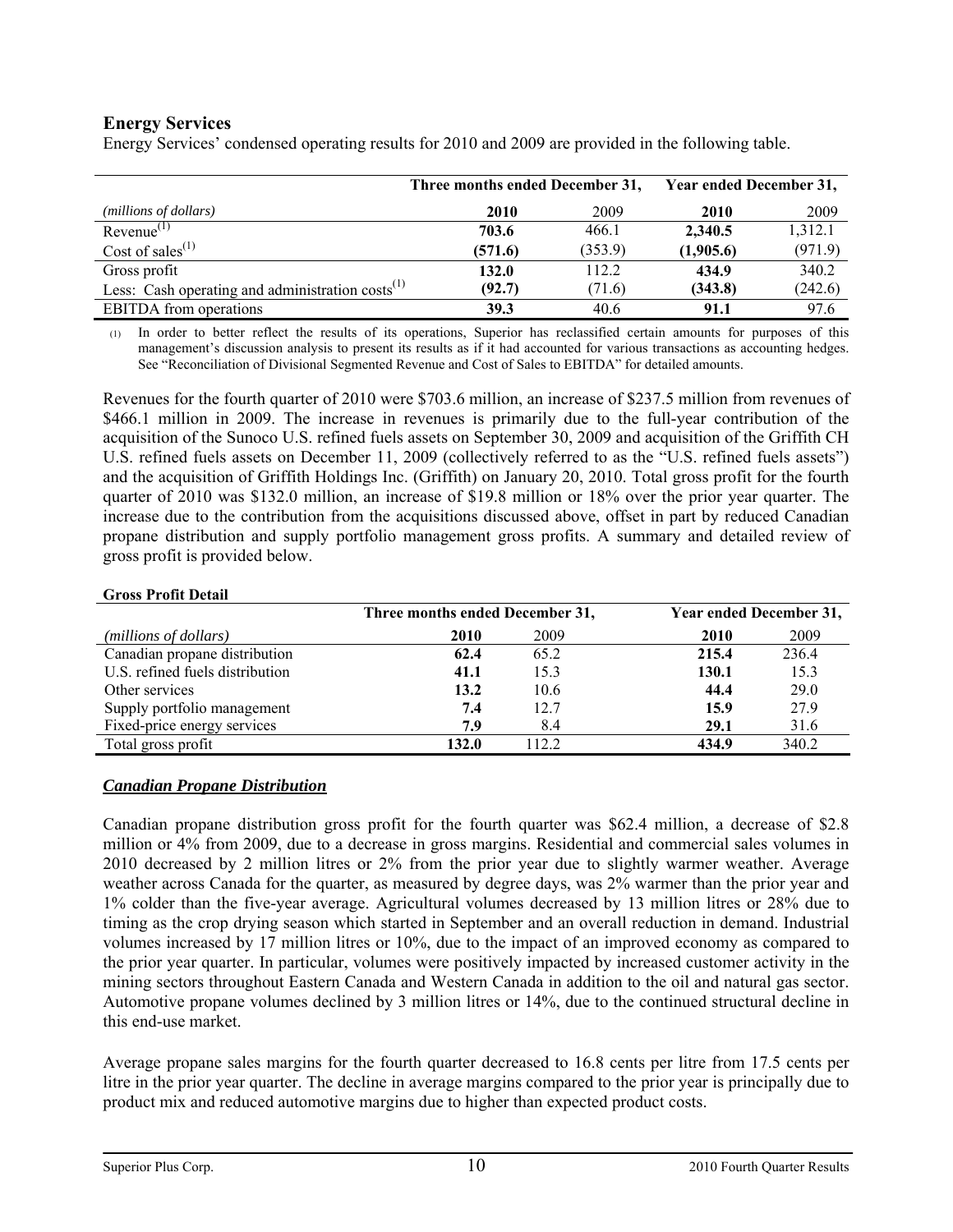## Energy Services

Energy Services' condensed operating results for 2010 and 2009 are provided in the following table.

| | Three months ended December 31, | | Year ended December 31, | |
|---|---|---|---|---|
| *(millions of dollars)* | **2010** | 2009 | **2010** | 2009 |
| Revenue[(1)] | **703.6** | 466.1 | **2,340.5** | 1,312.1 |
| Cost of sales[(1)] | **(571.6)** | (353.9) | **(1,905.6)** | (971.9) |
| Gross profit | **132.0** | 112.2 | **434.9** | 340.2 |
| Less: Cash operating and administration costs[(1)] | **(92.7)** | (71.6) | **(343.8)** | (242.6) |
| EBITDA from operations | **39.3** | 40.6 | **91.1** | 97.6 |

(1) In order to better reflect the results of its operations, Superior has reclassified certain amounts for purposes of this management's discussion analysis to present its results as if it had accounted for various transactions as accounting hedges. See "Reconciliation of Divisional Segmented Revenue and Cost of Sales to EBITDA" for detailed amounts.

Revenues for the fourth quarter of 2010 were $703.6 million, an increase of $237.5 million from revenues of $466.1 million in 2009. The increase in revenues is primarily due to the full-year contribution of the acquisition of the Sunoco U.S. refined fuels assets on September 30, 2009 and acquisition of the Griffith CH U.S. refined fuels assets on December 11, 2009 (collectively referred to as the "U.S. refined fuels assets") and the acquisition of Griffith Holdings Inc. (Griffith) on January 20, 2010. Total gross profit for the fourth quarter of 2010 was $132.0 million, an increase of $19.8 million or 18% over the prior year quarter. The increase due to the contribution from the acquisitions discussed above, offset in part by reduced Canadian propane distribution and supply portfolio management gross profits. A summary and detailed review of gross profit is provided below.

**Gross Profit Detail**

| | Three months ended December 31, | | Year ended December 31, | |
|---|---|---|---|---|
| *(millions of dollars)* | **2010** | 2009 | **2010** | 2009 |
| Canadian propane distribution | **62.4** | 65.2 | **215.4** | 236.4 |
| U.S. refined fuels distribution | **41.1** | 15.3 | **130.1** | 15.3 |
| Other services | **13.2** | 10.6 | **44.4** | 29.0 |
| Supply portfolio management | **7.4** | 12.7 | **15.9** | 27.9 |
| Fixed-price energy services | **7.9** | 8.4 | **29.1** | 31.6 |
| Total gross profit | **132.0** | 112.2 | **434.9** | 340.2 |

### ***Canadian Propane Distribution***

Canadian propane distribution gross profit for the fourth quarter was $62.4 million, a decrease of $2.8 million or 4% from 2009, due to a decrease in gross margins. Residential and commercial sales volumes in 2010 decreased by 2 million litres or 2% from the prior year due to slightly warmer weather. Average weather across Canada for the quarter, as measured by degree days, was 2% warmer than the prior year and 1% colder than the five-year average. Agricultural volumes decreased by 13 million litres or 28% due to timing as the crop drying season which started in September and an overall reduction in demand. Industrial volumes increased by 17 million litres or 10%, due to the impact of an improved economy as compared to the prior year quarter. In particular, volumes were positively impacted by increased customer activity in the mining sectors throughout Eastern Canada and Western Canada in addition to the oil and natural gas sector. Automotive propane volumes declined by 3 million litres or 14%, due to the continued structural decline in this end-use market.

Average propane sales margins for the fourth quarter decreased to 16.8 cents per litre from 17.5 cents per litre in the prior year quarter. The decline in average margins compared to the prior year is principally due to product mix and reduced automotive margins due to higher than expected product costs.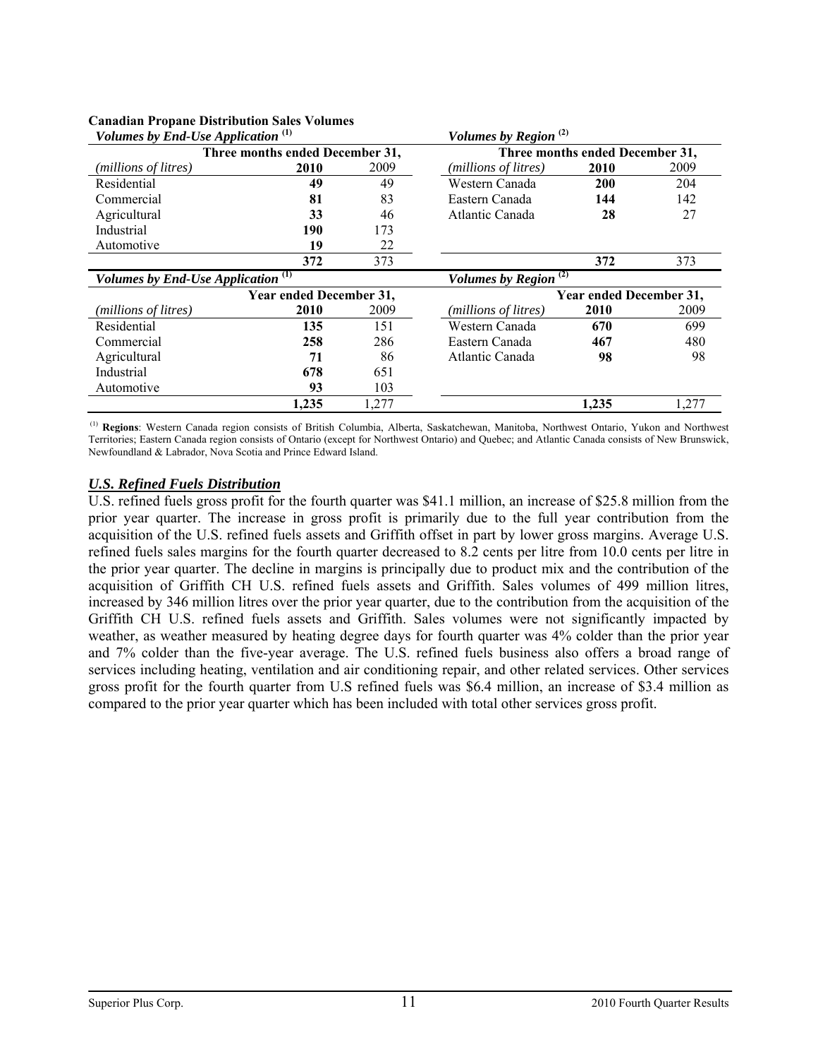**Canadian Propane Distribution Sales Volumes**

| *Volumes by End-Use Application* [1] | | | *Volumes by Region* [2] | | |
|---|---|---|---|---|---|
| | Three months ended December 31, | | | Three months ended December 31, | |
| *(millions of litres)* | **2010** | 2009 | *(millions of litres)* | **2010** | 2009 |
| Residential | **49** | 49 | Western Canada | **200** | 204 |
| Commercial | **81** | 83 | Eastern Canada | **144** | 142 |
| Agricultural | **33** | 46 | Atlantic Canada | **28** | 27 |
| Industrial | **190** | 173 | | | |
| Automotive | **19** | 22 | | | |
| | **372** | 373 | | **372** | 373 |

| *Volumes by End-Use Application* [1] | | | *Volumes by Region* [2] | | |
|---|---|---|---|---|---|
| | Year ended December 31, | | | Year ended December 31, | |
| *(millions of litres)* | **2010** | 2009 | *(millions of litres)* | **2010** | 2009 |
| Residential | **135** | 151 | Western Canada | **670** | 699 |
| Commercial | **258** | 286 | Eastern Canada | **467** | 480 |
| Agricultural | **71** | 86 | Atlantic Canada | **98** | 98 |
| Industrial | **678** | 651 | | | |
| Automotive | **93** | 103 | | | |
| | **1,235** | 1,277 | | **1,235** | 1,277 |

[1] **Regions**: Western Canada region consists of British Columbia, Alberta, Saskatchewan, Manitoba, Northwest Ontario, Yukon and Northwest Territories; Eastern Canada region consists of Ontario (except for Northwest Ontario) and Quebec; and Atlantic Canada consists of New Brunswick, Newfoundland & Labrador, Nova Scotia and Prince Edward Island.

## ***U.S. Refined Fuels Distribution***

U.S. refined fuels gross profit for the fourth quarter was $41.1 million, an increase of $25.8 million from the prior year quarter. The increase in gross profit is primarily due to the full year contribution from the acquisition of the U.S. refined fuels assets and Griffith offset in part by lower gross margins. Average U.S. refined fuels sales margins for the fourth quarter decreased to 8.2 cents per litre from 10.0 cents per litre in the prior year quarter. The decline in margins is principally due to product mix and the contribution of the acquisition of Griffith CH U.S. refined fuels assets and Griffith. Sales volumes of 499 million litres, increased by 346 million litres over the prior year quarter, due to the contribution from the acquisition of the Griffith CH U.S. refined fuels assets and Griffith. Sales volumes were not significantly impacted by weather, as weather measured by heating degree days for fourth quarter was 4% colder than the prior year and 7% colder than the five-year average. The U.S. refined fuels business also offers a broad range of services including heating, ventilation and air conditioning repair, and other related services. Other services gross profit for the fourth quarter from U.S refined fuels was $6.4 million, an increase of $3.4 million as compared to the prior year quarter which has been included with total other services gross profit.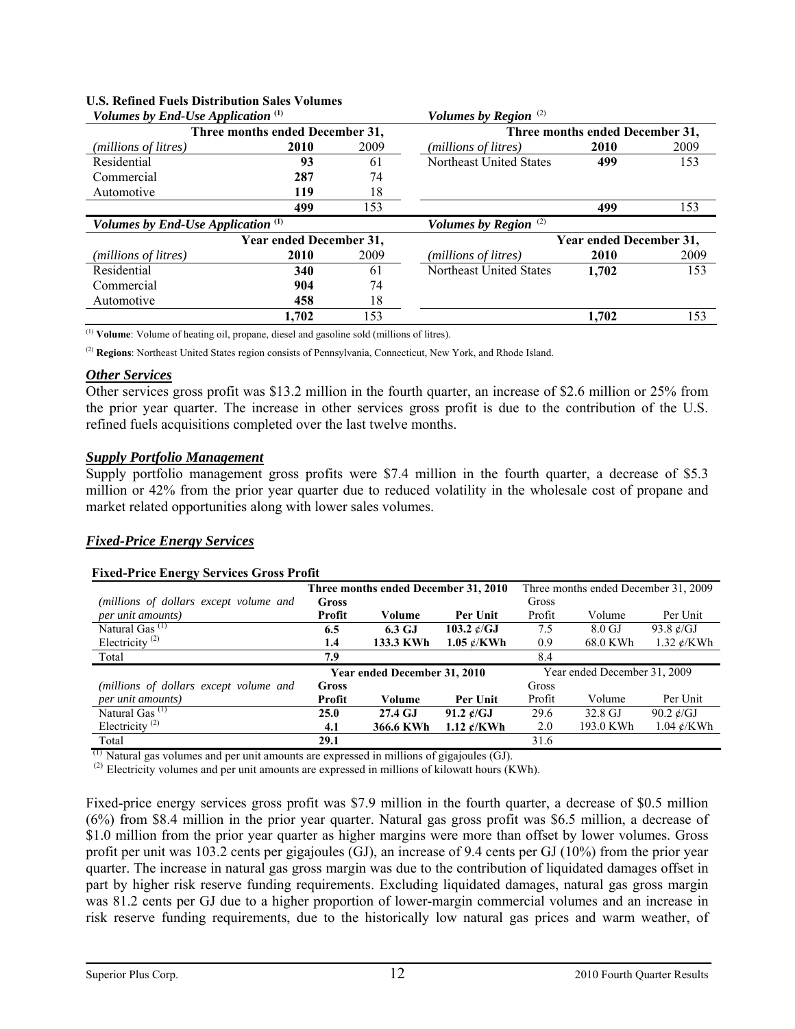**U.S. Refined Fuels Distribution Sales Volumes**

| *Volumes by End-Use Application* [(1)] | | | *Volumes by Region* [(2)] | | |
|---|---|---|---|---|---|
| | Three months ended December 31, | | | Three months ended December 31, | |
| *(millions of litres)* | **2010** | 2009 | *(millions of litres)* | **2010** | 2009 |
| Residential | **93** | 61 | Northeast United States | **499** | 153 |
| Commercial | **287** | 74 | | | |
| Automotive | **119** | 18 | | | |
| | **499** | 153 | | **499** | 153 |

| *Volumes by End-Use Application* [(1)] | | | *Volumes by Region* [(2)] | | |
|---|---|---|---|---|---|
| | Year ended December 31, | | | Year ended December 31, | |
| *(millions of litres)* | **2010** | 2009 | *(millions of litres)* | **2010** | 2009 |
| Residential | **340** | 61 | Northeast United States | **1,702** | 153 |
| Commercial | **904** | 74 | | | |
| Automotive | **458** | 18 | | | |
| | **1,702** | 153 | | **1,702** | 153 |

[(1)] **Volume**: Volume of heating oil, propane, diesel and gasoline sold (millions of litres).

[(2)] **Regions**: Northeast United States region consists of Pennsylvania, Connecticut, New York, and Rhode Island.

### *Other Services*

Other services gross profit was $13.2 million in the fourth quarter, an increase of $2.6 million or 25% from the prior year quarter. The increase in other services gross profit is due to the contribution of the U.S. refined fuels acquisitions completed over the last twelve months.

### *Supply Portfolio Management*

Supply portfolio management gross profits were $7.4 million in the fourth quarter, a decrease of $5.3 million or 42% from the prior year quarter due to reduced volatility in the wholesale cost of propane and market related opportunities along with lower sales volumes.

### *Fixed-Price Energy Services*

**Fixed-Price Energy Services Gross Profit**

| | Three months ended December 31, 2010 | | | Three months ended December 31, 2009 | | |
|---|---|---|---|---|---|---|
| *(millions of dollars except volume and per unit amounts)* | **Gross Profit** | **Volume** | **Per Unit** | Gross Profit | Volume | Per Unit |
| Natural Gas [(1)] | **6.5** | **6.3 GJ** | **103.2 ¢/GJ** | 7.5 | 8.0 GJ | 93.8 ¢/GJ |
| Electricity [(2)] | **1.4** | **133.3 KWh** | **1.05 ¢/KWh** | 0.9 | 68.0 KWh | 1.32 ¢/KWh |
| Total | **7.9** | | | 8.4 | | |
| | **Year ended December 31, 2010** | | | Year ended December 31, 2009 | | |
| *(millions of dollars except volume and per unit amounts)* | **Gross Profit** | **Volume** | **Per Unit** | Gross Profit | Volume | Per Unit |
| Natural Gas [(1)] | **25.0** | **27.4 GJ** | **91.2 ¢/GJ** | 29.6 | 32.8 GJ | 90.2 ¢/GJ |
| Electricity [(2)] | **4.1** | **366.6 KWh** | **1.12 ¢/KWh** | 2.0 | 193.0 KWh | 1.04 ¢/KWh |
| Total | **29.1** | | | 31.6 | | |

[(1)] Natural gas volumes and per unit amounts are expressed in millions of gigajoules (GJ).

[(2)] Electricity volumes and per unit amounts are expressed in millions of kilowatt hours (KWh).

Fixed-price energy services gross profit was $7.9 million in the fourth quarter, a decrease of $0.5 million (6%) from $8.4 million in the prior year quarter. Natural gas gross profit was $6.5 million, a decrease of $1.0 million from the prior year quarter as higher margins were more than offset by lower volumes. Gross profit per unit was 103.2 cents per gigajoules (GJ), an increase of 9.4 cents per GJ (10%) from the prior year quarter. The increase in natural gas gross margin was due to the contribution of liquidated damages offset in part by higher risk reserve funding requirements. Excluding liquidated damages, natural gas gross margin was 81.2 cents per GJ due to a higher proportion of lower-margin commercial volumes and an increase in risk reserve funding requirements, due to the historically low natural gas prices and warm weather, of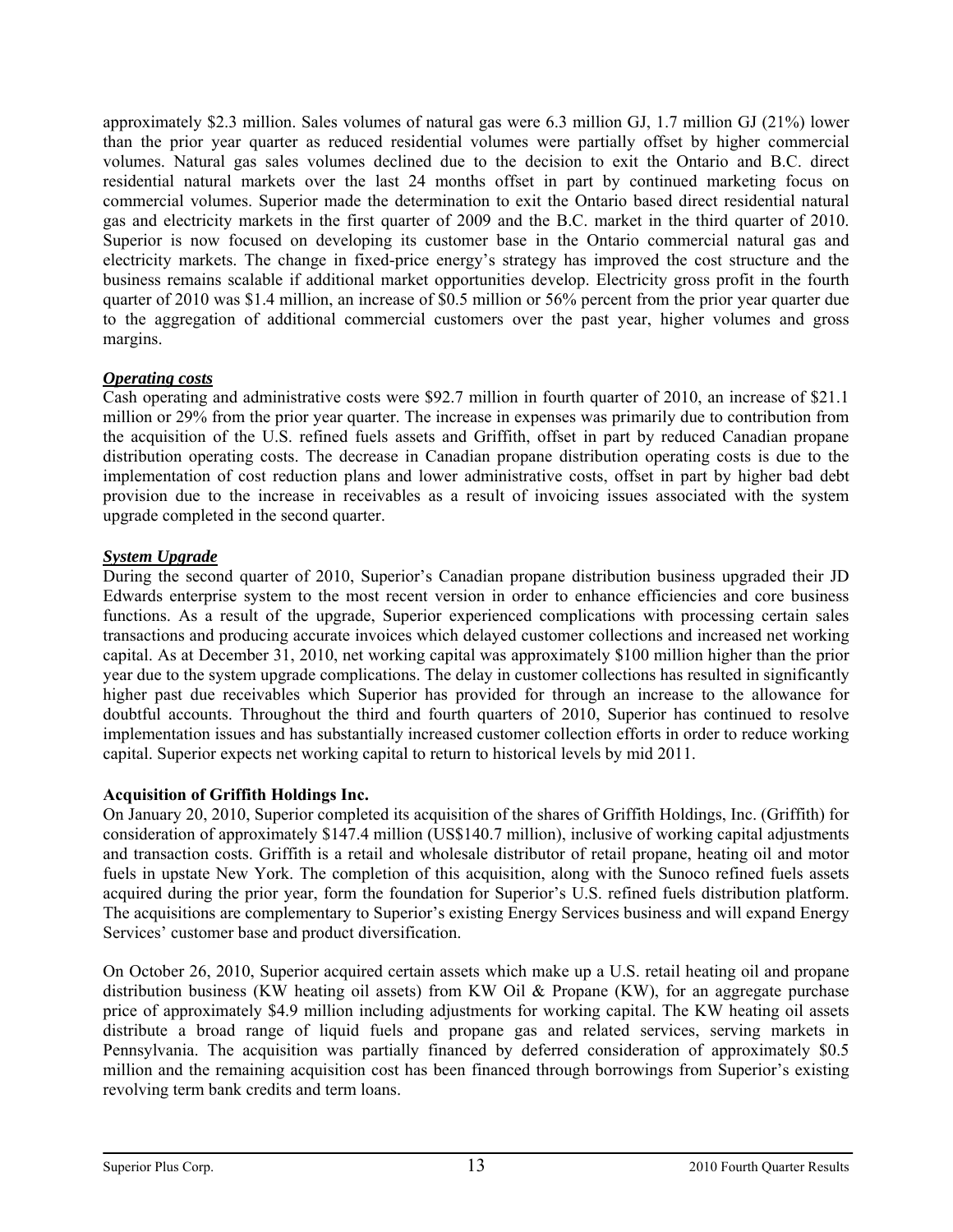approximately $2.3 million. Sales volumes of natural gas were 6.3 million GJ, 1.7 million GJ (21%) lower than the prior year quarter as reduced residential volumes were partially offset by higher commercial volumes. Natural gas sales volumes declined due to the decision to exit the Ontario and B.C. direct residential natural markets over the last 24 months offset in part by continued marketing focus on commercial volumes. Superior made the determination to exit the Ontario based direct residential natural gas and electricity markets in the first quarter of 2009 and the B.C. market in the third quarter of 2010. Superior is now focused on developing its customer base in the Ontario commercial natural gas and electricity markets. The change in fixed-price energy's strategy has improved the cost structure and the business remains scalable if additional market opportunities develop. Electricity gross profit in the fourth quarter of 2010 was $1.4 million, an increase of $0.5 million or 56% percent from the prior year quarter due to the aggregation of additional commercial customers over the past year, higher volumes and gross margins.

***Operating costs***

Cash operating and administrative costs were $92.7 million in fourth quarter of 2010, an increase of $21.1 million or 29% from the prior year quarter. The increase in expenses was primarily due to contribution from the acquisition of the U.S. refined fuels assets and Griffith, offset in part by reduced Canadian propane distribution operating costs. The decrease in Canadian propane distribution operating costs is due to the implementation of cost reduction plans and lower administrative costs, offset in part by higher bad debt provision due to the increase in receivables as a result of invoicing issues associated with the system upgrade completed in the second quarter.

***System Upgrade***

During the second quarter of 2010, Superior's Canadian propane distribution business upgraded their JD Edwards enterprise system to the most recent version in order to enhance efficiencies and core business functions. As a result of the upgrade, Superior experienced complications with processing certain sales transactions and producing accurate invoices which delayed customer collections and increased net working capital. As at December 31, 2010, net working capital was approximately $100 million higher than the prior year due to the system upgrade complications. The delay in customer collections has resulted in significantly higher past due receivables which Superior has provided for through an increase to the allowance for doubtful accounts. Throughout the third and fourth quarters of 2010, Superior has continued to resolve implementation issues and has substantially increased customer collection efforts in order to reduce working capital. Superior expects net working capital to return to historical levels by mid 2011.

**Acquisition of Griffith Holdings Inc.**

On January 20, 2010, Superior completed its acquisition of the shares of Griffith Holdings, Inc. (Griffith) for consideration of approximately $147.4 million (US$140.7 million), inclusive of working capital adjustments and transaction costs. Griffith is a retail and wholesale distributor of retail propane, heating oil and motor fuels in upstate New York. The completion of this acquisition, along with the Sunoco refined fuels assets acquired during the prior year, form the foundation for Superior's U.S. refined fuels distribution platform. The acquisitions are complementary to Superior's existing Energy Services business and will expand Energy Services' customer base and product diversification.

On October 26, 2010, Superior acquired certain assets which make up a U.S. retail heating oil and propane distribution business (KW heating oil assets) from KW Oil & Propane (KW), for an aggregate purchase price of approximately $4.9 million including adjustments for working capital. The KW heating oil assets distribute a broad range of liquid fuels and propane gas and related services, serving markets in Pennsylvania. The acquisition was partially financed by deferred consideration of approximately $0.5 million and the remaining acquisition cost has been financed through borrowings from Superior's existing revolving term bank credits and term loans.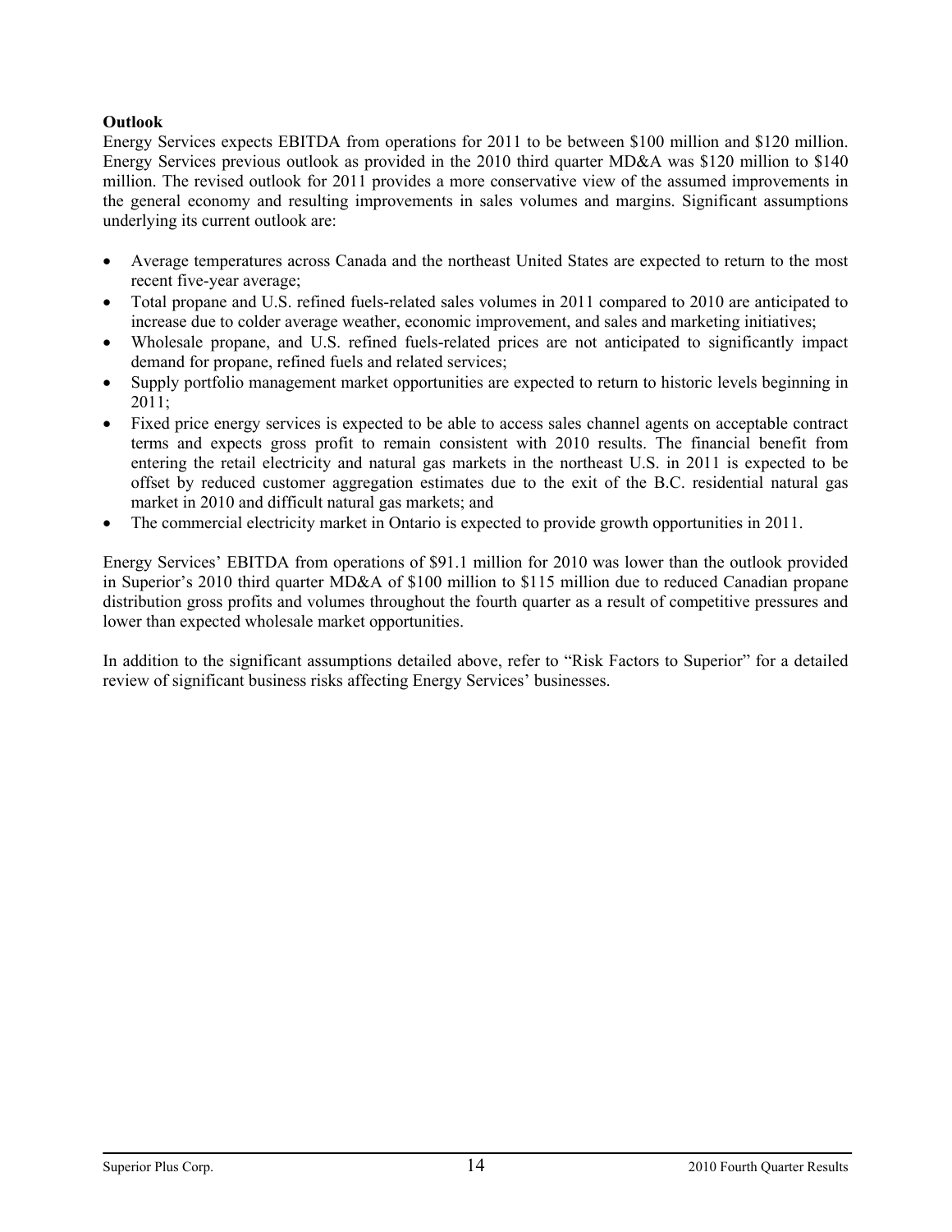**Outlook**

Energy Services expects EBITDA from operations for 2011 to be between $100 million and $120 million. Energy Services previous outlook as provided in the 2010 third quarter MD&A was $120 million to $140 million. The revised outlook for 2011 provides a more conservative view of the assumed improvements in the general economy and resulting improvements in sales volumes and margins. Significant assumptions underlying its current outlook are:

- Average temperatures across Canada and the northeast United States are expected to return to the most recent five-year average;
- Total propane and U.S. refined fuels-related sales volumes in 2011 compared to 2010 are anticipated to increase due to colder average weather, economic improvement, and sales and marketing initiatives;
- Wholesale propane, and U.S. refined fuels-related prices are not anticipated to significantly impact demand for propane, refined fuels and related services;
- Supply portfolio management market opportunities are expected to return to historic levels beginning in 2011;
- Fixed price energy services is expected to be able to access sales channel agents on acceptable contract terms and expects gross profit to remain consistent with 2010 results. The financial benefit from entering the retail electricity and natural gas markets in the northeast U.S. in 2011 is expected to be offset by reduced customer aggregation estimates due to the exit of the B.C. residential natural gas market in 2010 and difficult natural gas markets; and
- The commercial electricity market in Ontario is expected to provide growth opportunities in 2011.

Energy Services' EBITDA from operations of $91.1 million for 2010 was lower than the outlook provided in Superior's 2010 third quarter MD&A of $100 million to $115 million due to reduced Canadian propane distribution gross profits and volumes throughout the fourth quarter as a result of competitive pressures and lower than expected wholesale market opportunities.

In addition to the significant assumptions detailed above, refer to "Risk Factors to Superior" for a detailed review of significant business risks affecting Energy Services' businesses.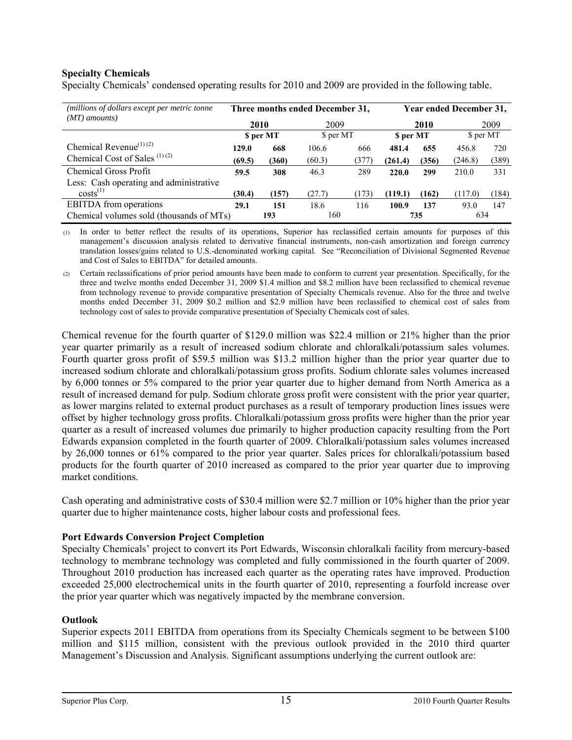**Specialty Chemicals**

Specialty Chemicals' condensed operating results for 2010 and 2009 are provided in the following table.

| *(millions of dollars except per metric tonne (MT) amounts)* | Three months ended December 31, | | | | Year ended December 31, | | | |
|---|---|---|---|---|---|---|---|---|
| | **2010** | | 2009 | | **2010** | | 2009 | |
| | | **$ per MT** | | $ per MT | | **$ per MT** | | $ per MT |
| Chemical Revenue[(1) (2)] | **129.0** | **668** | 106.6 | 666 | **481.4** | **655** | 456.8 | 720 |
| Chemical Cost of Sales [(1) (2)] | **(69.5)** | **(360)** | (60.3) | (377) | **(261.4)** | **(356)** | (246.8) | (389) |
| Chemical Gross Profit | **59.5** | **308** | 46.3 | 289 | **220.0** | **299** | 210.0 | 331 |
| Less: Cash operating and administrative costs[(1)] | **(30.4)** | **(157)** | (27.7) | (173) | **(119.1)** | **(162)** | (117.0) | (184) |
| EBITDA from operations | **29.1** | **151** | 18.6 | 116 | **100.9** | **137** | 93.0 | 147 |
| Chemical volumes sold (thousands of MTs) | | **193** | | 160 | | **735** | | 634 |

(1) In order to better reflect the results of its operations, Superior has reclassified certain amounts for purposes of this management's discussion analysis related to derivative financial instruments, non-cash amortization and foreign currency translation losses/gains related to U.S.-denominated working capital. See "Reconciliation of Divisional Segmented Revenue and Cost of Sales to EBITDA" for detailed amounts.

(2) Certain reclassifications of prior period amounts have been made to conform to current year presentation. Specifically, for the three and twelve months ended December 31, 2009 $1.4 million and $8.2 million have been reclassified to chemical revenue from technology revenue to provide comparative presentation of Specialty Chemicals revenue. Also for the three and twelve months ended December 31, 2009 $0.2 million and $2.9 million have been reclassified to chemical cost of sales from technology cost of sales to provide comparative presentation of Specialty Chemicals cost of sales.

Chemical revenue for the fourth quarter of $129.0 million was $22.4 million or 21% higher than the prior year quarter primarily as a result of increased sodium chlorate and chloralkali/potassium sales volumes. Fourth quarter gross profit of $59.5 million was $13.2 million higher than the prior year quarter due to increased sodium chlorate and chloralkali/potassium gross profits. Sodium chlorate sales volumes increased by 6,000 tonnes or 5% compared to the prior year quarter due to higher demand from North America as a result of increased demand for pulp. Sodium chlorate gross profit were consistent with the prior year quarter, as lower margins related to external product purchases as a result of temporary production lines issues were offset by higher technology gross profits. Chloralkali/potassium gross profits were higher than the prior year quarter as a result of increased volumes due primarily to higher production capacity resulting from the Port Edwards expansion completed in the fourth quarter of 2009. Chloralkali/potassium sales volumes increased by 26,000 tonnes or 61% compared to the prior year quarter. Sales prices for chloralkali/potassium based products for the fourth quarter of 2010 increased as compared to the prior year quarter due to improving market conditions.

Cash operating and administrative costs of $30.4 million were $2.7 million or 10% higher than the prior year quarter due to higher maintenance costs, higher labour costs and professional fees.

**Port Edwards Conversion Project Completion**

Specialty Chemicals' project to convert its Port Edwards, Wisconsin chloralkali facility from mercury-based technology to membrane technology was completed and fully commissioned in the fourth quarter of 2009. Throughout 2010 production has increased each quarter as the operating rates have improved. Production exceeded 25,000 electrochemical units in the fourth quarter of 2010, representing a fourfold increase over the prior year quarter which was negatively impacted by the membrane conversion.

**Outlook**

Superior expects 2011 EBITDA from operations from its Specialty Chemicals segment to be between $100 million and $115 million, consistent with the previous outlook provided in the 2010 third quarter Management's Discussion and Analysis. Significant assumptions underlying the current outlook are: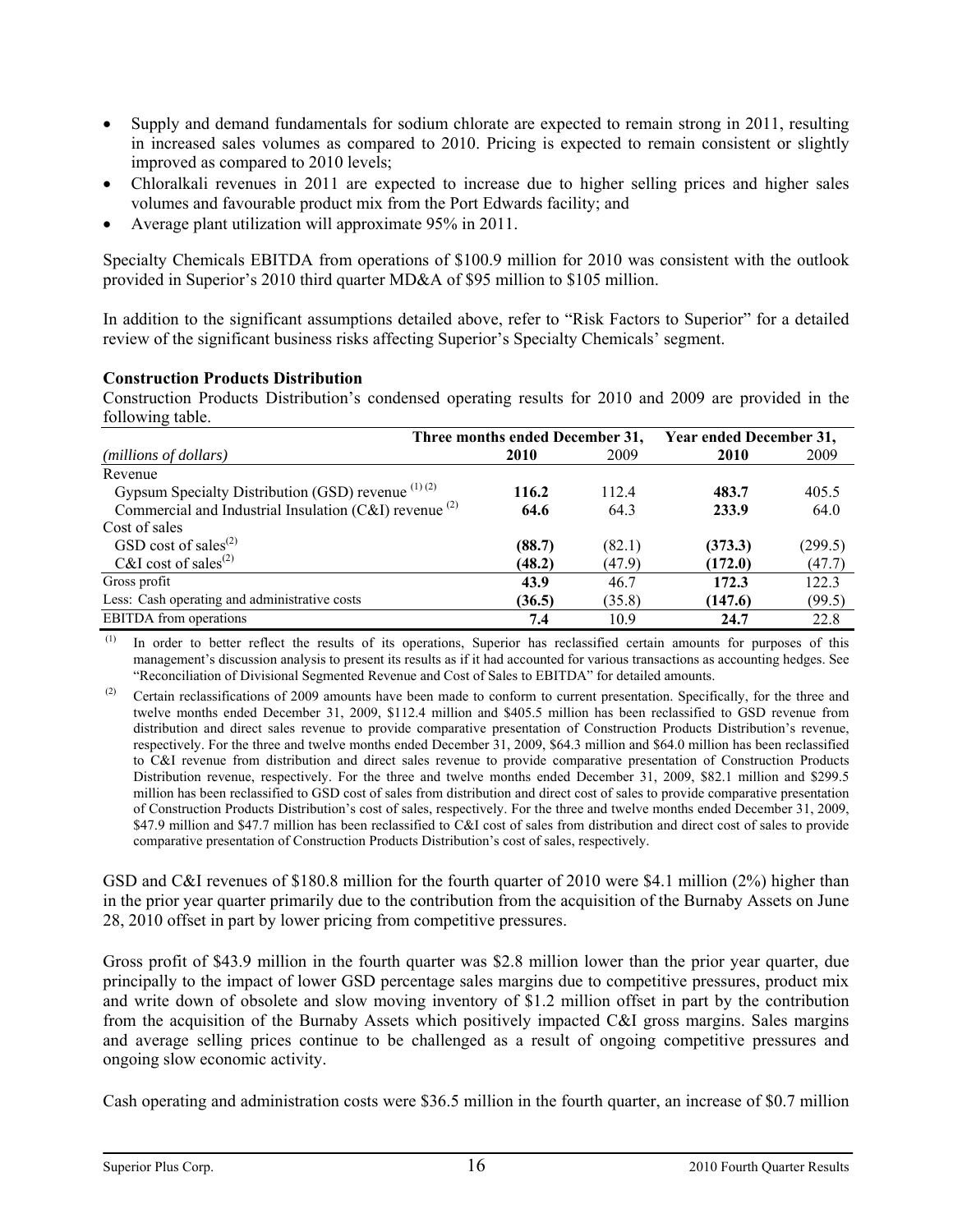- Supply and demand fundamentals for sodium chlorate are expected to remain strong in 2011, resulting in increased sales volumes as compared to 2010. Pricing is expected to remain consistent or slightly improved as compared to 2010 levels;
- Chloralkali revenues in 2011 are expected to increase due to higher selling prices and higher sales volumes and favourable product mix from the Port Edwards facility; and
- Average plant utilization will approximate 95% in 2011.

Specialty Chemicals EBITDA from operations of \$100.9 million for 2010 was consistent with the outlook provided in Superior's 2010 third quarter MD&A of \$95 million to \$105 million.

In addition to the significant assumptions detailed above, refer to "Risk Factors to Superior" for a detailed review of the significant business risks affecting Superior's Specialty Chemicals' segment.

**Construction Products Distribution**

Construction Products Distribution's condensed operating results for 2010 and 2009 are provided in the following table.

| | Three months ended December 31, | | Year ended December 31, | |
|---|---|---|---|---|
| *(millions of dollars)* | **2010** | 2009 | **2010** | 2009 |
| Revenue | | | | |
| Gypsum Specialty Distribution (GSD) revenue (1) (2) | **116.2** | 112.4 | **483.7** | 405.5 |
| Commercial and Industrial Insulation (C&I) revenue (2) | **64.6** | 64.3 | **233.9** | 64.0 |
| Cost of sales | | | | |
| GSD cost of sales(2) | **(88.7)** | (82.1) | **(373.3)** | (299.5) |
| C&I cost of sales(2) | **(48.2)** | (47.9) | **(172.0)** | (47.7) |
| Gross profit | **43.9** | 46.7 | **172.3** | 122.3 |
| Less: Cash operating and administrative costs | **(36.5)** | (35.8) | **(147.6)** | (99.5) |
| EBITDA from operations | **7.4** | 10.9 | **24.7** | 22.8 |

(1) In order to better reflect the results of its operations, Superior has reclassified certain amounts for purposes of this management's discussion analysis to present its results as if it had accounted for various transactions as accounting hedges. See "Reconciliation of Divisional Segmented Revenue and Cost of Sales to EBITDA" for detailed amounts.

(2) Certain reclassifications of 2009 amounts have been made to conform to current presentation. Specifically, for the three and twelve months ended December 31, 2009, \$112.4 million and \$405.5 million has been reclassified to GSD revenue from distribution and direct sales revenue to provide comparative presentation of Construction Products Distribution's revenue, respectively. For the three and twelve months ended December 31, 2009, \$64.3 million and \$64.0 million has been reclassified to C&I revenue from distribution and direct sales revenue to provide comparative presentation of Construction Products Distribution revenue, respectively. For the three and twelve months ended December 31, 2009, \$82.1 million and \$299.5 million has been reclassified to GSD cost of sales from distribution and direct cost of sales to provide comparative presentation of Construction Products Distribution's cost of sales, respectively. For the three and twelve months ended December 31, 2009, \$47.9 million and \$47.7 million has been reclassified to C&I cost of sales from distribution and direct cost of sales to provide comparative presentation of Construction Products Distribution's cost of sales, respectively.

GSD and C&I revenues of \$180.8 million for the fourth quarter of 2010 were \$4.1 million (2%) higher than in the prior year quarter primarily due to the contribution from the acquisition of the Burnaby Assets on June 28, 2010 offset in part by lower pricing from competitive pressures.

Gross profit of \$43.9 million in the fourth quarter was \$2.8 million lower than the prior year quarter, due principally to the impact of lower GSD percentage sales margins due to competitive pressures, product mix and write down of obsolete and slow moving inventory of \$1.2 million offset in part by the contribution from the acquisition of the Burnaby Assets which positively impacted C&I gross margins. Sales margins and average selling prices continue to be challenged as a result of ongoing competitive pressures and ongoing slow economic activity.

Cash operating and administration costs were \$36.5 million in the fourth quarter, an increase of \$0.7 million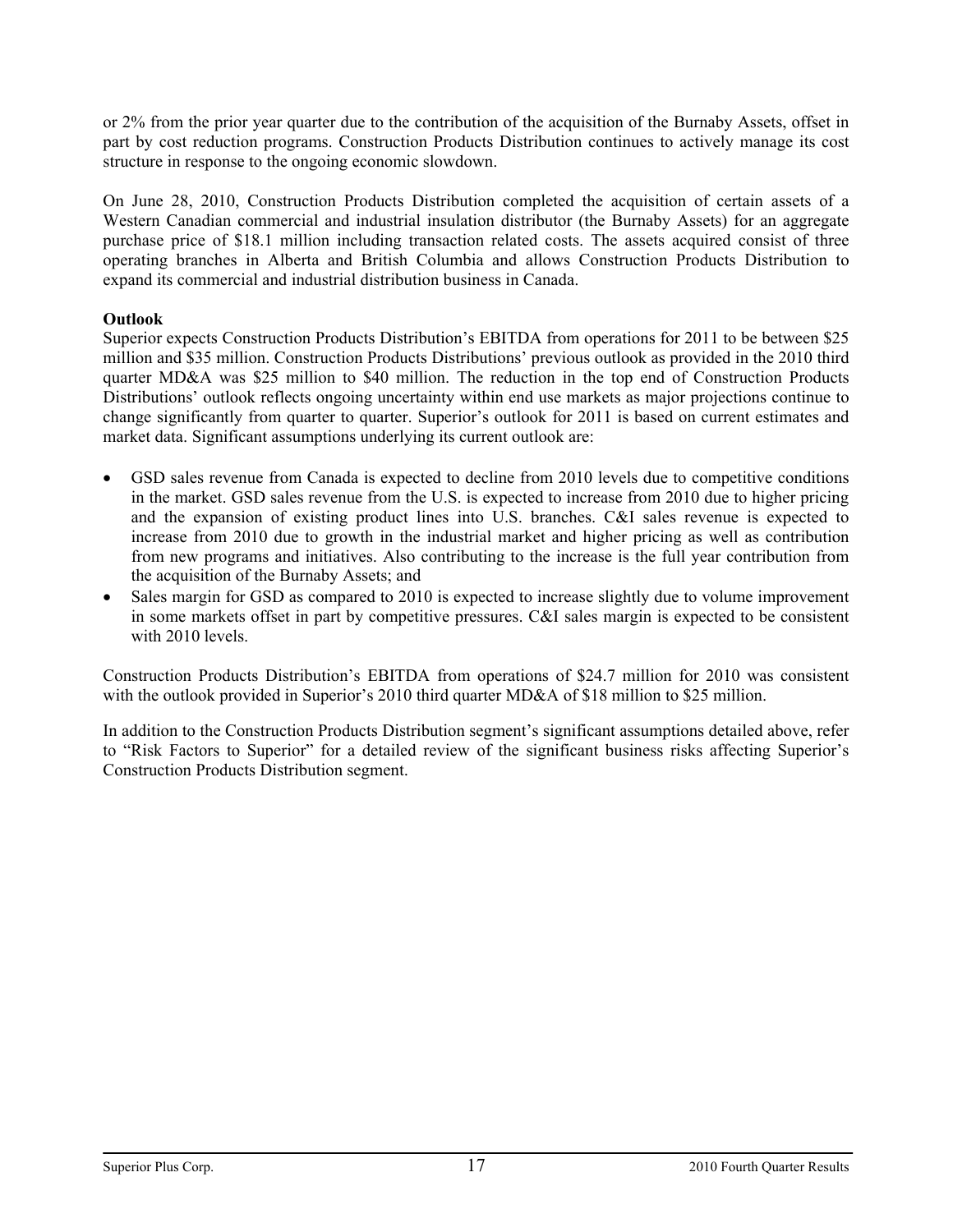or 2% from the prior year quarter due to the contribution of the acquisition of the Burnaby Assets, offset in part by cost reduction programs. Construction Products Distribution continues to actively manage its cost structure in response to the ongoing economic slowdown.

On June 28, 2010, Construction Products Distribution completed the acquisition of certain assets of a Western Canadian commercial and industrial insulation distributor (the Burnaby Assets) for an aggregate purchase price of $18.1 million including transaction related costs. The assets acquired consist of three operating branches in Alberta and British Columbia and allows Construction Products Distribution to expand its commercial and industrial distribution business in Canada.

**Outlook**

Superior expects Construction Products Distribution's EBITDA from operations for 2011 to be between $25 million and $35 million. Construction Products Distributions' previous outlook as provided in the 2010 third quarter MD&A was $25 million to $40 million. The reduction in the top end of Construction Products Distributions' outlook reflects ongoing uncertainty within end use markets as major projections continue to change significantly from quarter to quarter. Superior's outlook for 2011 is based on current estimates and market data. Significant assumptions underlying its current outlook are:

- GSD sales revenue from Canada is expected to decline from 2010 levels due to competitive conditions in the market. GSD sales revenue from the U.S. is expected to increase from 2010 due to higher pricing and the expansion of existing product lines into U.S. branches. C&I sales revenue is expected to increase from 2010 due to growth in the industrial market and higher pricing as well as contribution from new programs and initiatives. Also contributing to the increase is the full year contribution from the acquisition of the Burnaby Assets; and
- Sales margin for GSD as compared to 2010 is expected to increase slightly due to volume improvement in some markets offset in part by competitive pressures. C&I sales margin is expected to be consistent with 2010 levels.

Construction Products Distribution's EBITDA from operations of $24.7 million for 2010 was consistent with the outlook provided in Superior's 2010 third quarter MD&A of $18 million to $25 million.

In addition to the Construction Products Distribution segment's significant assumptions detailed above, refer to "Risk Factors to Superior" for a detailed review of the significant business risks affecting Superior's Construction Products Distribution segment.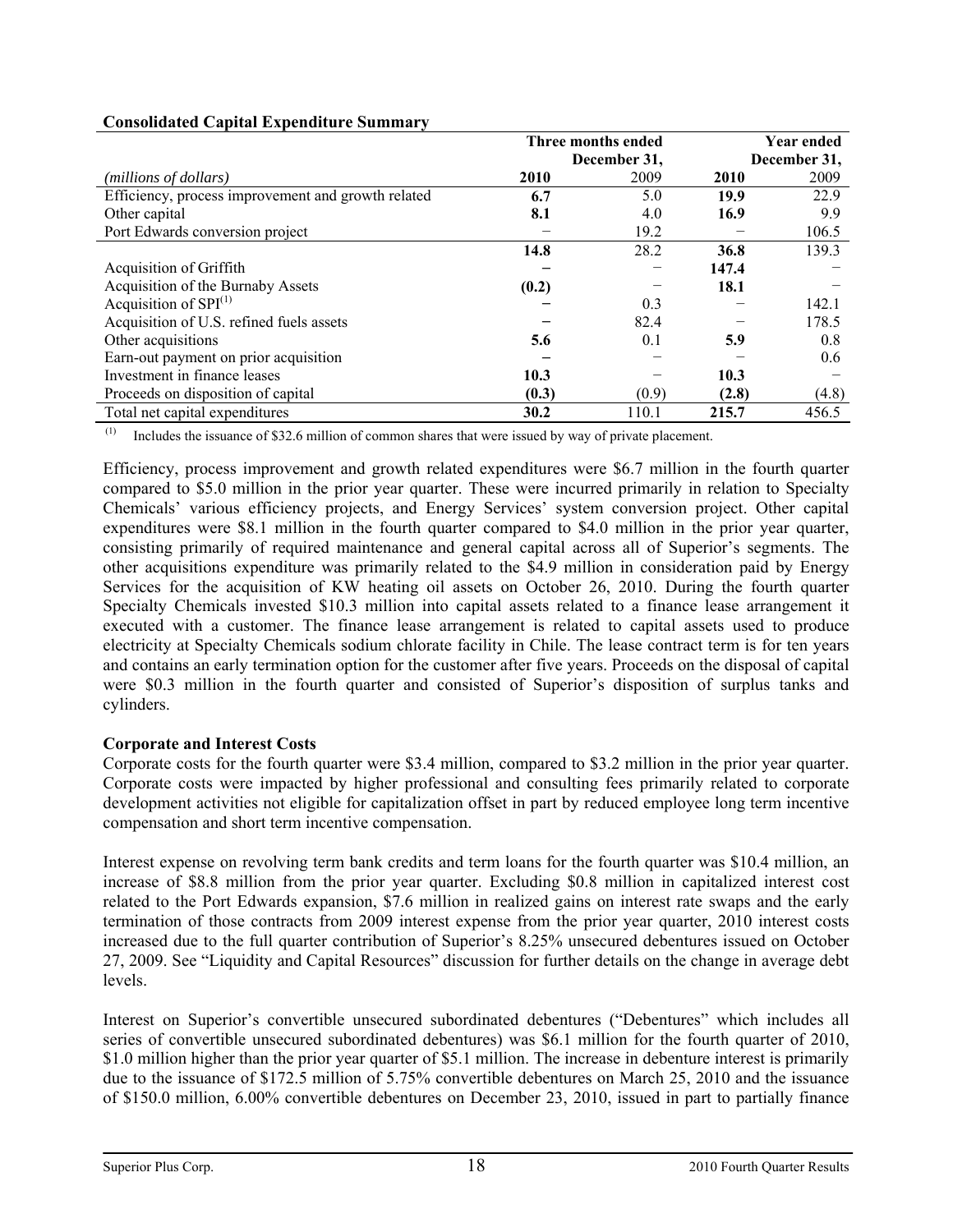**Consolidated Capital Expenditure Summary**

| *(millions of dollars)* | Three months ended December 31, | | Year ended December 31, | |
|---|---|---|---|---|
| | **2010** | 2009 | **2010** | 2009 |
| Efficiency, process improvement and growth related | **6.7** | 5.0 | **19.9** | 22.9 |
| Other capital | **8.1** | 4.0 | **16.9** | 9.9 |
| Port Edwards conversion project | − | 19.2 | − | 106.5 |
| | **14.8** | 28.2 | **36.8** | 139.3 |
| Acquisition of Griffith | **−** | − | **147.4** | − |
| Acquisition of the Burnaby Assets | **(0.2)** | − | **18.1** | − |
| Acquisition of SPI[(1)] | **−** | 0.3 | − | 142.1 |
| Acquisition of U.S. refined fuels assets | **−** | 82.4 | − | 178.5 |
| Other acquisitions | **5.6** | 0.1 | **5.9** | 0.8 |
| Earn-out payment on prior acquisition | **−** | − | − | 0.6 |
| Investment in finance leases | **10.3** | − | **10.3** | − |
| Proceeds on disposition of capital | **(0.3)** | (0.9) | **(2.8)** | (4.8) |
| Total net capital expenditures | **30.2** | 110.1 | **215.7** | 456.5 |

(1) Includes the issuance of $32.6 million of common shares that were issued by way of private placement.

Efficiency, process improvement and growth related expenditures were $6.7 million in the fourth quarter compared to $5.0 million in the prior year quarter. These were incurred primarily in relation to Specialty Chemicals' various efficiency projects, and Energy Services' system conversion project. Other capital expenditures were $8.1 million in the fourth quarter compared to $4.0 million in the prior year quarter, consisting primarily of required maintenance and general capital across all of Superior's segments. The other acquisitions expenditure was primarily related to the $4.9 million in consideration paid by Energy Services for the acquisition of KW heating oil assets on October 26, 2010. During the fourth quarter Specialty Chemicals invested $10.3 million into capital assets related to a finance lease arrangement it executed with a customer. The finance lease arrangement is related to capital assets used to produce electricity at Specialty Chemicals sodium chlorate facility in Chile. The lease contract term is for ten years and contains an early termination option for the customer after five years. Proceeds on the disposal of capital were $0.3 million in the fourth quarter and consisted of Superior's disposition of surplus tanks and cylinders.

**Corporate and Interest Costs**

Corporate costs for the fourth quarter were $3.4 million, compared to $3.2 million in the prior year quarter. Corporate costs were impacted by higher professional and consulting fees primarily related to corporate development activities not eligible for capitalization offset in part by reduced employee long term incentive compensation and short term incentive compensation.

Interest expense on revolving term bank credits and term loans for the fourth quarter was $10.4 million, an increase of $8.8 million from the prior year quarter. Excluding $0.8 million in capitalized interest cost related to the Port Edwards expansion, $7.6 million in realized gains on interest rate swaps and the early termination of those contracts from 2009 interest expense from the prior year quarter, 2010 interest costs increased due to the full quarter contribution of Superior's 8.25% unsecured debentures issued on October 27, 2009. See "Liquidity and Capital Resources" discussion for further details on the change in average debt levels.

Interest on Superior's convertible unsecured subordinated debentures ("Debentures" which includes all series of convertible unsecured subordinated debentures) was $6.1 million for the fourth quarter of 2010, $1.0 million higher than the prior year quarter of $5.1 million. The increase in debenture interest is primarily due to the issuance of $172.5 million of 5.75% convertible debentures on March 25, 2010 and the issuance of $150.0 million, 6.00% convertible debentures on December 23, 2010, issued in part to partially finance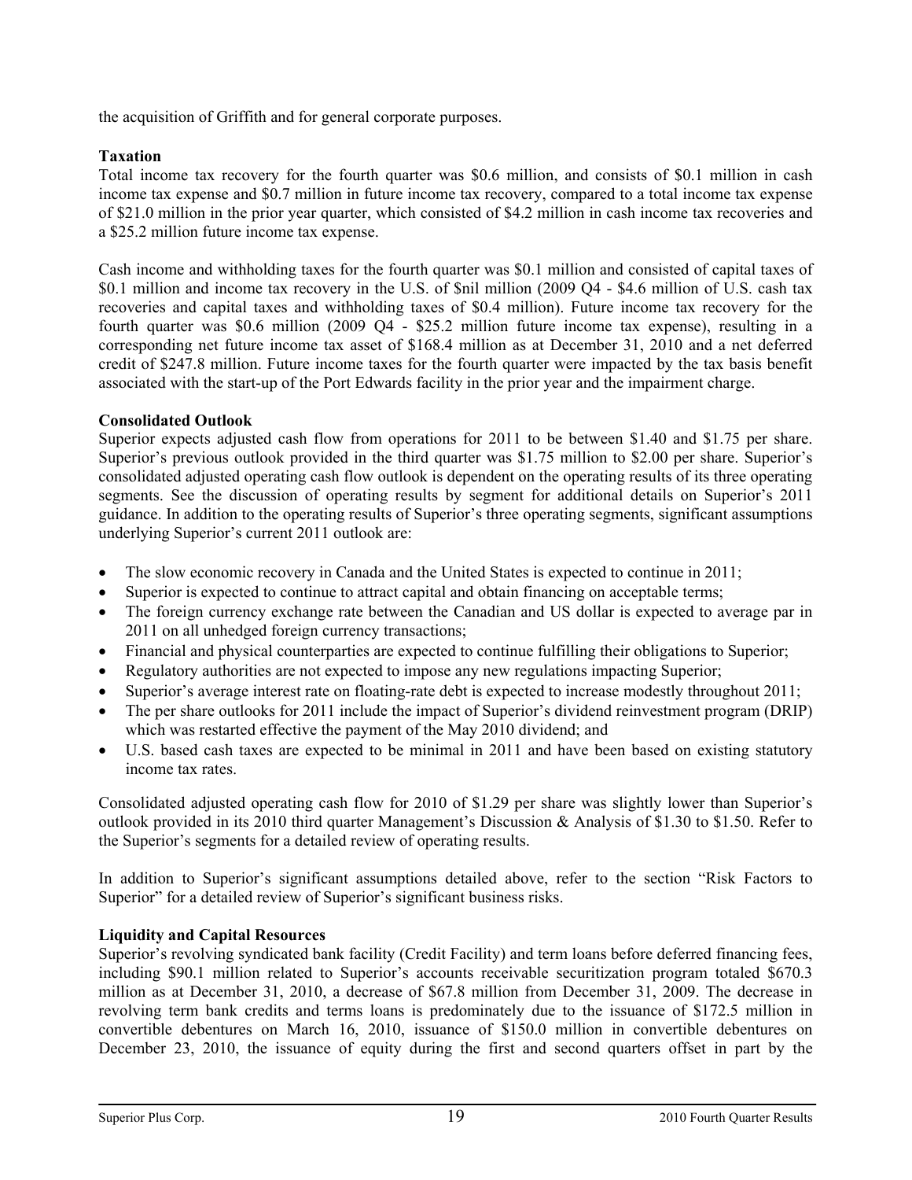the acquisition of Griffith and for general corporate purposes.

**Taxation**
Total income tax recovery for the fourth quarter was $0.6 million, and consists of $0.1 million in cash income tax expense and $0.7 million in future income tax recovery, compared to a total income tax expense of $21.0 million in the prior year quarter, which consisted of $4.2 million in cash income tax recoveries and a $25.2 million future income tax expense.

Cash income and withholding taxes for the fourth quarter was $0.1 million and consisted of capital taxes of $0.1 million and income tax recovery in the U.S. of $nil million (2009 Q4 - $4.6 million of U.S. cash tax recoveries and capital taxes and withholding taxes of $0.4 million). Future income tax recovery for the fourth quarter was $0.6 million (2009 Q4 - $25.2 million future income tax expense), resulting in a corresponding net future income tax asset of $168.4 million as at December 31, 2010 and a net deferred credit of $247.8 million. Future income taxes for the fourth quarter were impacted by the tax basis benefit associated with the start-up of the Port Edwards facility in the prior year and the impairment charge.

**Consolidated Outlook**
Superior expects adjusted cash flow from operations for 2011 to be between $1.40 and $1.75 per share. Superior's previous outlook provided in the third quarter was $1.75 million to $2.00 per share. Superior's consolidated adjusted operating cash flow outlook is dependent on the operating results of its three operating segments. See the discussion of operating results by segment for additional details on Superior's 2011 guidance. In addition to the operating results of Superior's three operating segments, significant assumptions underlying Superior's current 2011 outlook are:

- The slow economic recovery in Canada and the United States is expected to continue in 2011;
- Superior is expected to continue to attract capital and obtain financing on acceptable terms;
- The foreign currency exchange rate between the Canadian and US dollar is expected to average par in 2011 on all unhedged foreign currency transactions;
- Financial and physical counterparties are expected to continue fulfilling their obligations to Superior;
- Regulatory authorities are not expected to impose any new regulations impacting Superior;
- Superior's average interest rate on floating-rate debt is expected to increase modestly throughout 2011;
- The per share outlooks for 2011 include the impact of Superior's dividend reinvestment program (DRIP) which was restarted effective the payment of the May 2010 dividend; and
- U.S. based cash taxes are expected to be minimal in 2011 and have been based on existing statutory income tax rates.

Consolidated adjusted operating cash flow for 2010 of $1.29 per share was slightly lower than Superior's outlook provided in its 2010 third quarter Management's Discussion & Analysis of $1.30 to $1.50. Refer to the Superior's segments for a detailed review of operating results.

In addition to Superior's significant assumptions detailed above, refer to the section "Risk Factors to Superior" for a detailed review of Superior's significant business risks.

**Liquidity and Capital Resources**
Superior's revolving syndicated bank facility (Credit Facility) and term loans before deferred financing fees, including $90.1 million related to Superior's accounts receivable securitization program totaled $670.3 million as at December 31, 2010, a decrease of $67.8 million from December 31, 2009. The decrease in revolving term bank credits and terms loans is predominately due to the issuance of $172.5 million in convertible debentures on March 16, 2010, issuance of $150.0 million in convertible debentures on December 23, 2010, the issuance of equity during the first and second quarters offset in part by the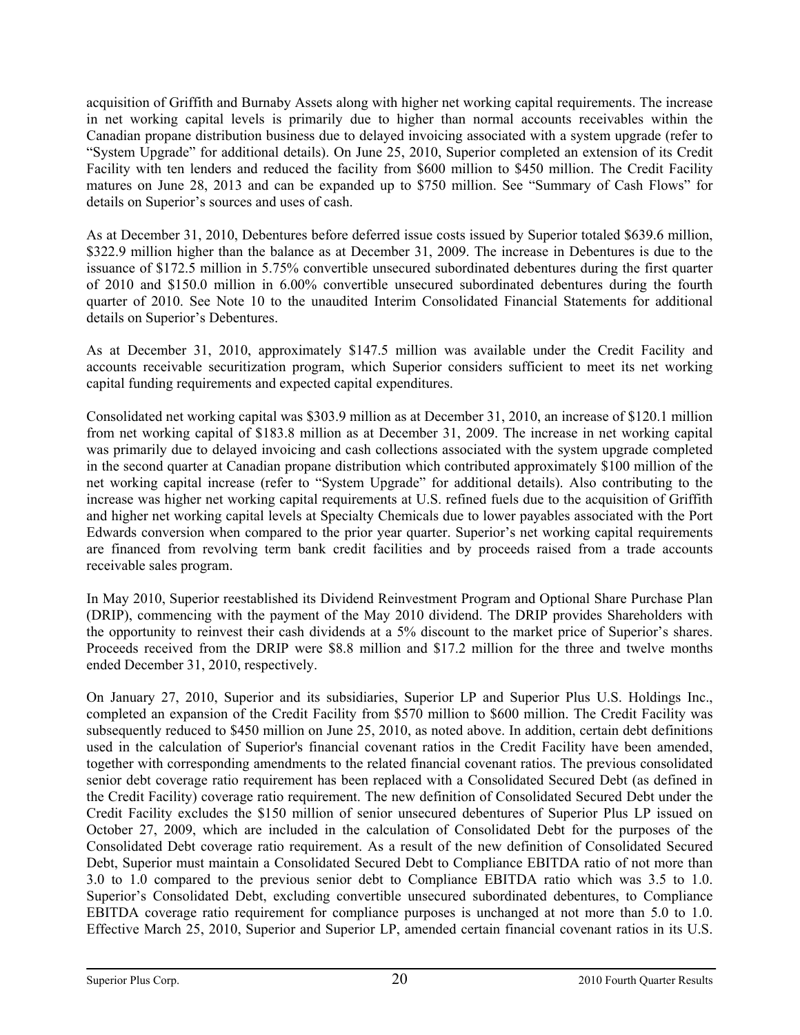acquisition of Griffith and Burnaby Assets along with higher net working capital requirements. The increase in net working capital levels is primarily due to higher than normal accounts receivables within the Canadian propane distribution business due to delayed invoicing associated with a system upgrade (refer to "System Upgrade" for additional details). On June 25, 2010, Superior completed an extension of its Credit Facility with ten lenders and reduced the facility from $600 million to $450 million. The Credit Facility matures on June 28, 2013 and can be expanded up to $750 million. See "Summary of Cash Flows" for details on Superior's sources and uses of cash.

As at December 31, 2010, Debentures before deferred issue costs issued by Superior totaled $639.6 million, $322.9 million higher than the balance as at December 31, 2009. The increase in Debentures is due to the issuance of $172.5 million in 5.75% convertible unsecured subordinated debentures during the first quarter of 2010 and $150.0 million in 6.00% convertible unsecured subordinated debentures during the fourth quarter of 2010. See Note 10 to the unaudited Interim Consolidated Financial Statements for additional details on Superior's Debentures.

As at December 31, 2010, approximately $147.5 million was available under the Credit Facility and accounts receivable securitization program, which Superior considers sufficient to meet its net working capital funding requirements and expected capital expenditures.

Consolidated net working capital was $303.9 million as at December 31, 2010, an increase of $120.1 million from net working capital of $183.8 million as at December 31, 2009. The increase in net working capital was primarily due to delayed invoicing and cash collections associated with the system upgrade completed in the second quarter at Canadian propane distribution which contributed approximately $100 million of the net working capital increase (refer to "System Upgrade" for additional details). Also contributing to the increase was higher net working capital requirements at U.S. refined fuels due to the acquisition of Griffith and higher net working capital levels at Specialty Chemicals due to lower payables associated with the Port Edwards conversion when compared to the prior year quarter. Superior's net working capital requirements are financed from revolving term bank credit facilities and by proceeds raised from a trade accounts receivable sales program.

In May 2010, Superior reestablished its Dividend Reinvestment Program and Optional Share Purchase Plan (DRIP), commencing with the payment of the May 2010 dividend. The DRIP provides Shareholders with the opportunity to reinvest their cash dividends at a 5% discount to the market price of Superior's shares. Proceeds received from the DRIP were $8.8 million and $17.2 million for the three and twelve months ended December 31, 2010, respectively.

On January 27, 2010, Superior and its subsidiaries, Superior LP and Superior Plus U.S. Holdings Inc., completed an expansion of the Credit Facility from $570 million to $600 million. The Credit Facility was subsequently reduced to $450 million on June 25, 2010, as noted above. In addition, certain debt definitions used in the calculation of Superior's financial covenant ratios in the Credit Facility have been amended, together with corresponding amendments to the related financial covenant ratios. The previous consolidated senior debt coverage ratio requirement has been replaced with a Consolidated Secured Debt (as defined in the Credit Facility) coverage ratio requirement. The new definition of Consolidated Secured Debt under the Credit Facility excludes the $150 million of senior unsecured debentures of Superior Plus LP issued on October 27, 2009, which are included in the calculation of Consolidated Debt for the purposes of the Consolidated Debt coverage ratio requirement. As a result of the new definition of Consolidated Secured Debt, Superior must maintain a Consolidated Secured Debt to Compliance EBITDA ratio of not more than 3.0 to 1.0 compared to the previous senior debt to Compliance EBITDA ratio which was 3.5 to 1.0. Superior's Consolidated Debt, excluding convertible unsecured subordinated debentures, to Compliance EBITDA coverage ratio requirement for compliance purposes is unchanged at not more than 5.0 to 1.0. Effective March 25, 2010, Superior and Superior LP, amended certain financial covenant ratios in its U.S.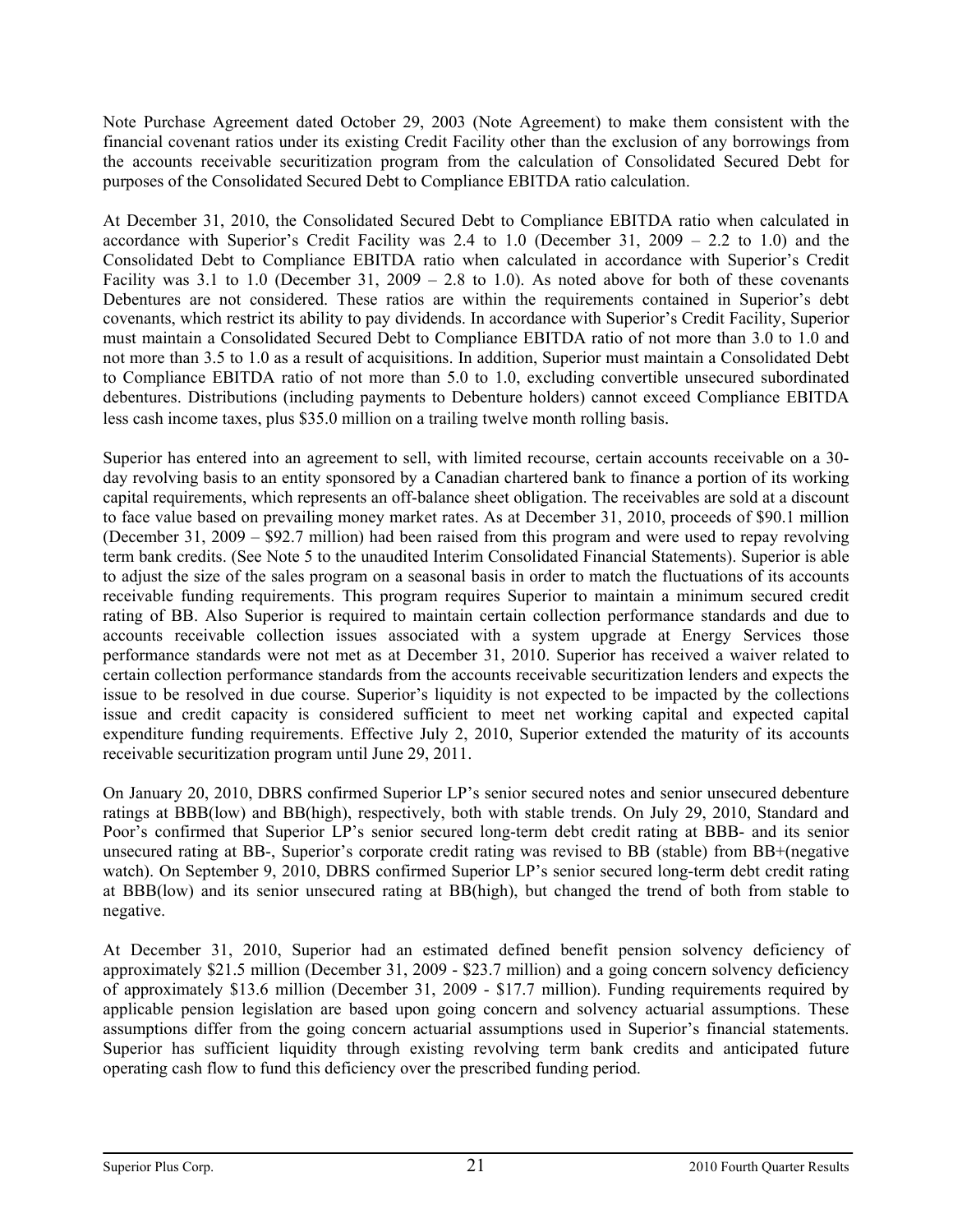Note Purchase Agreement dated October 29, 2003 (Note Agreement) to make them consistent with the financial covenant ratios under its existing Credit Facility other than the exclusion of any borrowings from the accounts receivable securitization program from the calculation of Consolidated Secured Debt for purposes of the Consolidated Secured Debt to Compliance EBITDA ratio calculation.

At December 31, 2010, the Consolidated Secured Debt to Compliance EBITDA ratio when calculated in accordance with Superior's Credit Facility was 2.4 to 1.0 (December 31, 2009 – 2.2 to 1.0) and the Consolidated Debt to Compliance EBITDA ratio when calculated in accordance with Superior's Credit Facility was 3.1 to 1.0 (December 31, 2009 – 2.8 to 1.0). As noted above for both of these covenants Debentures are not considered. These ratios are within the requirements contained in Superior's debt covenants, which restrict its ability to pay dividends. In accordance with Superior's Credit Facility, Superior must maintain a Consolidated Secured Debt to Compliance EBITDA ratio of not more than 3.0 to 1.0 and not more than 3.5 to 1.0 as a result of acquisitions. In addition, Superior must maintain a Consolidated Debt to Compliance EBITDA ratio of not more than 5.0 to 1.0, excluding convertible unsecured subordinated debentures. Distributions (including payments to Debenture holders) cannot exceed Compliance EBITDA less cash income taxes, plus $35.0 million on a trailing twelve month rolling basis.

Superior has entered into an agreement to sell, with limited recourse, certain accounts receivable on a 30-day revolving basis to an entity sponsored by a Canadian chartered bank to finance a portion of its working capital requirements, which represents an off-balance sheet obligation. The receivables are sold at a discount to face value based on prevailing money market rates. As at December 31, 2010, proceeds of $90.1 million (December 31, 2009 – $92.7 million) had been raised from this program and were used to repay revolving term bank credits. (See Note 5 to the unaudited Interim Consolidated Financial Statements). Superior is able to adjust the size of the sales program on a seasonal basis in order to match the fluctuations of its accounts receivable funding requirements. This program requires Superior to maintain a minimum secured credit rating of BB. Also Superior is required to maintain certain collection performance standards and due to accounts receivable collection issues associated with a system upgrade at Energy Services those performance standards were not met as at December 31, 2010. Superior has received a waiver related to certain collection performance standards from the accounts receivable securitization lenders and expects the issue to be resolved in due course. Superior's liquidity is not expected to be impacted by the collections issue and credit capacity is considered sufficient to meet net working capital and expected capital expenditure funding requirements. Effective July 2, 2010, Superior extended the maturity of its accounts receivable securitization program until June 29, 2011.

On January 20, 2010, DBRS confirmed Superior LP's senior secured notes and senior unsecured debenture ratings at BBB(low) and BB(high), respectively, both with stable trends. On July 29, 2010, Standard and Poor's confirmed that Superior LP's senior secured long-term debt credit rating at BBB- and its senior unsecured rating at BB-, Superior's corporate credit rating was revised to BB (stable) from BB+(negative watch). On September 9, 2010, DBRS confirmed Superior LP's senior secured long-term debt credit rating at BBB(low) and its senior unsecured rating at BB(high), but changed the trend of both from stable to negative.

At December 31, 2010, Superior had an estimated defined benefit pension solvency deficiency of approximately $21.5 million (December 31, 2009 - $23.7 million) and a going concern solvency deficiency of approximately $13.6 million (December 31, 2009 - $17.7 million). Funding requirements required by applicable pension legislation are based upon going concern and solvency actuarial assumptions. These assumptions differ from the going concern actuarial assumptions used in Superior's financial statements. Superior has sufficient liquidity through existing revolving term bank credits and anticipated future operating cash flow to fund this deficiency over the prescribed funding period.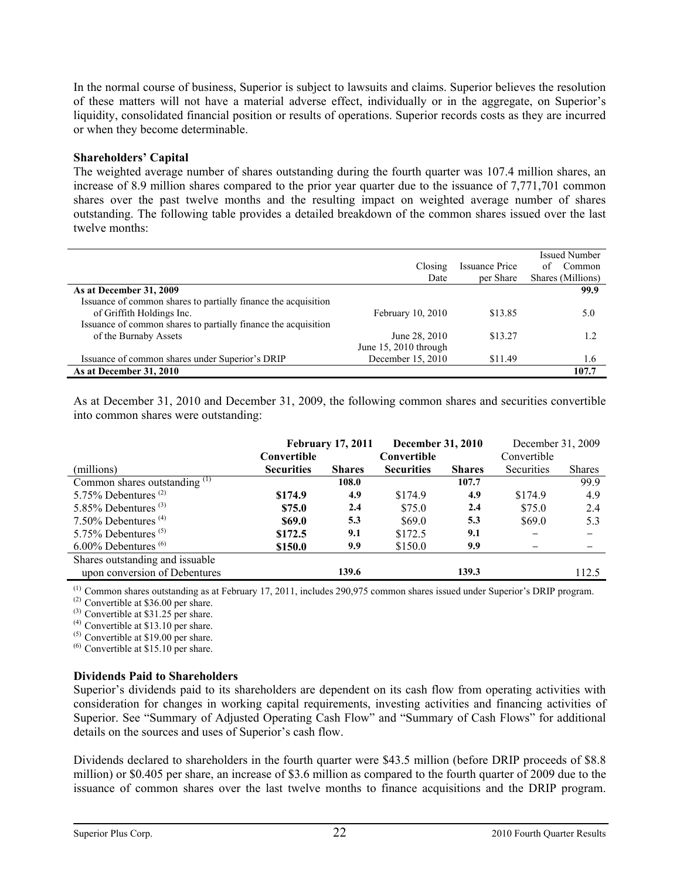In the normal course of business, Superior is subject to lawsuits and claims. Superior believes the resolution of these matters will not have a material adverse effect, individually or in the aggregate, on Superior's liquidity, consolidated financial position or results of operations. Superior records costs as they are incurred or when they become determinable.

**Shareholders' Capital**

The weighted average number of shares outstanding during the fourth quarter was 107.4 million shares, an increase of 8.9 million shares compared to the prior year quarter due to the issuance of 7,771,701 common shares over the past twelve months and the resulting impact on weighted average number of shares outstanding. The following table provides a detailed breakdown of the common shares issued over the last twelve months:

| | Closing Date | Issuance Price per Share | Issued Number of Common Shares (Millions) |
|---|---|---|---|
| **As at December 31, 2009** | | | **99.9** |
| Issuance of common shares to partially finance the acquisition of Griffith Holdings Inc. | February 10, 2010 | $13.85 | 5.0 |
| Issuance of common shares to partially finance the acquisition of the Burnaby Assets | June 28, 2010 | $13.27 | 1.2 |
| Issuance of common shares under Superior's DRIP | June 15, 2010 through December 15, 2010 | $11.49 | 1.6 |
| **As at December 31, 2010** | | | **107.7** |

As at December 31, 2010 and December 31, 2009, the following common shares and securities convertible into common shares were outstanding:

| | **February 17, 2011** | | **December 31, 2010** | | December 31, 2009 | |
|---|---|---|---|---|---|---|
| (millions) | **Convertible Securities** | **Shares** | **Convertible Securities** | **Shares** | Convertible Securities | Shares |
| Common shares outstanding [(1)] | | **108.0** | | **107.7** | | 99.9 |
| 5.75% Debentures [(2)] | **$174.9** | **4.9** | $174.9 | **4.9** | $174.9 | 4.9 |
| 5.85% Debentures [(3)] | **$75.0** | **2.4** | $75.0 | **2.4** | $75.0 | 2.4 |
| 7.50% Debentures [(4)] | **$69.0** | **5.3** | $69.0 | **5.3** | $69.0 | 5.3 |
| 5.75% Debentures [(5)] | **$172.5** | **9.1** | $172.5 | **9.1** | – | – |
| 6.00% Debentures [(6)] | **$150.0** | **9.9** | $150.0 | **9.9** | – | – |
| Shares outstanding and issuable upon conversion of Debentures | | **139.6** | | **139.3** | | 112.5 |

(1) Common shares outstanding as at February 17, 2011, includes 290,975 common shares issued under Superior's DRIP program.
(2) Convertible at $36.00 per share.
(3) Convertible at $31.25 per share.
(4) Convertible at $13.10 per share.
(5) Convertible at $19.00 per share.
(6) Convertible at $15.10 per share.

**Dividends Paid to Shareholders**

Superior's dividends paid to its shareholders are dependent on its cash flow from operating activities with consideration for changes in working capital requirements, investing activities and financing activities of Superior. See "Summary of Adjusted Operating Cash Flow" and "Summary of Cash Flows" for additional details on the sources and uses of Superior's cash flow.

Dividends declared to shareholders in the fourth quarter were $43.5 million (before DRIP proceeds of $8.8 million) or $0.405 per share, an increase of $3.6 million as compared to the fourth quarter of 2009 due to the issuance of common shares over the last twelve months to finance acquisitions and the DRIP program.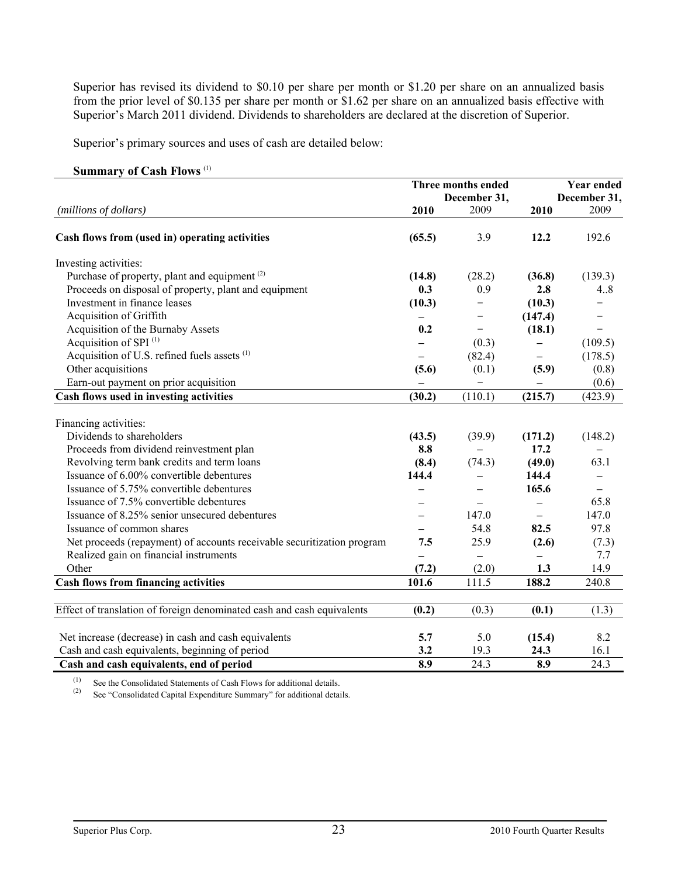Superior has revised its dividend to $0.10 per share per month or $1.20 per share on an annualized basis from the prior level of $0.135 per share per month or $1.62 per share on an annualized basis effective with Superior's March 2011 dividend. Dividends to shareholders are declared at the discretion of Superior.

Superior's primary sources and uses of cash are detailed below:

**Summary of Cash Flows** [(1)]

| *(millions of dollars)* | Three months ended December 31, 2010 | Three months ended December 31, 2009 | Year ended December 31, 2010 | Year ended December 31, 2009 |
|---|---|---|---|---|
| **Cash flows from (used in) operating activities** | **(65.5)** | 3.9 | **12.2** | 192.6 |
| Investing activities: | | | | |
| Purchase of property, plant and equipment [(2)] | **(14.8)** | (28.2) | **(36.8)** | (139.3) |
| Proceeds on disposal of property, plant and equipment | **0.3** | 0.9 | **2.8** | 4..8 |
| Investment in finance leases | **(10.3)** | – | **(10.3)** | – |
| Acquisition of Griffith | **–** | – | **(147.4)** | – |
| Acquisition of the Burnaby Assets | **0.2** | – | **(18.1)** | – |
| Acquisition of SPI [(1)] | **–** | (0.3) | **–** | (109.5) |
| Acquisition of U.S. refined fuels assets [(1)] | **–** | (82.4) | **–** | (178.5) |
| Other acquisitions | **(5.6)** | (0.1) | **(5.9)** | (0.8) |
| Earn-out payment on prior acquisition | **–** | – | **–** | (0.6) |
| **Cash flows used in investing activities** | **(30.2)** | (110.1) | **(215.7)** | (423.9) |
| Financing activities: | | | | |
| Dividends to shareholders | **(43.5)** | (39.9) | **(171.2)** | (148.2) |
| Proceeds from dividend reinvestment plan | **8.8** | – | **17.2** | – |
| Revolving term bank credits and term loans | **(8.4)** | (74.3) | **(49.0)** | 63.1 |
| Issuance of 6.00% convertible debentures | **144.4** | – | **144.4** | – |
| Issuance of 5.75% convertible debentures | **–** | – | **165.6** | – |
| Issuance of 7.5% convertible debentures | **–** | – | **–** | 65.8 |
| Issuance of 8.25% senior unsecured debentures | **–** | 147.0 | **–** | 147.0 |
| Issuance of common shares | **–** | 54.8 | **82.5** | 97.8 |
| Net proceeds (repayment) of accounts receivable securitization program | **7.5** | 25.9 | **(2.6)** | (7.3) |
| Realized gain on financial instruments | **–** | – | **–** | 7.7 |
| Other | **(7.2)** | (2.0) | **1.3** | 14.9 |
| **Cash flows from financing activities** | **101.6** | 111.5 | **188.2** | 240.8 |
| Effect of translation of foreign denominated cash and cash equivalents | **(0.2)** | (0.3) | **(0.1)** | (1.3) |
| Net increase (decrease) in cash and cash equivalents | **5.7** | 5.0 | **(15.4)** | 8.2 |
| Cash and cash equivalents, beginning of period | **3.2** | 19.3 | **24.3** | 16.1 |
| **Cash and cash equivalents, end of period** | **8.9** | 24.3 | **8.9** | 24.3 |

(1) See the Consolidated Statements of Cash Flows for additional details.

(2) See "Consolidated Capital Expenditure Summary" for additional details.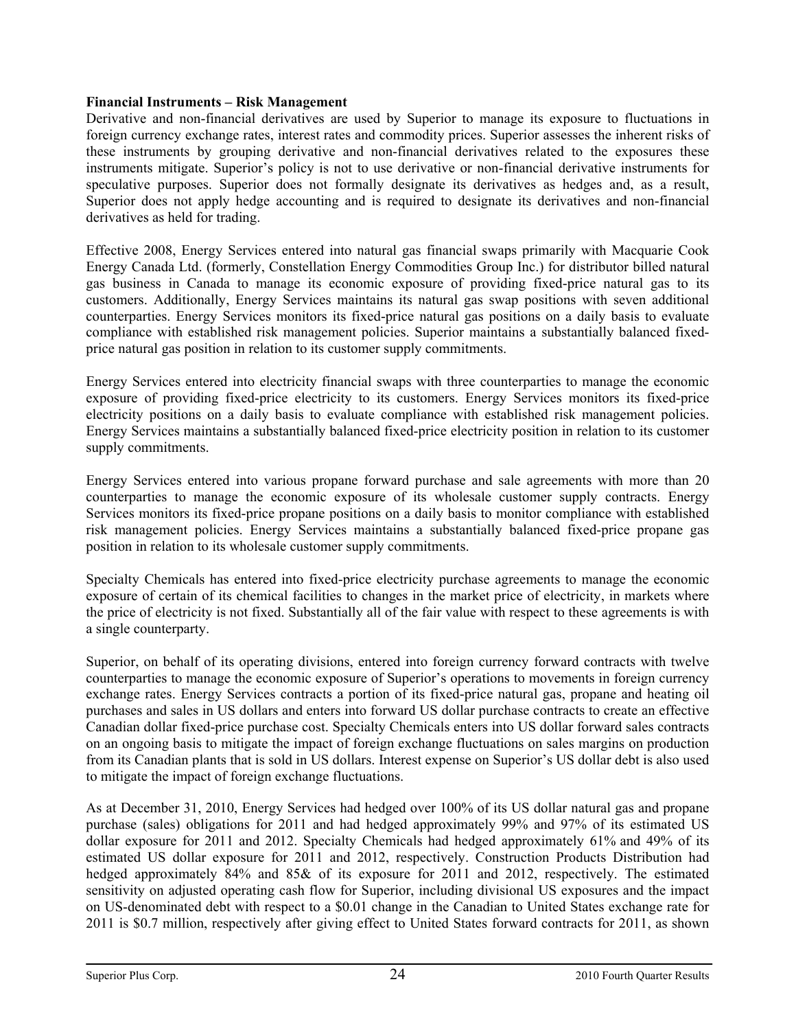**Financial Instruments – Risk Management**

Derivative and non-financial derivatives are used by Superior to manage its exposure to fluctuations in foreign currency exchange rates, interest rates and commodity prices. Superior assesses the inherent risks of these instruments by grouping derivative and non-financial derivatives related to the exposures these instruments mitigate. Superior's policy is not to use derivative or non-financial derivative instruments for speculative purposes. Superior does not formally designate its derivatives as hedges and, as a result, Superior does not apply hedge accounting and is required to designate its derivatives and non-financial derivatives as held for trading.

Effective 2008, Energy Services entered into natural gas financial swaps primarily with Macquarie Cook Energy Canada Ltd. (formerly, Constellation Energy Commodities Group Inc.) for distributor billed natural gas business in Canada to manage its economic exposure of providing fixed-price natural gas to its customers. Additionally, Energy Services maintains its natural gas swap positions with seven additional counterparties. Energy Services monitors its fixed-price natural gas positions on a daily basis to evaluate compliance with established risk management policies. Superior maintains a substantially balanced fixed-price natural gas position in relation to its customer supply commitments.

Energy Services entered into electricity financial swaps with three counterparties to manage the economic exposure of providing fixed-price electricity to its customers. Energy Services monitors its fixed-price electricity positions on a daily basis to evaluate compliance with established risk management policies. Energy Services maintains a substantially balanced fixed-price electricity position in relation to its customer supply commitments.

Energy Services entered into various propane forward purchase and sale agreements with more than 20 counterparties to manage the economic exposure of its wholesale customer supply contracts. Energy Services monitors its fixed-price propane positions on a daily basis to monitor compliance with established risk management policies. Energy Services maintains a substantially balanced fixed-price propane gas position in relation to its wholesale customer supply commitments.

Specialty Chemicals has entered into fixed-price electricity purchase agreements to manage the economic exposure of certain of its chemical facilities to changes in the market price of electricity, in markets where the price of electricity is not fixed. Substantially all of the fair value with respect to these agreements is with a single counterparty.

Superior, on behalf of its operating divisions, entered into foreign currency forward contracts with twelve counterparties to manage the economic exposure of Superior's operations to movements in foreign currency exchange rates. Energy Services contracts a portion of its fixed-price natural gas, propane and heating oil purchases and sales in US dollars and enters into forward US dollar purchase contracts to create an effective Canadian dollar fixed-price purchase cost. Specialty Chemicals enters into US dollar forward sales contracts on an ongoing basis to mitigate the impact of foreign exchange fluctuations on sales margins on production from its Canadian plants that is sold in US dollars. Interest expense on Superior's US dollar debt is also used to mitigate the impact of foreign exchange fluctuations.

As at December 31, 2010, Energy Services had hedged over 100% of its US dollar natural gas and propane purchase (sales) obligations for 2011 and had hedged approximately 99% and 97% of its estimated US dollar exposure for 2011 and 2012. Specialty Chemicals had hedged approximately 61% and 49% of its estimated US dollar exposure for 2011 and 2012, respectively. Construction Products Distribution had hedged approximately 84% and 85& of its exposure for 2011 and 2012, respectively. The estimated sensitivity on adjusted operating cash flow for Superior, including divisional US exposures and the impact on US-denominated debt with respect to a $0.01 change in the Canadian to United States exchange rate for 2011 is $0.7 million, respectively after giving effect to United States forward contracts for 2011, as shown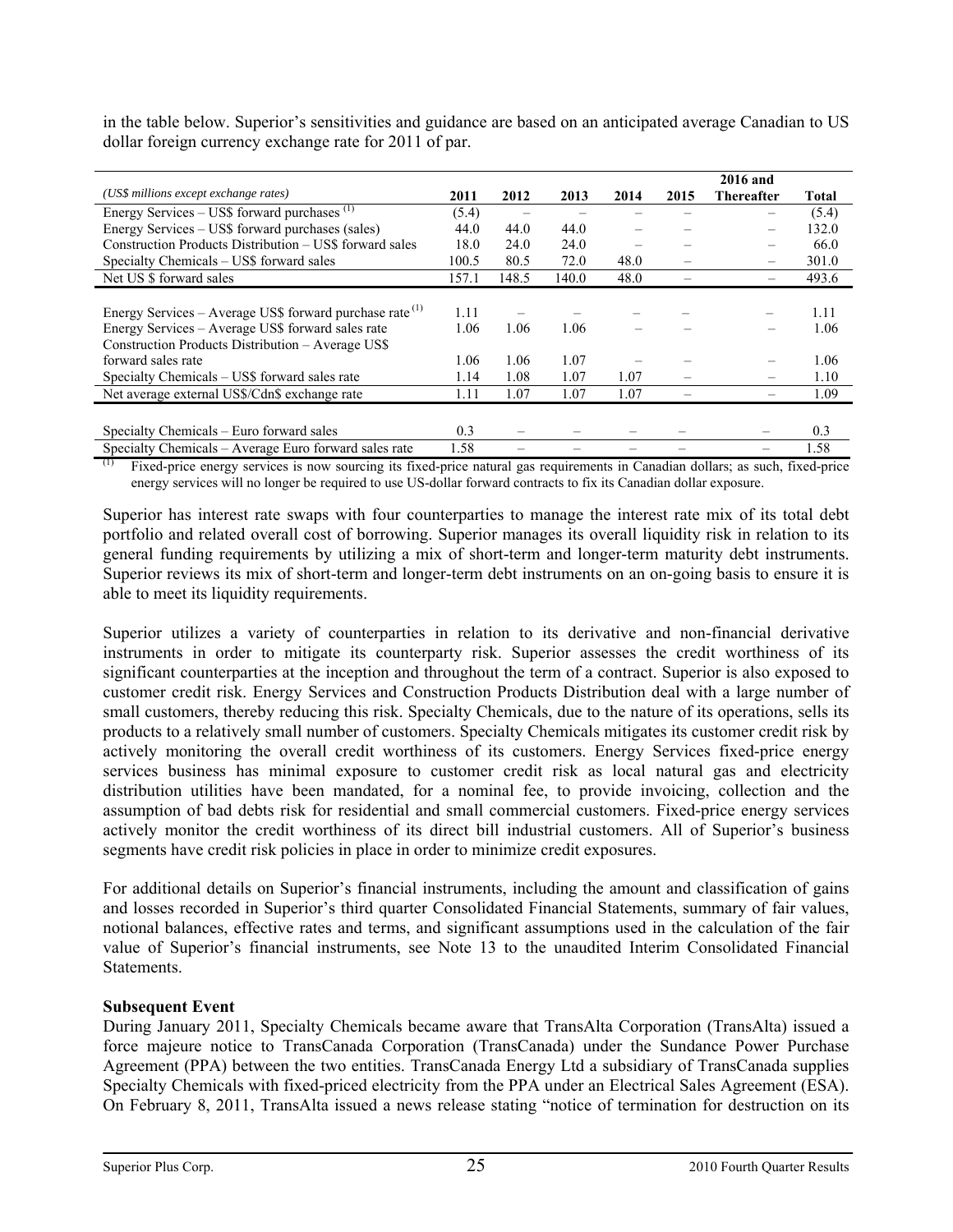in the table below. Superior's sensitivities and guidance are based on an anticipated average Canadian to US dollar foreign currency exchange rate for 2011 of par.

| (US$ millions except exchange rates) | 2011 | 2012 | 2013 | 2014 | 2015 | 2016 and Thereafter | Total |
|---|---|---|---|---|---|---|---|
| Energy Services – US$ forward purchases [(1)] | (5.4) | – | – | – | – | – | (5.4) |
| Energy Services – US$ forward purchases (sales) | 44.0 | 44.0 | 44.0 | – | – | – | 132.0 |
| Construction Products Distribution – US$ forward sales | 18.0 | 24.0 | 24.0 | – | – | – | 66.0 |
| Specialty Chemicals – US$ forward sales | 100.5 | 80.5 | 72.0 | 48.0 | – | – | 301.0 |
| Net US $ forward sales | 157.1 | 148.5 | 140.0 | 48.0 | – | – | 493.6 |
| | | | | | | | |
| Energy Services – Average US$ forward purchase rate [(1)] | 1.11 | – | – | – | – | – | 1.11 |
| Energy Services – Average US$ forward sales rate | 1.06 | 1.06 | 1.06 | – | – | – | 1.06 |
| Construction Products Distribution – Average US$ forward sales rate | 1.06 | 1.06 | 1.07 | – | – | – | 1.06 |
| Specialty Chemicals – US$ forward sales rate | 1.14 | 1.08 | 1.07 | 1.07 | – | – | 1.10 |
| Net average external US$/Cdn$ exchange rate | 1.11 | 1.07 | 1.07 | 1.07 | – | – | 1.09 |
| | | | | | | | |
| Specialty Chemicals – Euro forward sales | 0.3 | – | – | – | – | – | 0.3 |
| Specialty Chemicals – Average Euro forward sales rate | 1.58 | – | – | – | – | – | 1.58 |

(1) Fixed-price energy services is now sourcing its fixed-price natural gas requirements in Canadian dollars; as such, fixed-price energy services will no longer be required to use US-dollar forward contracts to fix its Canadian dollar exposure.

Superior has interest rate swaps with four counterparties to manage the interest rate mix of its total debt portfolio and related overall cost of borrowing. Superior manages its overall liquidity risk in relation to its general funding requirements by utilizing a mix of short-term and longer-term maturity debt instruments. Superior reviews its mix of short-term and longer-term debt instruments on an on-going basis to ensure it is able to meet its liquidity requirements.

Superior utilizes a variety of counterparties in relation to its derivative and non-financial derivative instruments in order to mitigate its counterparty risk. Superior assesses the credit worthiness of its significant counterparties at the inception and throughout the term of a contract. Superior is also exposed to customer credit risk. Energy Services and Construction Products Distribution deal with a large number of small customers, thereby reducing this risk. Specialty Chemicals, due to the nature of its operations, sells its products to a relatively small number of customers. Specialty Chemicals mitigates its customer credit risk by actively monitoring the overall credit worthiness of its customers. Energy Services fixed-price energy services business has minimal exposure to customer credit risk as local natural gas and electricity distribution utilities have been mandated, for a nominal fee, to provide invoicing, collection and the assumption of bad debts risk for residential and small commercial customers. Fixed-price energy services actively monitor the credit worthiness of its direct bill industrial customers. All of Superior's business segments have credit risk policies in place in order to minimize credit exposures.

For additional details on Superior's financial instruments, including the amount and classification of gains and losses recorded in Superior's third quarter Consolidated Financial Statements, summary of fair values, notional balances, effective rates and terms, and significant assumptions used in the calculation of the fair value of Superior's financial instruments, see Note 13 to the unaudited Interim Consolidated Financial Statements.

**Subsequent Event**

During January 2011, Specialty Chemicals became aware that TransAlta Corporation (TransAlta) issued a force majeure notice to TransCanada Corporation (TransCanada) under the Sundance Power Purchase Agreement (PPA) between the two entities. TransCanada Energy Ltd a subsidiary of TransCanada supplies Specialty Chemicals with fixed-priced electricity from the PPA under an Electrical Sales Agreement (ESA). On February 8, 2011, TransAlta issued a news release stating "notice of termination for destruction on its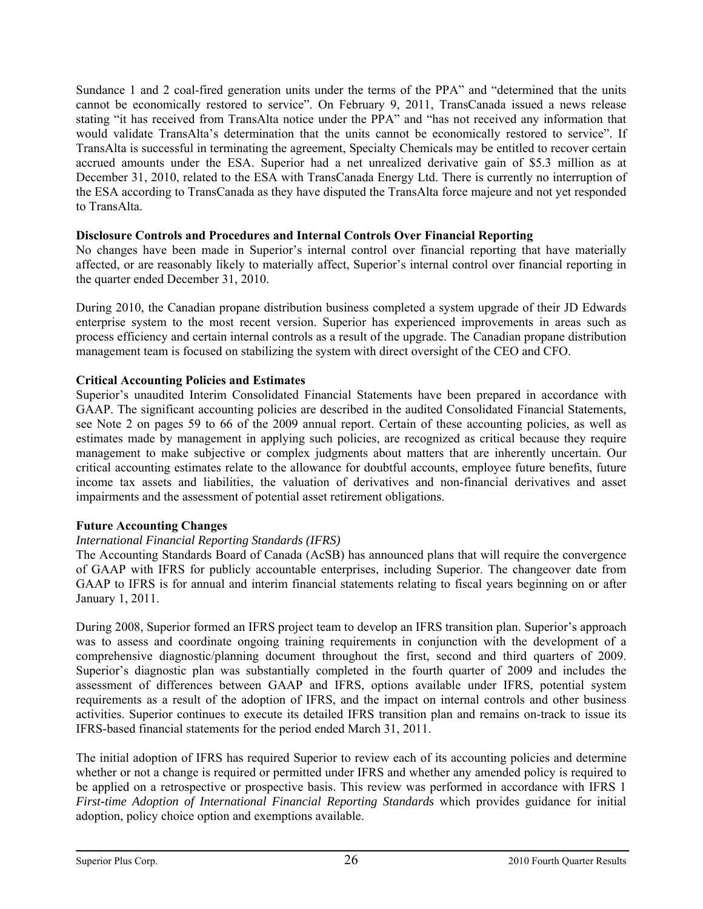Sundance 1 and 2 coal-fired generation units under the terms of the PPA" and "determined that the units cannot be economically restored to service". On February 9, 2011, TransCanada issued a news release stating "it has received from TransAlta notice under the PPA" and "has not received any information that would validate TransAlta's determination that the units cannot be economically restored to service". If TransAlta is successful in terminating the agreement, Specialty Chemicals may be entitled to recover certain accrued amounts under the ESA. Superior had a net unrealized derivative gain of $5.3 million as at December 31, 2010, related to the ESA with TransCanada Energy Ltd. There is currently no interruption of the ESA according to TransCanada as they have disputed the TransAlta force majeure and not yet responded to TransAlta.

**Disclosure Controls and Procedures and Internal Controls Over Financial Reporting**

No changes have been made in Superior's internal control over financial reporting that have materially affected, or are reasonably likely to materially affect, Superior's internal control over financial reporting in the quarter ended December 31, 2010.

During 2010, the Canadian propane distribution business completed a system upgrade of their JD Edwards enterprise system to the most recent version. Superior has experienced improvements in areas such as process efficiency and certain internal controls as a result of the upgrade. The Canadian propane distribution management team is focused on stabilizing the system with direct oversight of the CEO and CFO.

**Critical Accounting Policies and Estimates**

Superior's unaudited Interim Consolidated Financial Statements have been prepared in accordance with GAAP. The significant accounting policies are described in the audited Consolidated Financial Statements, see Note 2 on pages 59 to 66 of the 2009 annual report. Certain of these accounting policies, as well as estimates made by management in applying such policies, are recognized as critical because they require management to make subjective or complex judgments about matters that are inherently uncertain. Our critical accounting estimates relate to the allowance for doubtful accounts, employee future benefits, future income tax assets and liabilities, the valuation of derivatives and non-financial derivatives and asset impairments and the assessment of potential asset retirement obligations.

**Future Accounting Changes**

*International Financial Reporting Standards (IFRS)*

The Accounting Standards Board of Canada (AcSB) has announced plans that will require the convergence of GAAP with IFRS for publicly accountable enterprises, including Superior. The changeover date from GAAP to IFRS is for annual and interim financial statements relating to fiscal years beginning on or after January 1, 2011.

During 2008, Superior formed an IFRS project team to develop an IFRS transition plan. Superior's approach was to assess and coordinate ongoing training requirements in conjunction with the development of a comprehensive diagnostic/planning document throughout the first, second and third quarters of 2009. Superior's diagnostic plan was substantially completed in the fourth quarter of 2009 and includes the assessment of differences between GAAP and IFRS, options available under IFRS, potential system requirements as a result of the adoption of IFRS, and the impact on internal controls and other business activities. Superior continues to execute its detailed IFRS transition plan and remains on-track to issue its IFRS-based financial statements for the period ended March 31, 2011.

The initial adoption of IFRS has required Superior to review each of its accounting policies and determine whether or not a change is required or permitted under IFRS and whether any amended policy is required to be applied on a retrospective or prospective basis. This review was performed in accordance with IFRS 1 *First-time Adoption of International Financial Reporting Standards* which provides guidance for initial adoption, policy choice option and exemptions available.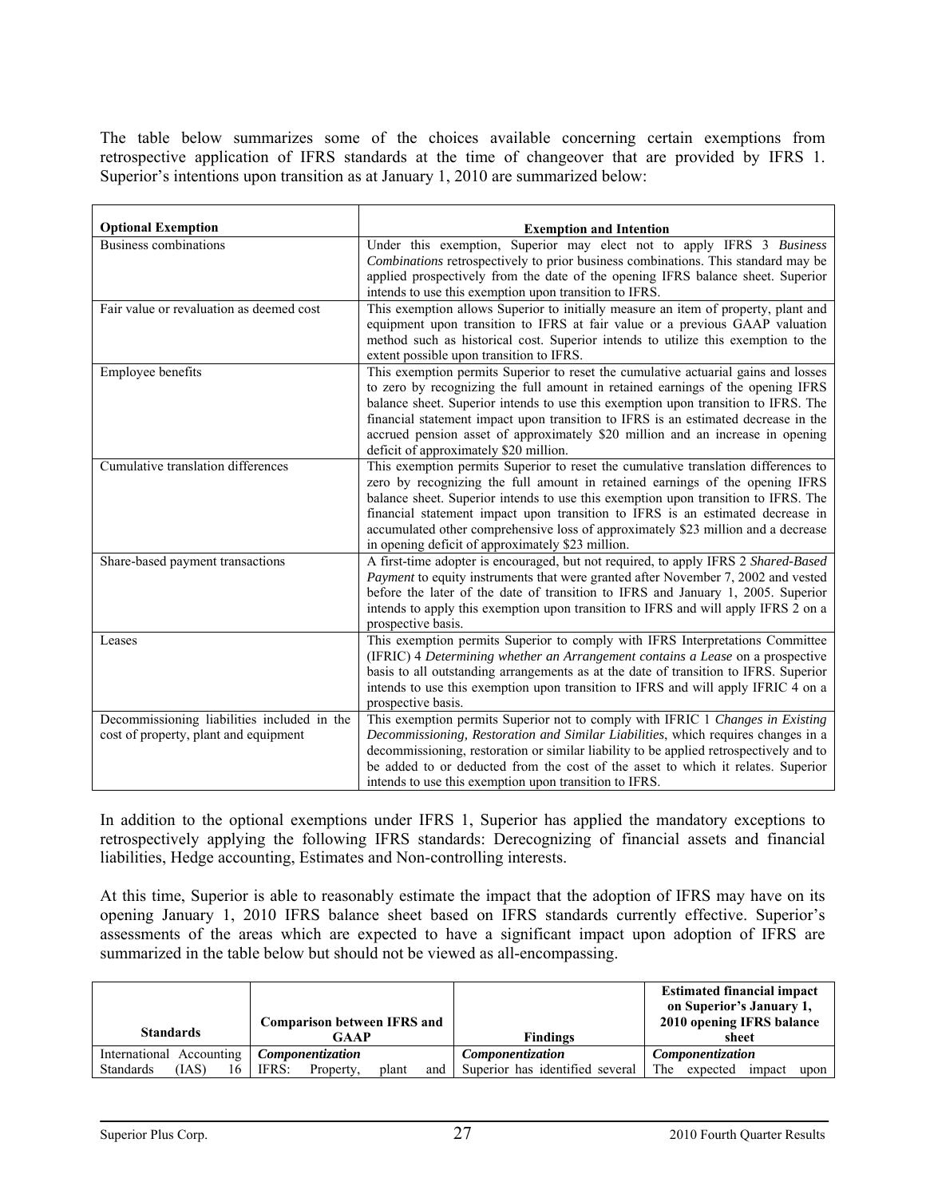The table below summarizes some of the choices available concerning certain exemptions from retrospective application of IFRS standards at the time of changeover that are provided by IFRS 1. Superior's intentions upon transition as at January 1, 2010 are summarized below:

| Optional Exemption | Exemption and Intention |
|---|---|
| Business combinations | Under this exemption, Superior may elect not to apply IFRS 3 *Business Combinations* retrospectively to prior business combinations. This standard may be applied prospectively from the date of the opening IFRS balance sheet. Superior intends to use this exemption upon transition to IFRS. |
| Fair value or revaluation as deemed cost | This exemption allows Superior to initially measure an item of property, plant and equipment upon transition to IFRS at fair value or a previous GAAP valuation method such as historical cost. Superior intends to utilize this exemption to the extent possible upon transition to IFRS. |
| Employee benefits | This exemption permits Superior to reset the cumulative actuarial gains and losses to zero by recognizing the full amount in retained earnings of the opening IFRS balance sheet. Superior intends to use this exemption upon transition to IFRS. The financial statement impact upon transition to IFRS is an estimated decrease in the accrued pension asset of approximately $20 million and an increase in opening deficit of approximately $20 million. |
| Cumulative translation differences | This exemption permits Superior to reset the cumulative translation differences to zero by recognizing the full amount in retained earnings of the opening IFRS balance sheet. Superior intends to use this exemption upon transition to IFRS. The financial statement impact upon transition to IFRS is an estimated decrease in accumulated other comprehensive loss of approximately $23 million and a decrease in opening deficit of approximately $23 million. |
| Share-based payment transactions | A first-time adopter is encouraged, but not required, to apply IFRS 2 *Shared-Based Payment* to equity instruments that were granted after November 7, 2002 and vested before the later of the date of transition to IFRS and January 1, 2005. Superior intends to apply this exemption upon transition to IFRS and will apply IFRS 2 on a prospective basis. |
| Leases | This exemption permits Superior to comply with IFRS Interpretations Committee (IFRIC) 4 *Determining whether an Arrangement contains a Lease* on a prospective basis to all outstanding arrangements as at the date of transition to IFRS. Superior intends to use this exemption upon transition to IFRS and will apply IFRIC 4 on a prospective basis. |
| Decommissioning liabilities included in the cost of property, plant and equipment | This exemption permits Superior not to comply with IFRIC 1 *Changes in Existing Decommissioning, Restoration and Similar Liabilities*, which requires changes in a decommissioning, restoration or similar liability to be applied retrospectively and to be added to or deducted from the cost of the asset to which it relates. Superior intends to use this exemption upon transition to IFRS. |

In addition to the optional exemptions under IFRS 1, Superior has applied the mandatory exceptions to retrospectively applying the following IFRS standards: Derecognizing of financial assets and financial liabilities, Hedge accounting, Estimates and Non-controlling interests.

At this time, Superior is able to reasonably estimate the impact that the adoption of IFRS may have on its opening January 1, 2010 IFRS balance sheet based on IFRS standards currently effective. Superior's assessments of the areas which are expected to have a significant impact upon adoption of IFRS are summarized in the table below but should not be viewed as all-encompassing.

| Standards | Comparison between IFRS and GAAP | Findings | Estimated financial impact on Superior's January 1, 2010 opening IFRS balance sheet |
|---|---|---|---|
| International Accounting Standards (IAS) 16 | ***Componentization*** IFRS: Property, plant and | ***Componentization*** Superior has identified several | ***Componentization*** The expected impact upon |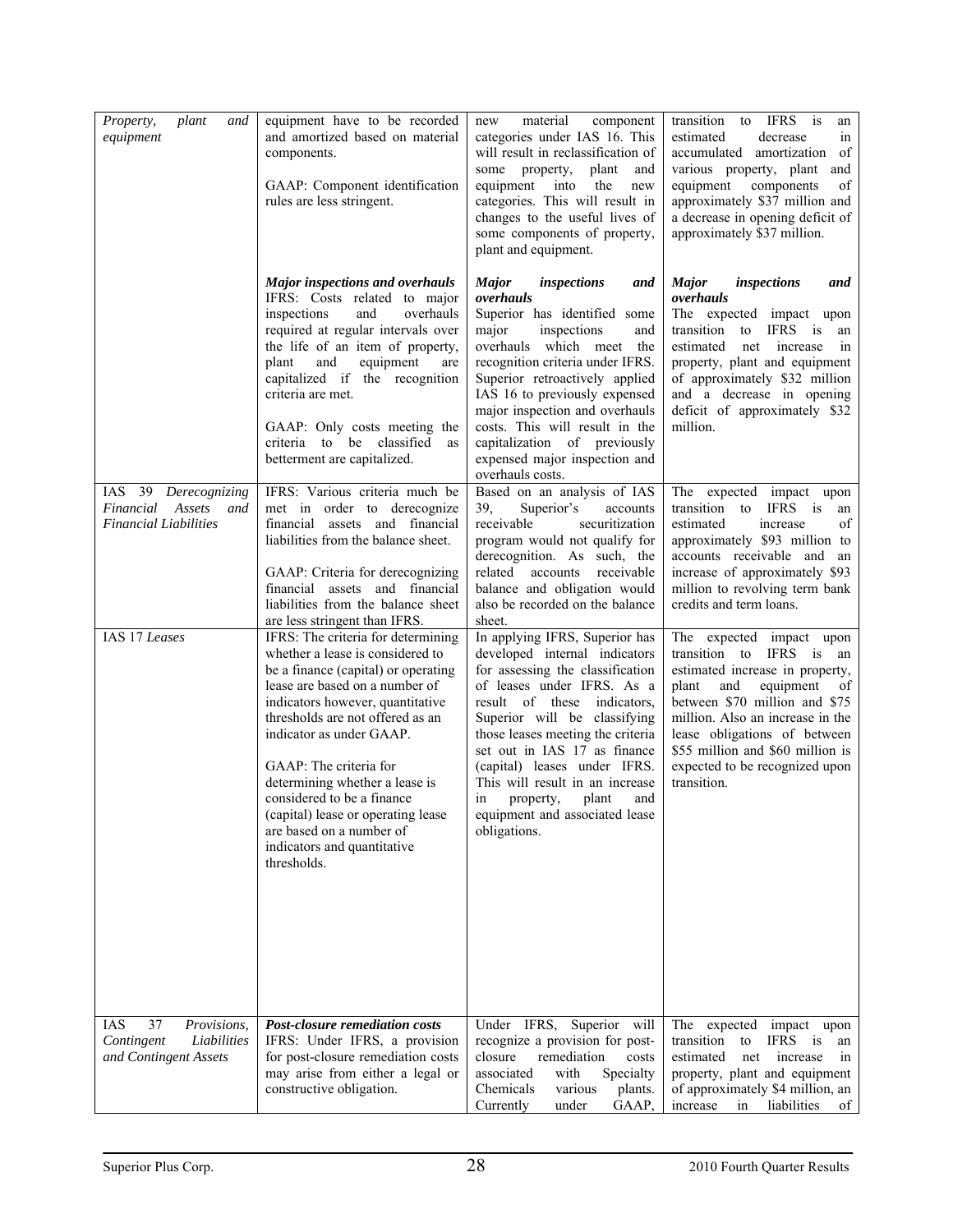| | | | |
|---|---|---|---|
| *Property, plant and equipment* | equipment have to be recorded and amortized based on material components.<br><br>GAAP: Component identification rules are less stringent.<br><br>***Major inspections and overhauls***<br>IFRS: Costs related to major inspections and overhauls required at regular intervals over the life of an item of property, plant and equipment are capitalized if the recognition criteria are met.<br><br>GAAP: Only costs meeting the criteria to be classified as betterment are capitalized. | new material component categories under IAS 16. This will result in reclassification of some property, plant and equipment into the new categories. This will result in changes to the useful lives of some components of property, plant and equipment.<br><br>***Major inspections and overhauls***<br>Superior has identified some major inspections and overhauls which meet the recognition criteria under IFRS. Superior retroactively applied IAS 16 to previously expensed major inspection and overhauls costs. This will result in the capitalization of previously expensed major inspection and overhauls costs. | transition to IFRS is an estimated decrease in accumulated amortization of various property, plant and equipment components of approximately $37 million and a decrease in opening deficit of approximately $37 million.<br><br>***Major inspections and overhauls***<br>The expected impact upon transition to IFRS is an estimated net increase in property, plant and equipment of approximately $32 million and a decrease in opening deficit of approximately $32 million. |
| IAS 39 *Derecognizing Financial Assets and Financial Liabilities* | IFRS: Various criteria much be met in order to derecognize financial assets and financial liabilities from the balance sheet.<br><br>GAAP: Criteria for derecognizing financial assets and financial liabilities from the balance sheet are less stringent than IFRS. | Based on an analysis of IAS 39, Superior's accounts receivable securitization program would not qualify for derecognition. As such, the related accounts receivable balance and obligation would also be recorded on the balance sheet. | The expected impact upon transition to IFRS is an estimated increase of approximately $93 million to accounts receivable and an increase of approximately $93 million to revolving term bank credits and term loans. |
| IAS 17 *Leases* | IFRS: The criteria for determining whether a lease is considered to be a finance (capital) or operating lease are based on a number of indicators however, quantitative thresholds are not offered as an indicator as under GAAP.<br><br>GAAP: The criteria for determining whether a lease is considered to be a finance (capital) lease or operating lease are based on a number of indicators and quantitative thresholds. | In applying IFRS, Superior has developed internal indicators for assessing the classification of leases under IFRS. As a result of these indicators, Superior will be classifying those leases meeting the criteria set out in IAS 17 as finance (capital) leases under IFRS. This will result in an increase in property, plant and equipment and associated lease obligations. | The expected impact upon transition to IFRS is an estimated increase in property, plant and equipment of between $70 million and $75 million. Also an increase in the lease obligations of between $55 million and $60 million is expected to be recognized upon transition. |
| IAS 37 *Provisions, Contingent Liabilities and Contingent Assets* | ***Post-closure remediation costs***<br>IFRS: Under IFRS, a provision for post-closure remediation costs may arise from either a legal or constructive obligation. | Under IFRS, Superior will recognize a provision for post-closure remediation costs associated with Specialty Chemicals various plants. Currently under GAAP, | The expected impact upon transition to IFRS is an estimated net increase in property, plant and equipment of approximately $4 million, an increase in liabilities of |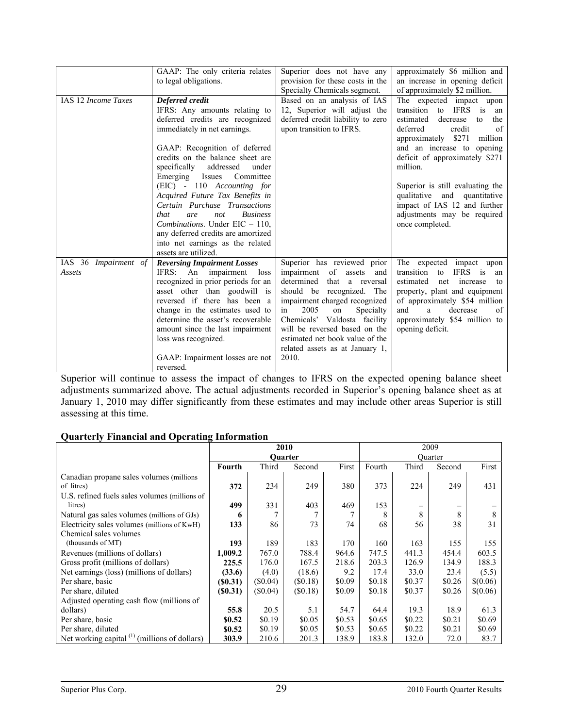| | GAAP: The only criteria relates to legal obligations. | Superior does not have any provision for these costs in the Specialty Chemicals segment. | approximately \$6 million and an increase in opening deficit of approximately \$2 million. |
|---|---|---|---|
| IAS 12 *Income Taxes* | ***Deferred credit***<br>IFRS: Any amounts relating to deferred credits are recognized immediately in net earnings.<br><br>GAAP: Recognition of deferred credits on the balance sheet are specifically addressed under Emerging Issues Committee (EIC) - 110 *Accounting for Acquired Future Tax Benefits in Certain Purchase Transactions that are not Business Combinations*. Under EIC – 110, any deferred credits are amortized into net earnings as the related assets are utilized. | Based on an analysis of IAS 12, Superior will adjust the deferred credit liability to zero upon transition to IFRS. | The expected impact upon transition to IFRS is an estimated decrease to the deferred credit of approximately \$271 million and an increase to opening deficit of approximately \$271 million.<br><br>Superior is still evaluating the qualitative and quantitative impact of IAS 12 and further adjustments may be required once completed. |
| IAS 36 *Impairment of Assets* | ***Reversing Impairment Losses***<br>IFRS: An impairment loss recognized in prior periods for an asset other than goodwill is reversed if there has been a change in the estimates used to determine the asset's recoverable amount since the last impairment loss was recognized.<br><br>GAAP: Impairment losses are not reversed. | Superior has reviewed prior impairment of assets and determined that a reversal should be recognized. The impairment charged recognized in 2005 on Specialty Chemicals' Valdosta facility will be reversed based on the estimated net book value of the related assets as at January 1, 2010. | The expected impact upon transition to IFRS is an estimated net increase to property, plant and equipment of approximately \$54 million and a decrease of approximately \$54 million to opening deficit. |

Superior will continue to assess the impact of changes to IFRS on the expected opening balance sheet adjustments summarized above. The actual adjustments recorded in Superior's opening balance sheet as at January 1, 2010 may differ significantly from these estimates and may include other areas Superior is still assessing at this time.

## Quarterly Financial and Operating Information

| | **2010** | | | | 2009 | | | |
|---|---|---|---|---|---|---|---|---|
| | **Quarter** | | | | Quarter | | | |
| | **Fourth** | Third | Second | First | Fourth | Third | Second | First |
| Canadian propane sales volumes (millions of litres) | **372** | 234 | 249 | 380 | 373 | 224 | 249 | 431 |
| U.S. refined fuels sales volumes (millions of litres) | **499** | 331 | 403 | 469 | 153 | – | – | – |
| Natural gas sales volumes (millions of GJs) | **6** | 7 | 7 | 7 | 8 | 8 | 8 | 8 |
| Electricity sales volumes (millions of KwH) | **133** | 86 | 73 | 74 | 68 | 56 | 38 | 31 |
| Chemical sales volumes (thousands of MT) | **193** | 189 | 183 | 170 | 160 | 163 | 155 | 155 |
| Revenues (millions of dollars) | **1,009.2** | 767.0 | 788.4 | 964.6 | 747.5 | 441.3 | 454.4 | 603.5 |
| Gross profit (millions of dollars) | **225.5** | 176.0 | 167.5 | 218.6 | 203.3 | 126.9 | 134.9 | 188.3 |
| Net earnings (loss) (millions of dollars) | **(33.6)** | (4.0) | (18.6) | 9.2 | 17.4 | 33.0 | 23.4 | (5.5) |
| Per share, basic | **(\$0.31)** | (\$0.04) | (\$0.18) | \$0.09 | \$0.18 | \$0.37 | \$0.26 | \$(0.06) |
| Per share, diluted | **(\$0.31)** | (\$0.04) | (\$0.18) | \$0.09 | \$0.18 | \$0.37 | \$0.26 | \$(0.06) |
| Adjusted operating cash flow (millions of dollars) | **55.8** | 20.5 | 5.1 | 54.7 | 64.4 | 19.3 | 18.9 | 61.3 |
| Per share, basic | **\$0.52** | \$0.19 | \$0.05 | \$0.53 | \$0.65 | \$0.22 | \$0.21 | \$0.69 |
| Per share, diluted | **\$0.52** | \$0.19 | \$0.05 | \$0.53 | \$0.65 | \$0.22 | \$0.21 | \$0.69 |
| Net working capital [(1)] (millions of dollars) | **303.9** | 210.6 | 201.3 | 138.9 | 183.8 | 132.0 | 72.0 | 83.7 |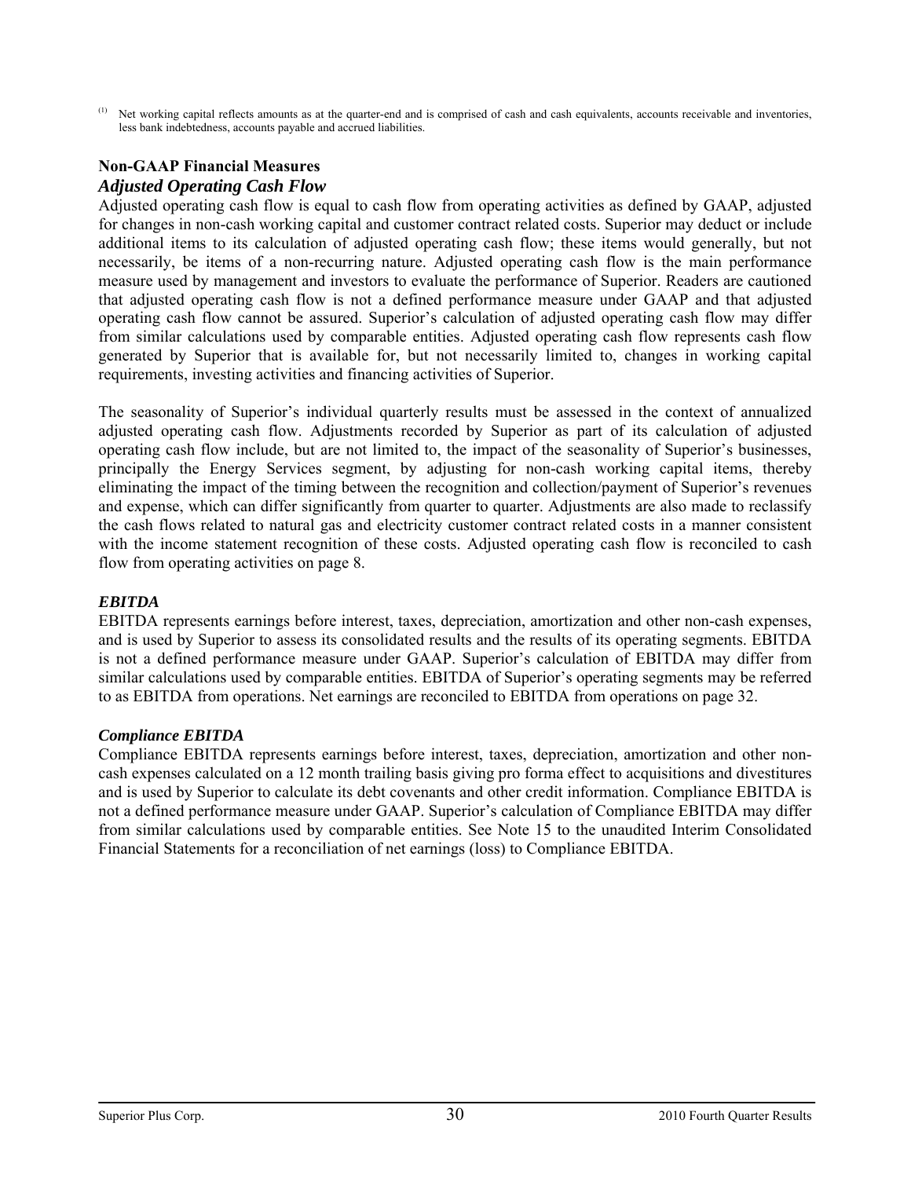(1) Net working capital reflects amounts as at the quarter-end and is comprised of cash and cash equivalents, accounts receivable and inventories, less bank indebtedness, accounts payable and accrued liabilities.

## Non-GAAP Financial Measures

### *Adjusted Operating Cash Flow*

Adjusted operating cash flow is equal to cash flow from operating activities as defined by GAAP, adjusted for changes in non-cash working capital and customer contract related costs. Superior may deduct or include additional items to its calculation of adjusted operating cash flow; these items would generally, but not necessarily, be items of a non-recurring nature. Adjusted operating cash flow is the main performance measure used by management and investors to evaluate the performance of Superior. Readers are cautioned that adjusted operating cash flow is not a defined performance measure under GAAP and that adjusted operating cash flow cannot be assured. Superior's calculation of adjusted operating cash flow may differ from similar calculations used by comparable entities. Adjusted operating cash flow represents cash flow generated by Superior that is available for, but not necessarily limited to, changes in working capital requirements, investing activities and financing activities of Superior.

The seasonality of Superior's individual quarterly results must be assessed in the context of annualized adjusted operating cash flow. Adjustments recorded by Superior as part of its calculation of adjusted operating cash flow include, but are not limited to, the impact of the seasonality of Superior's businesses, principally the Energy Services segment, by adjusting for non-cash working capital items, thereby eliminating the impact of the timing between the recognition and collection/payment of Superior's revenues and expense, which can differ significantly from quarter to quarter. Adjustments are also made to reclassify the cash flows related to natural gas and electricity customer contract related costs in a manner consistent with the income statement recognition of these costs. Adjusted operating cash flow is reconciled to cash flow from operating activities on page 8.

### *EBITDA*

EBITDA represents earnings before interest, taxes, depreciation, amortization and other non-cash expenses, and is used by Superior to assess its consolidated results and the results of its operating segments. EBITDA is not a defined performance measure under GAAP. Superior's calculation of EBITDA may differ from similar calculations used by comparable entities. EBITDA of Superior's operating segments may be referred to as EBITDA from operations. Net earnings are reconciled to EBITDA from operations on page 32.

### *Compliance EBITDA*

Compliance EBITDA represents earnings before interest, taxes, depreciation, amortization and other non-cash expenses calculated on a 12 month trailing basis giving pro forma effect to acquisitions and divestitures and is used by Superior to calculate its debt covenants and other credit information. Compliance EBITDA is not a defined performance measure under GAAP. Superior's calculation of Compliance EBITDA may differ from similar calculations used by comparable entities. See Note 15 to the unaudited Interim Consolidated Financial Statements for a reconciliation of net earnings (loss) to Compliance EBITDA.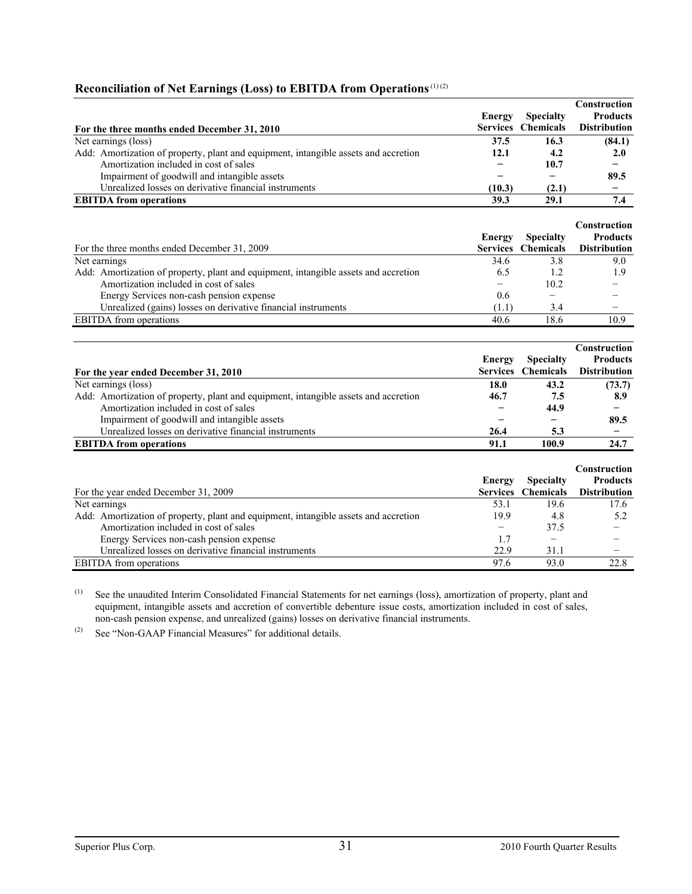## Reconciliation of Net Earnings (Loss) to EBITDA from Operations [(1)(2)]

| **For the three months ended December 31, 2010** | **Energy Services** | **Specialty Chemicals** | **Construction Products Distribution** |
|---|---|---|---|
| Net earnings (loss) | **37.5** | **16.3** | **(84.1)** |
| Add: Amortization of property, plant and equipment, intangible assets and accretion | **12.1** | **4.2** | **2.0** |
| Amortization included in cost of sales | **–** | **10.7** | **–** |
| Impairment of goodwill and intangible assets | **–** | **–** | **89.5** |
| Unrealized losses on derivative financial instruments | **(10.3)** | **(2.1)** | **–** |
| **EBITDA from operations** | **39.3** | **29.1** | **7.4** |

| For the three months ended December 31, 2009 | **Energy Services** | **Specialty Chemicals** | **Construction Products Distribution** |
|---|---|---|---|
| Net earnings | 34.6 | 3.8 | 9.0 |
| Add: Amortization of property, plant and equipment, intangible assets and accretion | 6.5 | 1.2 | 1.9 |
| Amortization included in cost of sales | – | 10.2 | – |
| Energy Services non-cash pension expense | 0.6 | – | – |
| Unrealized (gains) losses on derivative financial instruments | (1.1) | 3.4 | – |
| EBITDA from operations | 40.6 | 18.6 | 10.9 |

| **For the year ended December 31, 2010** | **Energy Services** | **Specialty Chemicals** | **Construction Products Distribution** |
|---|---|---|---|
| Net earnings (loss) | **18.0** | **43.2** | **(73.7)** |
| Add: Amortization of property, plant and equipment, intangible assets and accretion | **46.7** | **7.5** | **8.9** |
| Amortization included in cost of sales | **–** | **44.9** | **–** |
| Impairment of goodwill and intangible assets | **–** | **–** | **89.5** |
| Unrealized losses on derivative financial instruments | **26.4** | **5.3** | **–** |
| **EBITDA from operations** | **91.1** | **100.9** | **24.7** |

| For the year ended December 31, 2009 | **Energy Services** | **Specialty Chemicals** | **Construction Products Distribution** |
|---|---|---|---|
| Net earnings | 53.1 | 19.6 | 17.6 |
| Add: Amortization of property, plant and equipment, intangible assets and accretion | 19.9 | 4.8 | 5.2 |
| Amortization included in cost of sales | – | 37.5 | – |
| Energy Services non-cash pension expense | 1.7 | – | – |
| Unrealized losses on derivative financial instruments | 22.9 | 31.1 | – |
| EBITDA from operations | 97.6 | 93.0 | 22.8 |

(1) See the unaudited Interim Consolidated Financial Statements for net earnings (loss), amortization of property, plant and equipment, intangible assets and accretion of convertible debenture issue costs, amortization included in cost of sales, non-cash pension expense, and unrealized (gains) losses on derivative financial instruments.

(2) See "Non-GAAP Financial Measures" for additional details.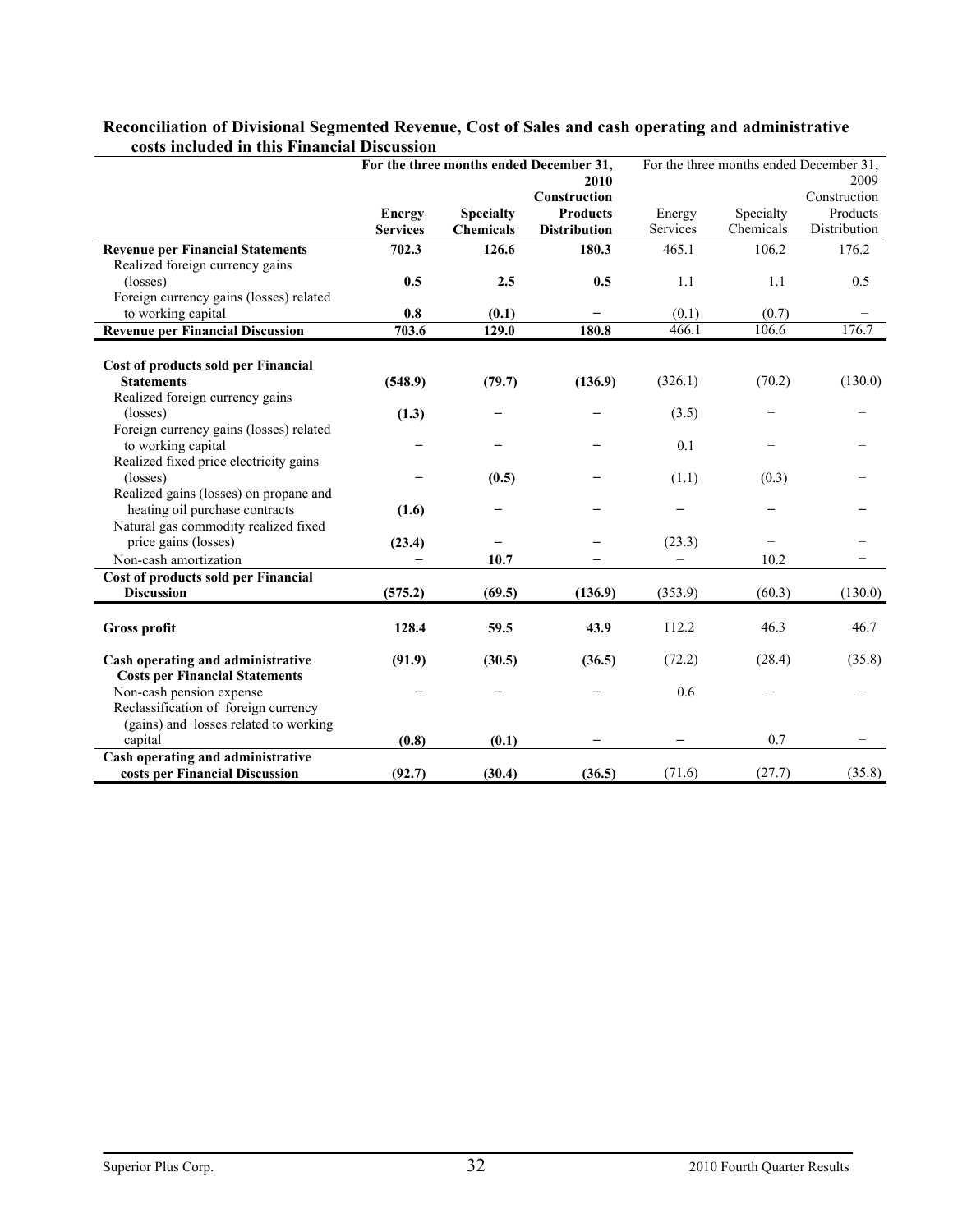## Reconciliation of Divisional Segmented Revenue, Cost of Sales and cash operating and administrative costs included in this Financial Discussion

| | For the three months ended December 31, 2010 | | | For the three months ended December 31, 2009 | | |
|---|---|---|---|---|---|---|
| | **Energy Services** | **Specialty Chemicals** | **Construction Products Distribution** | Energy Services | Specialty Chemicals | Construction Products Distribution |
| **Revenue per Financial Statements** | **702.3** | **126.6** | **180.3** | 465.1 | 106.2 | 176.2 |
| Realized foreign currency gains (losses) | **0.5** | **2.5** | **0.5** | 1.1 | 1.1 | 0.5 |
| Foreign currency gains (losses) related to working capital | **0.8** | **(0.1)** | **–** | (0.1) | (0.7) | – |
| **Revenue per Financial Discussion** | **703.6** | **129.0** | **180.8** | 466.1 | 106.6 | 176.7 |
| | | | | | | |
| **Cost of products sold per Financial Statements** | **(548.9)** | **(79.7)** | **(136.9)** | (326.1) | (70.2) | (130.0) |
| Realized foreign currency gains (losses) | **(1.3)** | **–** | **–** | (3.5) | – | – |
| Foreign currency gains (losses) related to working capital | **–** | **–** | **–** | 0.1 | – | – |
| Realized fixed price electricity gains (losses) | **–** | **(0.5)** | **–** | (1.1) | (0.3) | – |
| Realized gains (losses) on propane and heating oil purchase contracts | **(1.6)** | **–** | **–** | – | – | – |
| Natural gas commodity realized fixed price gains (losses) | **(23.4)** | **–** | **–** | (23.3) | – | – |
| Non-cash amortization | **–** | **10.7** | **–** | – | 10.2 | – |
| **Cost of products sold per Financial Discussion** | **(575.2)** | **(69.5)** | **(136.9)** | (353.9) | (60.3) | (130.0) |
| | | | | | | |
| **Gross profit** | **128.4** | **59.5** | **43.9** | 112.2 | 46.3 | 46.7 |
| | | | | | | |
| **Cash operating and administrative Costs per Financial Statements** | **(91.9)** | **(30.5)** | **(36.5)** | (72.2) | (28.4) | (35.8) |
| Non-cash pension expense | **–** | **–** | **–** | 0.6 | – | – |
| Reclassification of foreign currency (gains) and losses related to working capital | **(0.8)** | **(0.1)** | **–** | – | 0.7 | – |
| **Cash operating and administrative costs per Financial Discussion** | **(92.7)** | **(30.4)** | **(36.5)** | (71.6) | (27.7) | (35.8) |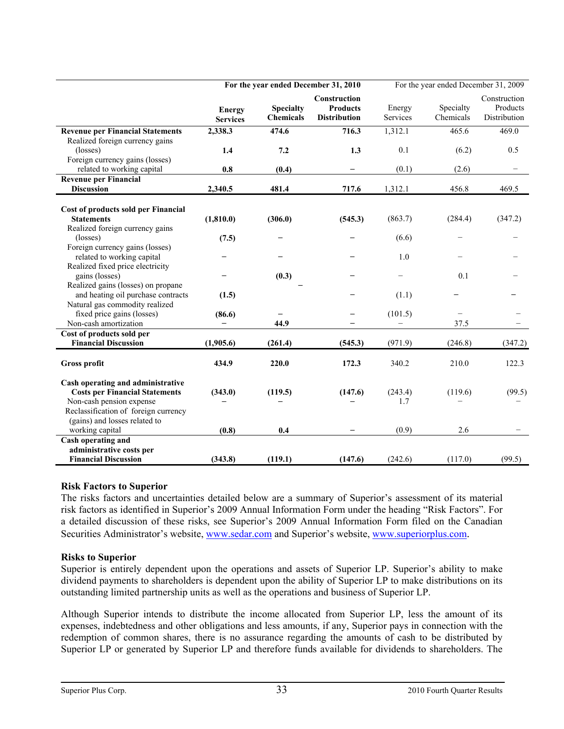| | For the year ended December 31, 2010 | | | For the year ended December 31, 2009 | | |
|---|---|---|---|---|---|---|
| | **Energy Services** | **Specialty Chemicals** | **Construction Products Distribution** | Energy Services | Specialty Chemicals | Construction Products Distribution |
| **Revenue per Financial Statements** | **2,338.3** | **474.6** | **716.3** | 1,312.1 | 465.6 | 469.0 |
| Realized foreign currency gains (losses) | **1.4** | **7.2** | **1.3** | 0.1 | (6.2) | 0.5 |
| Foreign currency gains (losses) related to working capital | **0.8** | **(0.4)** | **–** | (0.1) | (2.6) | – |
| **Revenue per Financial Discussion** | **2,340.5** | **481.4** | **717.6** | 1,312.1 | 456.8 | 469.5 |
| | | | | | | |
| **Cost of products sold per Financial Statements** | **(1,810.0)** | **(306.0)** | **(545.3)** | (863.7) | (284.4) | (347.2) |
| Realized foreign currency gains (losses) | **(7.5)** | **–** | **–** | (6.6) | – | – |
| Foreign currency gains (losses) related to working capital | **–** | **–** | **–** | 1.0 | – | – |
| Realized fixed price electricity gains (losses) | **–** | **(0.3)** | **–** | – | 0.1 | – |
| Realized gains (losses) on propane and heating oil purchase contracts | **(1.5)** | **–** | **–** | (1.1) | – | – |
| Natural gas commodity realized fixed price gains (losses) | **(86.6)** | **–** | **–** | (101.5) | – | – |
| Non-cash amortization | **–** | **44.9** | **–** | – | 37.5 | – |
| **Cost of products sold per Financial Discussion** | **(1,905.6)** | **(261.4)** | **(545.3)** | (971.9) | (246.8) | (347.2) |
| | | | | | | |
| **Gross profit** | **434.9** | **220.0** | **172.3** | 340.2 | 210.0 | 122.3 |
| | | | | | | |
| **Cash operating and administrative Costs per Financial Statements** | **(343.0)** | **(119.5)** | **(147.6)** | (243.4) | (119.6) | (99.5) |
| Non-cash pension expense | **–** | **–** | **–** | 1.7 | – | – |
| Reclassification of foreign currency (gains) and losses related to working capital | **(0.8)** | **0.4** | **–** | (0.9) | 2.6 | – |
| **Cash operating and administrative costs per Financial Discussion** | **(343.8)** | **(119.1)** | **(147.6)** | (242.6) | (117.0) | (99.5) |

## Risk Factors to Superior

The risks factors and uncertainties detailed below are a summary of Superior's assessment of its material risk factors as identified in Superior's 2009 Annual Information Form under the heading "Risk Factors". For a detailed discussion of these risks, see Superior's 2009 Annual Information Form filed on the Canadian Securities Administrator's website, www.sedar.com and Superior's website, www.superiorplus.com.

## Risks to Superior

Superior is entirely dependent upon the operations and assets of Superior LP. Superior's ability to make dividend payments to shareholders is dependent upon the ability of Superior LP to make distributions on its outstanding limited partnership units as well as the operations and business of Superior LP.

Although Superior intends to distribute the income allocated from Superior LP, less the amount of its expenses, indebtedness and other obligations and less amounts, if any, Superior pays in connection with the redemption of common shares, there is no assurance regarding the amounts of cash to be distributed by Superior LP or generated by Superior LP and therefore funds available for dividends to shareholders. The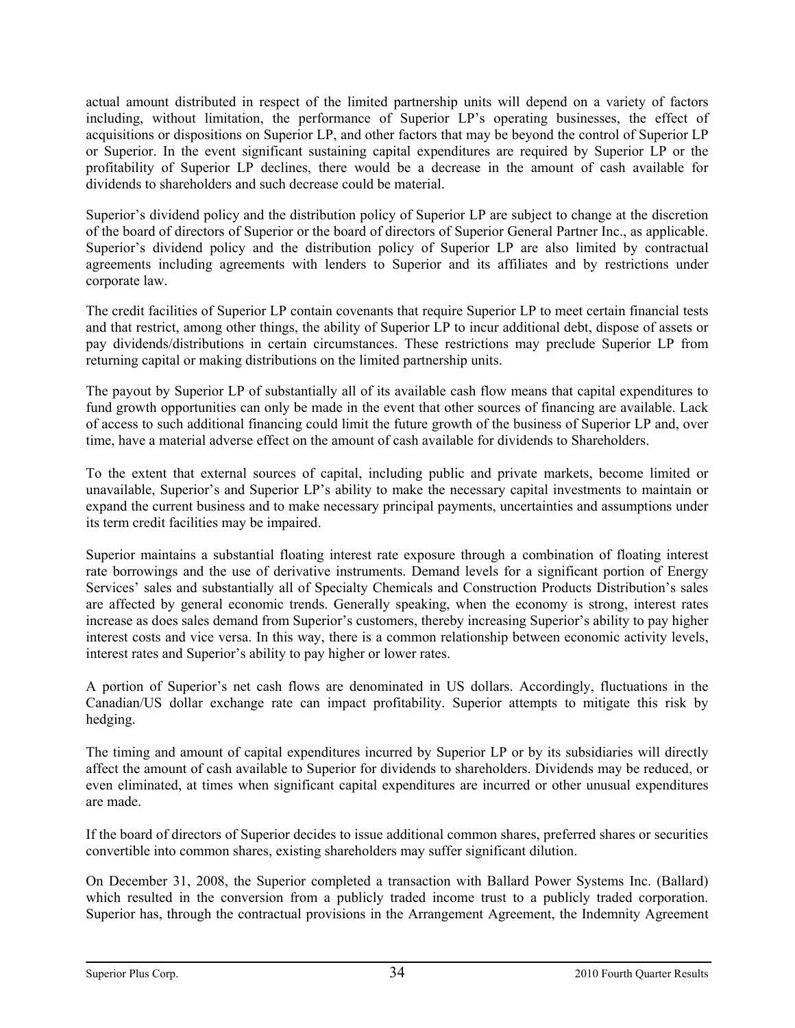actual amount distributed in respect of the limited partnership units will depend on a variety of factors including, without limitation, the performance of Superior LP's operating businesses, the effect of acquisitions or dispositions on Superior LP, and other factors that may be beyond the control of Superior LP or Superior. In the event significant sustaining capital expenditures are required by Superior LP or the profitability of Superior LP declines, there would be a decrease in the amount of cash available for dividends to shareholders and such decrease could be material.

Superior's dividend policy and the distribution policy of Superior LP are subject to change at the discretion of the board of directors of Superior or the board of directors of Superior General Partner Inc., as applicable. Superior's dividend policy and the distribution policy of Superior LP are also limited by contractual agreements including agreements with lenders to Superior and its affiliates and by restrictions under corporate law.

The credit facilities of Superior LP contain covenants that require Superior LP to meet certain financial tests and that restrict, among other things, the ability of Superior LP to incur additional debt, dispose of assets or pay dividends/distributions in certain circumstances. These restrictions may preclude Superior LP from returning capital or making distributions on the limited partnership units.

The payout by Superior LP of substantially all of its available cash flow means that capital expenditures to fund growth opportunities can only be made in the event that other sources of financing are available. Lack of access to such additional financing could limit the future growth of the business of Superior LP and, over time, have a material adverse effect on the amount of cash available for dividends to Shareholders.

To the extent that external sources of capital, including public and private markets, become limited or unavailable, Superior's and Superior LP's ability to make the necessary capital investments to maintain or expand the current business and to make necessary principal payments, uncertainties and assumptions under its term credit facilities may be impaired.

Superior maintains a substantial floating interest rate exposure through a combination of floating interest rate borrowings and the use of derivative instruments. Demand levels for a significant portion of Energy Services' sales and substantially all of Specialty Chemicals and Construction Products Distribution's sales are affected by general economic trends. Generally speaking, when the economy is strong, interest rates increase as does sales demand from Superior's customers, thereby increasing Superior's ability to pay higher interest costs and vice versa. In this way, there is a common relationship between economic activity levels, interest rates and Superior's ability to pay higher or lower rates.

A portion of Superior's net cash flows are denominated in US dollars. Accordingly, fluctuations in the Canadian/US dollar exchange rate can impact profitability. Superior attempts to mitigate this risk by hedging.

The timing and amount of capital expenditures incurred by Superior LP or by its subsidiaries will directly affect the amount of cash available to Superior for dividends to shareholders. Dividends may be reduced, or even eliminated, at times when significant capital expenditures are incurred or other unusual expenditures are made.

If the board of directors of Superior decides to issue additional common shares, preferred shares or securities convertible into common shares, existing shareholders may suffer significant dilution.

On December 31, 2008, the Superior completed a transaction with Ballard Power Systems Inc. (Ballard) which resulted in the conversion from a publicly traded income trust to a publicly traded corporation. Superior has, through the contractual provisions in the Arrangement Agreement, the Indemnity Agreement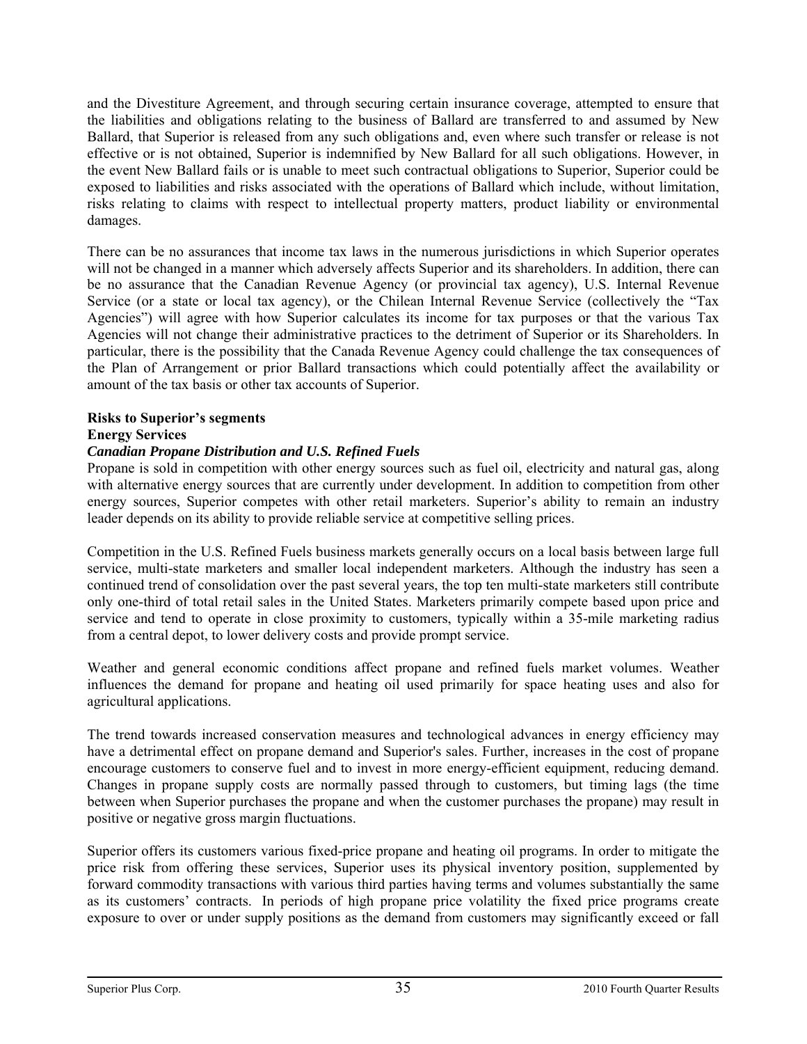and the Divestiture Agreement, and through securing certain insurance coverage, attempted to ensure that the liabilities and obligations relating to the business of Ballard are transferred to and assumed by New Ballard, that Superior is released from any such obligations and, even where such transfer or release is not effective or is not obtained, Superior is indemnified by New Ballard for all such obligations. However, in the event New Ballard fails or is unable to meet such contractual obligations to Superior, Superior could be exposed to liabilities and risks associated with the operations of Ballard which include, without limitation, risks relating to claims with respect to intellectual property matters, product liability or environmental damages.

There can be no assurances that income tax laws in the numerous jurisdictions in which Superior operates will not be changed in a manner which adversely affects Superior and its shareholders. In addition, there can be no assurance that the Canadian Revenue Agency (or provincial tax agency), U.S. Internal Revenue Service (or a state or local tax agency), or the Chilean Internal Revenue Service (collectively the "Tax Agencies") will agree with how Superior calculates its income for tax purposes or that the various Tax Agencies will not change their administrative practices to the detriment of Superior or its Shareholders. In particular, there is the possibility that the Canada Revenue Agency could challenge the tax consequences of the Plan of Arrangement or prior Ballard transactions which could potentially affect the availability or amount of the tax basis or other tax accounts of Superior.

**Risks to Superior's segments**

**Energy Services**

***Canadian Propane Distribution and U.S. Refined Fuels***

Propane is sold in competition with other energy sources such as fuel oil, electricity and natural gas, along with alternative energy sources that are currently under development. In addition to competition from other energy sources, Superior competes with other retail marketers. Superior's ability to remain an industry leader depends on its ability to provide reliable service at competitive selling prices.

Competition in the U.S. Refined Fuels business markets generally occurs on a local basis between large full service, multi-state marketers and smaller local independent marketers. Although the industry has seen a continued trend of consolidation over the past several years, the top ten multi-state marketers still contribute only one-third of total retail sales in the United States. Marketers primarily compete based upon price and service and tend to operate in close proximity to customers, typically within a 35-mile marketing radius from a central depot, to lower delivery costs and provide prompt service.

Weather and general economic conditions affect propane and refined fuels market volumes. Weather influences the demand for propane and heating oil used primarily for space heating uses and also for agricultural applications.

The trend towards increased conservation measures and technological advances in energy efficiency may have a detrimental effect on propane demand and Superior's sales. Further, increases in the cost of propane encourage customers to conserve fuel and to invest in more energy-efficient equipment, reducing demand. Changes in propane supply costs are normally passed through to customers, but timing lags (the time between when Superior purchases the propane and when the customer purchases the propane) may result in positive or negative gross margin fluctuations.

Superior offers its customers various fixed-price propane and heating oil programs. In order to mitigate the price risk from offering these services, Superior uses its physical inventory position, supplemented by forward commodity transactions with various third parties having terms and volumes substantially the same as its customers' contracts. In periods of high propane price volatility the fixed price programs create exposure to over or under supply positions as the demand from customers may significantly exceed or fall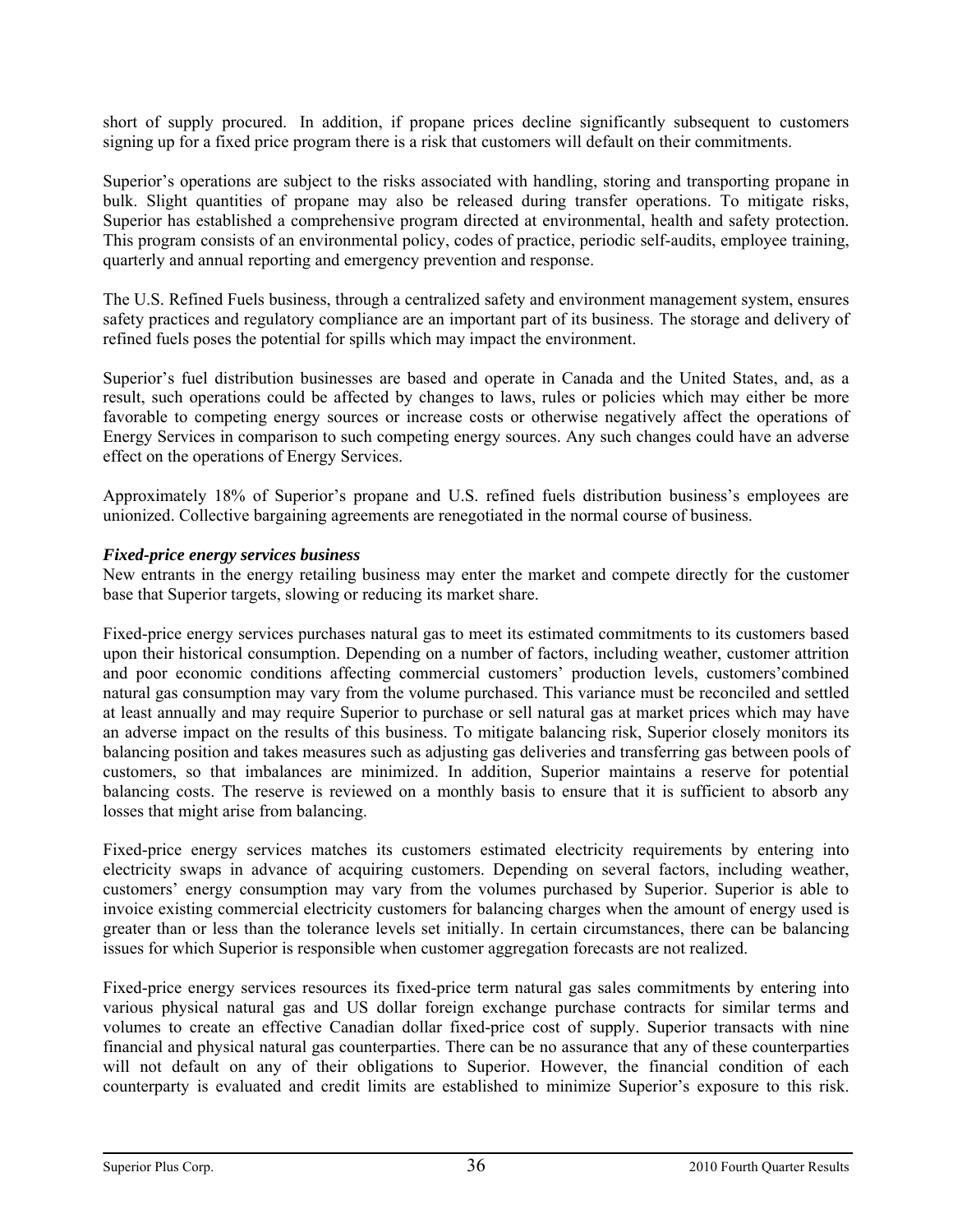short of supply procured. In addition, if propane prices decline significantly subsequent to customers signing up for a fixed price program there is a risk that customers will default on their commitments.

Superior's operations are subject to the risks associated with handling, storing and transporting propane in bulk. Slight quantities of propane may also be released during transfer operations. To mitigate risks, Superior has established a comprehensive program directed at environmental, health and safety protection. This program consists of an environmental policy, codes of practice, periodic self-audits, employee training, quarterly and annual reporting and emergency prevention and response.

The U.S. Refined Fuels business, through a centralized safety and environment management system, ensures safety practices and regulatory compliance are an important part of its business. The storage and delivery of refined fuels poses the potential for spills which may impact the environment.

Superior's fuel distribution businesses are based and operate in Canada and the United States, and, as a result, such operations could be affected by changes to laws, rules or policies which may either be more favorable to competing energy sources or increase costs or otherwise negatively affect the operations of Energy Services in comparison to such competing energy sources. Any such changes could have an adverse effect on the operations of Energy Services.

Approximately 18% of Superior's propane and U.S. refined fuels distribution business's employees are unionized. Collective bargaining agreements are renegotiated in the normal course of business.

***Fixed-price energy services business***

New entrants in the energy retailing business may enter the market and compete directly for the customer base that Superior targets, slowing or reducing its market share.

Fixed-price energy services purchases natural gas to meet its estimated commitments to its customers based upon their historical consumption. Depending on a number of factors, including weather, customer attrition and poor economic conditions affecting commercial customers' production levels, customers'combined natural gas consumption may vary from the volume purchased. This variance must be reconciled and settled at least annually and may require Superior to purchase or sell natural gas at market prices which may have an adverse impact on the results of this business. To mitigate balancing risk, Superior closely monitors its balancing position and takes measures such as adjusting gas deliveries and transferring gas between pools of customers, so that imbalances are minimized. In addition, Superior maintains a reserve for potential balancing costs. The reserve is reviewed on a monthly basis to ensure that it is sufficient to absorb any losses that might arise from balancing.

Fixed-price energy services matches its customers estimated electricity requirements by entering into electricity swaps in advance of acquiring customers. Depending on several factors, including weather, customers' energy consumption may vary from the volumes purchased by Superior. Superior is able to invoice existing commercial electricity customers for balancing charges when the amount of energy used is greater than or less than the tolerance levels set initially. In certain circumstances, there can be balancing issues for which Superior is responsible when customer aggregation forecasts are not realized.

Fixed-price energy services resources its fixed-price term natural gas sales commitments by entering into various physical natural gas and US dollar foreign exchange purchase contracts for similar terms and volumes to create an effective Canadian dollar fixed-price cost of supply. Superior transacts with nine financial and physical natural gas counterparties. There can be no assurance that any of these counterparties will not default on any of their obligations to Superior. However, the financial condition of each counterparty is evaluated and credit limits are established to minimize Superior's exposure to this risk.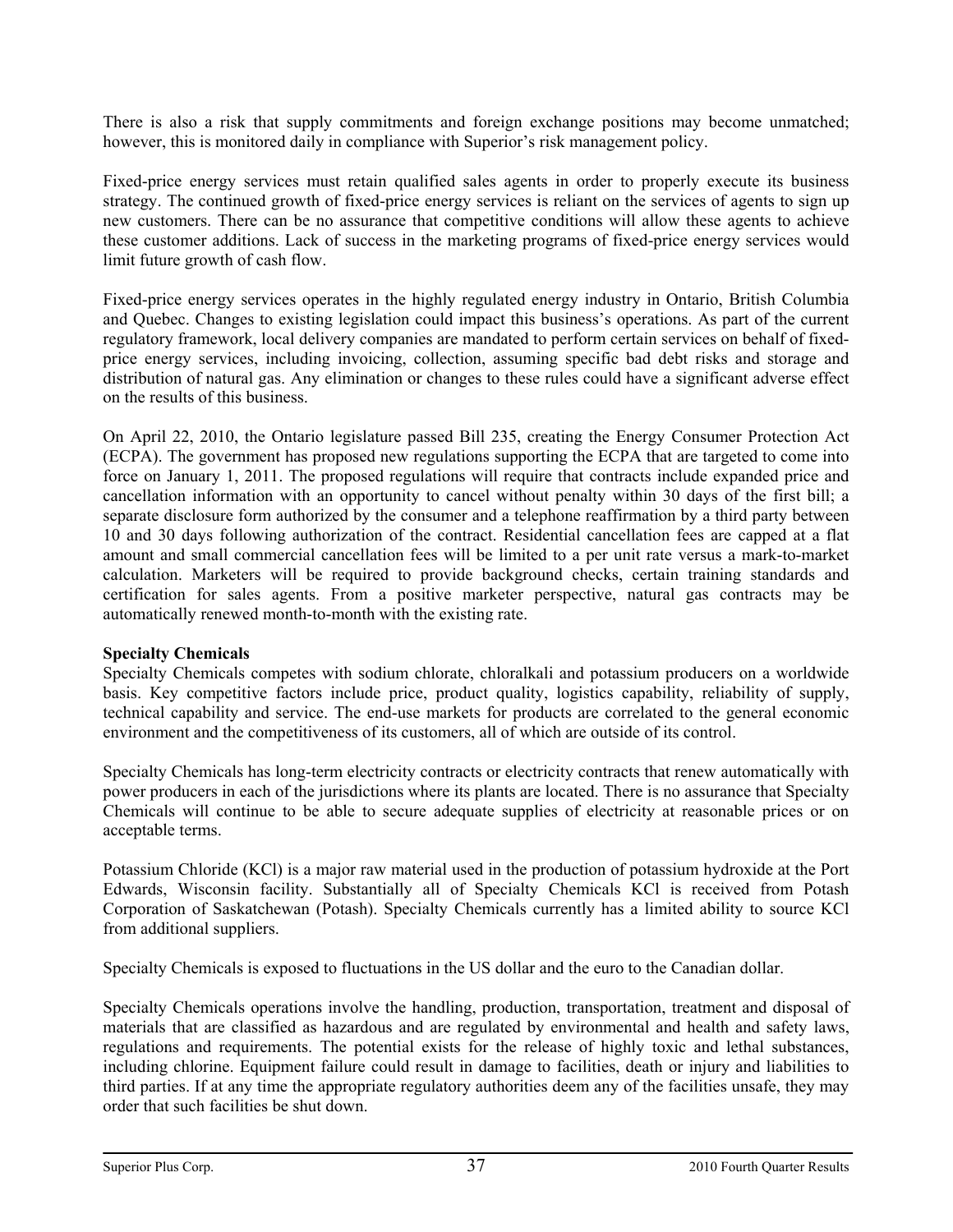There is also a risk that supply commitments and foreign exchange positions may become unmatched; however, this is monitored daily in compliance with Superior's risk management policy.

Fixed-price energy services must retain qualified sales agents in order to properly execute its business strategy. The continued growth of fixed-price energy services is reliant on the services of agents to sign up new customers. There can be no assurance that competitive conditions will allow these agents to achieve these customer additions. Lack of success in the marketing programs of fixed-price energy services would limit future growth of cash flow.

Fixed-price energy services operates in the highly regulated energy industry in Ontario, British Columbia and Quebec. Changes to existing legislation could impact this business's operations. As part of the current regulatory framework, local delivery companies are mandated to perform certain services on behalf of fixed-price energy services, including invoicing, collection, assuming specific bad debt risks and storage and distribution of natural gas. Any elimination or changes to these rules could have a significant adverse effect on the results of this business.

On April 22, 2010, the Ontario legislature passed Bill 235, creating the Energy Consumer Protection Act (ECPA). The government has proposed new regulations supporting the ECPA that are targeted to come into force on January 1, 2011. The proposed regulations will require that contracts include expanded price and cancellation information with an opportunity to cancel without penalty within 30 days of the first bill; a separate disclosure form authorized by the consumer and a telephone reaffirmation by a third party between 10 and 30 days following authorization of the contract. Residential cancellation fees are capped at a flat amount and small commercial cancellation fees will be limited to a per unit rate versus a mark-to-market calculation. Marketers will be required to provide background checks, certain training standards and certification for sales agents. From a positive marketer perspective, natural gas contracts may be automatically renewed month-to-month with the existing rate.

**Specialty Chemicals**

Specialty Chemicals competes with sodium chlorate, chloralkali and potassium producers on a worldwide basis. Key competitive factors include price, product quality, logistics capability, reliability of supply, technical capability and service. The end-use markets for products are correlated to the general economic environment and the competitiveness of its customers, all of which are outside of its control.

Specialty Chemicals has long-term electricity contracts or electricity contracts that renew automatically with power producers in each of the jurisdictions where its plants are located. There is no assurance that Specialty Chemicals will continue to be able to secure adequate supplies of electricity at reasonable prices or on acceptable terms.

Potassium Chloride (KCl) is a major raw material used in the production of potassium hydroxide at the Port Edwards, Wisconsin facility. Substantially all of Specialty Chemicals KCl is received from Potash Corporation of Saskatchewan (Potash). Specialty Chemicals currently has a limited ability to source KCl from additional suppliers.

Specialty Chemicals is exposed to fluctuations in the US dollar and the euro to the Canadian dollar.

Specialty Chemicals operations involve the handling, production, transportation, treatment and disposal of materials that are classified as hazardous and are regulated by environmental and health and safety laws, regulations and requirements. The potential exists for the release of highly toxic and lethal substances, including chlorine. Equipment failure could result in damage to facilities, death or injury and liabilities to third parties. If at any time the appropriate regulatory authorities deem any of the facilities unsafe, they may order that such facilities be shut down.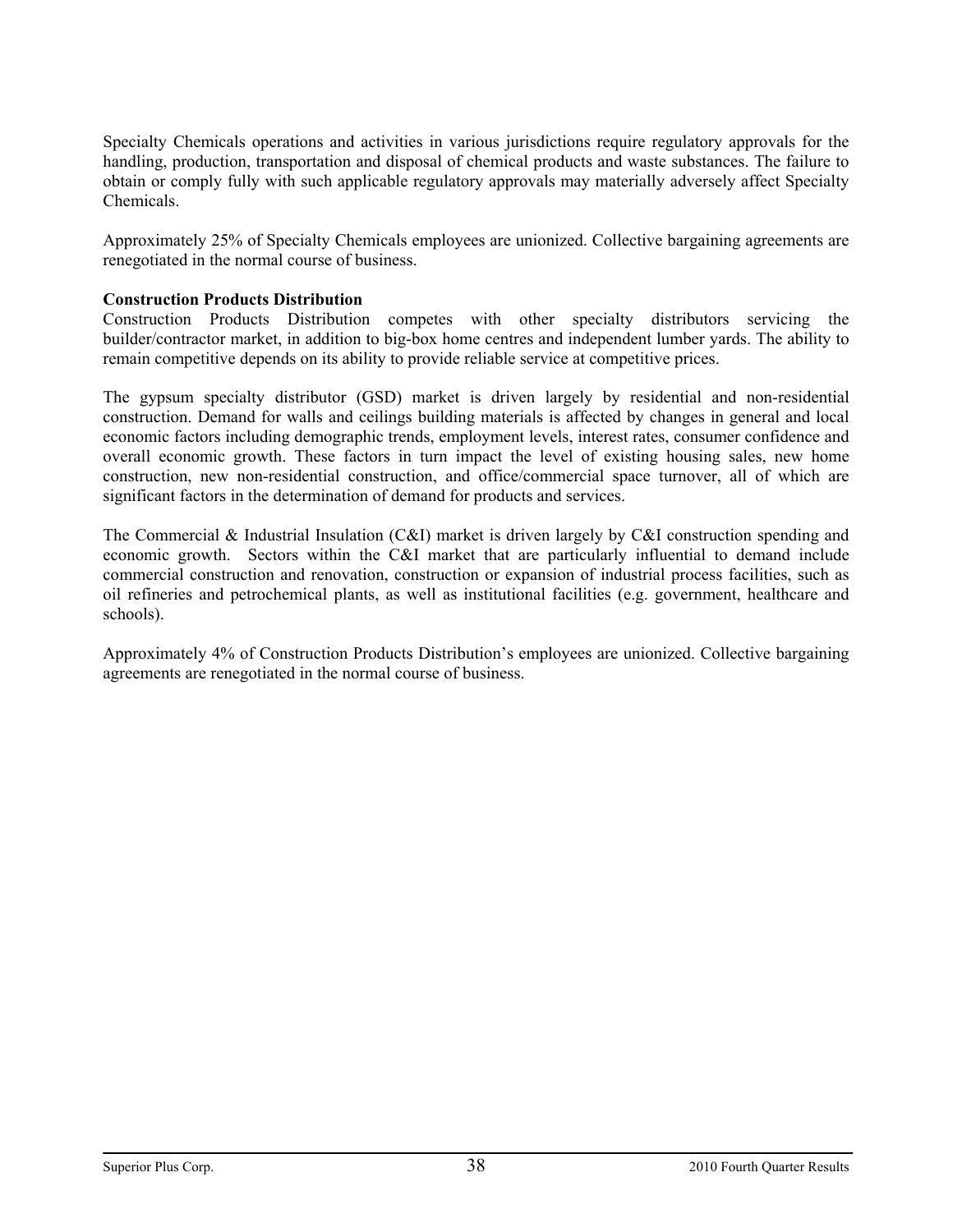Specialty Chemicals operations and activities in various jurisdictions require regulatory approvals for the handling, production, transportation and disposal of chemical products and waste substances. The failure to obtain or comply fully with such applicable regulatory approvals may materially adversely affect Specialty Chemicals.

Approximately 25% of Specialty Chemicals employees are unionized. Collective bargaining agreements are renegotiated in the normal course of business.

**Construction Products Distribution**

Construction Products Distribution competes with other specialty distributors servicing the builder/contractor market, in addition to big-box home centres and independent lumber yards. The ability to remain competitive depends on its ability to provide reliable service at competitive prices.

The gypsum specialty distributor (GSD) market is driven largely by residential and non-residential construction. Demand for walls and ceilings building materials is affected by changes in general and local economic factors including demographic trends, employment levels, interest rates, consumer confidence and overall economic growth. These factors in turn impact the level of existing housing sales, new home construction, new non-residential construction, and office/commercial space turnover, all of which are significant factors in the determination of demand for products and services.

The Commercial & Industrial Insulation (C&I) market is driven largely by C&I construction spending and economic growth. Sectors within the C&I market that are particularly influential to demand include commercial construction and renovation, construction or expansion of industrial process facilities, such as oil refineries and petrochemical plants, as well as institutional facilities (e.g. government, healthcare and schools).

Approximately 4% of Construction Products Distribution's employees are unionized. Collective bargaining agreements are renegotiated in the normal course of business.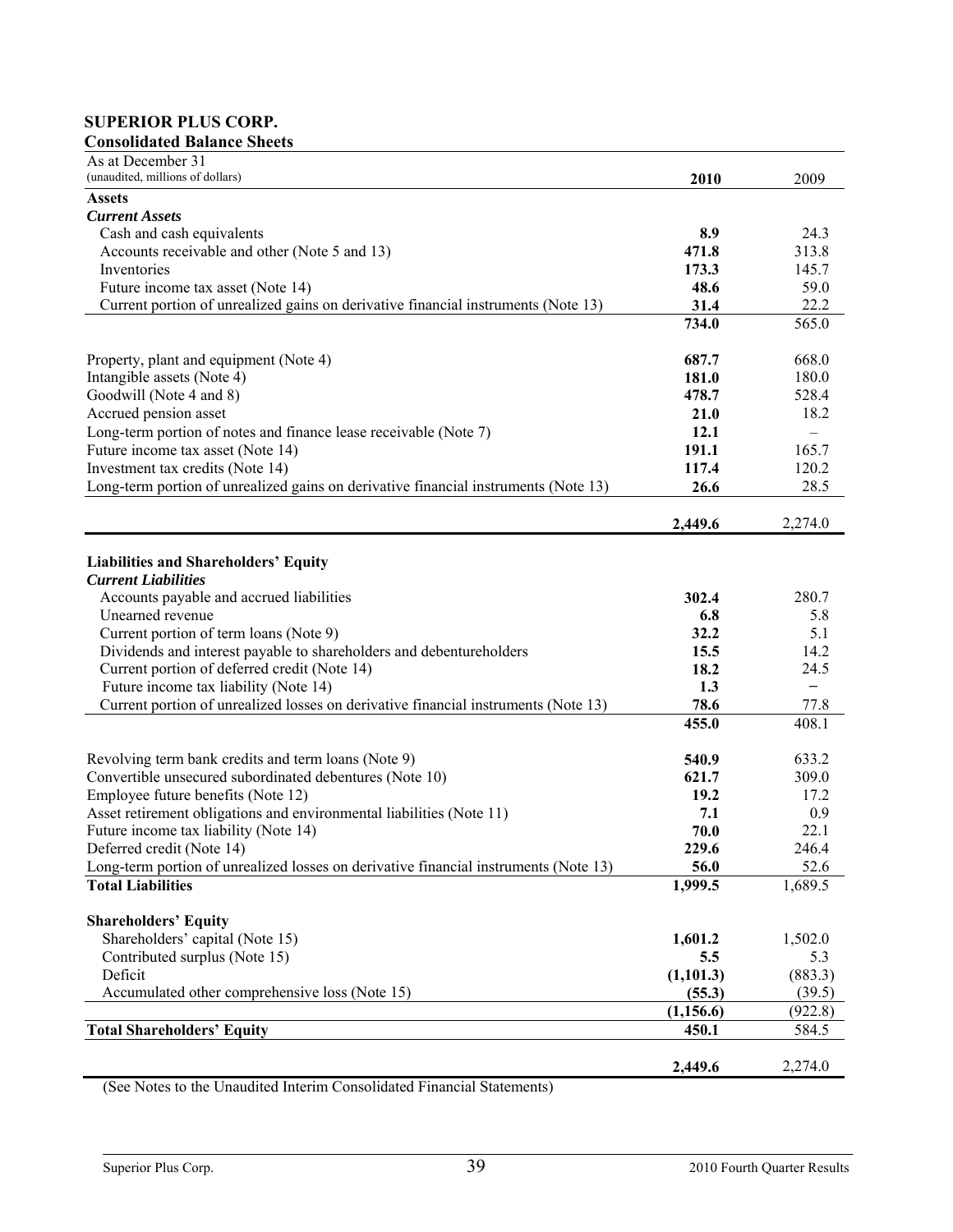# SUPERIOR PLUS CORP.

## Consolidated Balance Sheets

| As at December 31<br>(unaudited, millions of dollars) | **2010** | 2009 |
|---|---|---|
| **Assets** | | |
| ***Current Assets*** | | |
| Cash and cash equivalents | **8.9** | 24.3 |
| Accounts receivable and other (Note 5 and 13) | **471.8** | 313.8 |
| Inventories | **173.3** | 145.7 |
| Future income tax asset (Note 14) | **48.6** | 59.0 |
| Current portion of unrealized gains on derivative financial instruments (Note 13) | **31.4** | 22.2 |
| | **734.0** | 565.0 |
| Property, plant and equipment (Note 4) | **687.7** | 668.0 |
| Intangible assets (Note 4) | **181.0** | 180.0 |
| Goodwill (Note 4 and 8) | **478.7** | 528.4 |
| Accrued pension asset | **21.0** | 18.2 |
| Long-term portion of notes and finance lease receivable (Note 7) | **12.1** | – |
| Future income tax asset (Note 14) | **191.1** | 165.7 |
| Investment tax credits (Note 14) | **117.4** | 120.2 |
| Long-term portion of unrealized gains on derivative financial instruments (Note 13) | **26.6** | 28.5 |
| | **2,449.6** | 2,274.0 |
| **Liabilities and Shareholders' Equity** | | |
| ***Current Liabilities*** | | |
| Accounts payable and accrued liabilities | **302.4** | 280.7 |
| Unearned revenue | **6.8** | 5.8 |
| Current portion of term loans (Note 9) | **32.2** | 5.1 |
| Dividends and interest payable to shareholders and debentureholders | **15.5** | 14.2 |
| Current portion of deferred credit (Note 14) | **18.2** | 24.5 |
| Future income tax liability (Note 14) | **1.3** | – |
| Current portion of unrealized losses on derivative financial instruments (Note 13) | **78.6** | 77.8 |
| | **455.0** | 408.1 |
| Revolving term bank credits and term loans (Note 9) | **540.9** | 633.2 |
| Convertible unsecured subordinated debentures (Note 10) | **621.7** | 309.0 |
| Employee future benefits (Note 12) | **19.2** | 17.2 |
| Asset retirement obligations and environmental liabilities (Note 11) | **7.1** | 0.9 |
| Future income tax liability (Note 14) | **70.0** | 22.1 |
| Deferred credit (Note 14) | **229.6** | 246.4 |
| Long-term portion of unrealized losses on derivative financial instruments (Note 13) | **56.0** | 52.6 |
| **Total Liabilities** | **1,999.5** | 1,689.5 |
| **Shareholders' Equity** | | |
| Shareholders' capital (Note 15) | **1,601.2** | 1,502.0 |
| Contributed surplus (Note 15) | **5.5** | 5.3 |
| Deficit | **(1,101.3)** | (883.3) |
| Accumulated other comprehensive loss (Note 15) | **(55.3)** | (39.5) |
| | **(1,156.6)** | (922.8) |
| **Total Shareholders' Equity** | **450.1** | 584.5 |
| | **2,449.6** | 2,274.0 |

(See Notes to the Unaudited Interim Consolidated Financial Statements)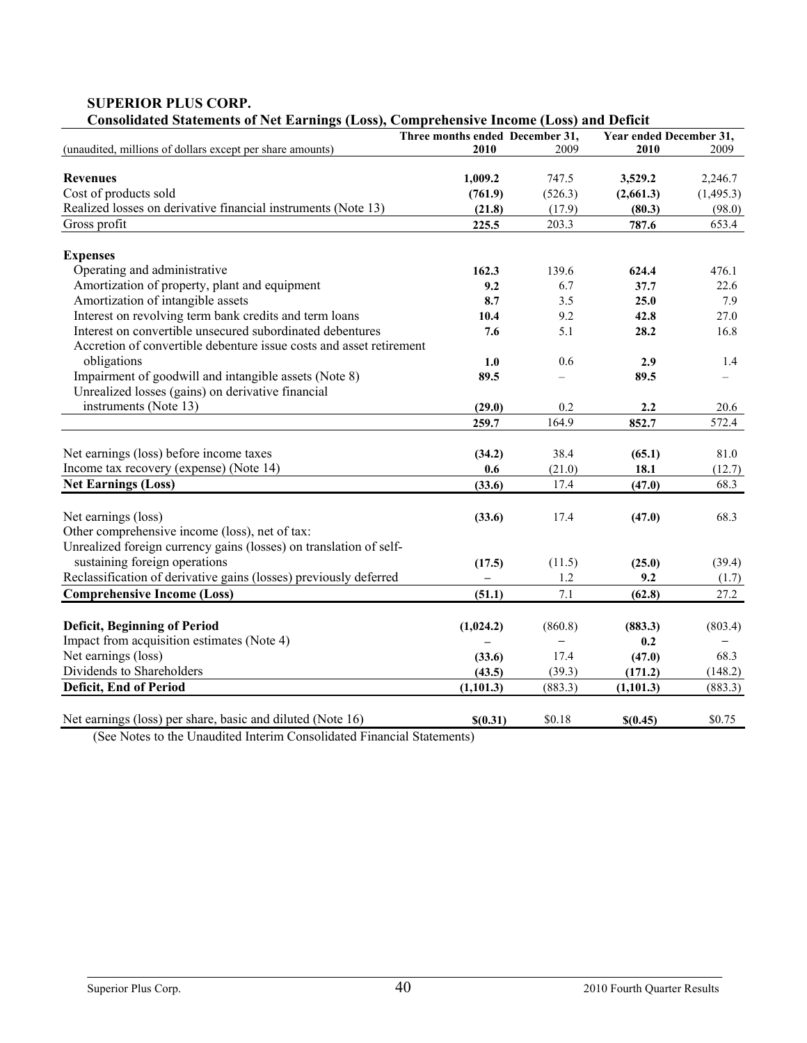**SUPERIOR PLUS CORP.**

**Consolidated Statements of Net Earnings (Loss), Comprehensive Income (Loss) and Deficit**

| (unaudited, millions of dollars except per share amounts) | Three months ended December 31, 2010 | 2009 | Year ended December 31, 2010 | 2009 |
|---|---|---|---|---|
| **Revenues** | **1,009.2** | 747.5 | **3,529.2** | 2,246.7 |
| Cost of products sold | **(761.9)** | (526.3) | **(2,661.3)** | (1,495.3) |
| Realized losses on derivative financial instruments (Note 13) | **(21.8)** | (17.9) | **(80.3)** | (98.0) |
| Gross profit | **225.5** | 203.3 | **787.6** | 653.4 |
| **Expenses** | | | | |
| Operating and administrative | **162.3** | 139.6 | **624.4** | 476.1 |
| Amortization of property, plant and equipment | **9.2** | 6.7 | **37.7** | 22.6 |
| Amortization of intangible assets | **8.7** | 3.5 | **25.0** | 7.9 |
| Interest on revolving term bank credits and term loans | **10.4** | 9.2 | **42.8** | 27.0 |
| Interest on convertible unsecured subordinated debentures | **7.6** | 5.1 | **28.2** | 16.8 |
| Accretion of convertible debenture issue costs and asset retirement obligations | **1.0** | 0.6 | **2.9** | 1.4 |
| Impairment of goodwill and intangible assets (Note 8) | **89.5** | – | **89.5** | – |
| Unrealized losses (gains) on derivative financial instruments (Note 13) | **(29.0)** | 0.2 | **2.2** | 20.6 |
| | **259.7** | 164.9 | **852.7** | 572.4 |
| Net earnings (loss) before income taxes | **(34.2)** | 38.4 | **(65.1)** | 81.0 |
| Income tax recovery (expense) (Note 14) | **0.6** | (21.0) | **18.1** | (12.7) |
| **Net Earnings (Loss)** | **(33.6)** | 17.4 | **(47.0)** | 68.3 |
| Net earnings (loss) | **(33.6)** | 17.4 | **(47.0)** | 68.3 |
| Other comprehensive income (loss), net of tax: | | | | |
| Unrealized foreign currency gains (losses) on translation of self-sustaining foreign operations | **(17.5)** | (11.5) | **(25.0)** | (39.4) |
| Reclassification of derivative gains (losses) previously deferred | **–** | 1.2 | **9.2** | (1.7) |
| **Comprehensive Income (Loss)** | **(51.1)** | 7.1 | **(62.8)** | 27.2 |
| **Deficit, Beginning of Period** | **(1,024.2)** | (860.8) | **(883.3)** | (803.4) |
| Impact from acquisition estimates (Note 4) | **–** | – | **0.2** | – |
| Net earnings (loss) | **(33.6)** | 17.4 | **(47.0)** | 68.3 |
| Dividends to Shareholders | **(43.5)** | (39.3) | **(171.2)** | (148.2) |
| **Deficit, End of Period** | **(1,101.3)** | (883.3) | **(1,101.3)** | (883.3) |
| Net earnings (loss) per share, basic and diluted (Note 16) | **$(0.31)** | $0.18 | **$(0.45)** | $0.75 |

(See Notes to the Unaudited Interim Consolidated Financial Statements)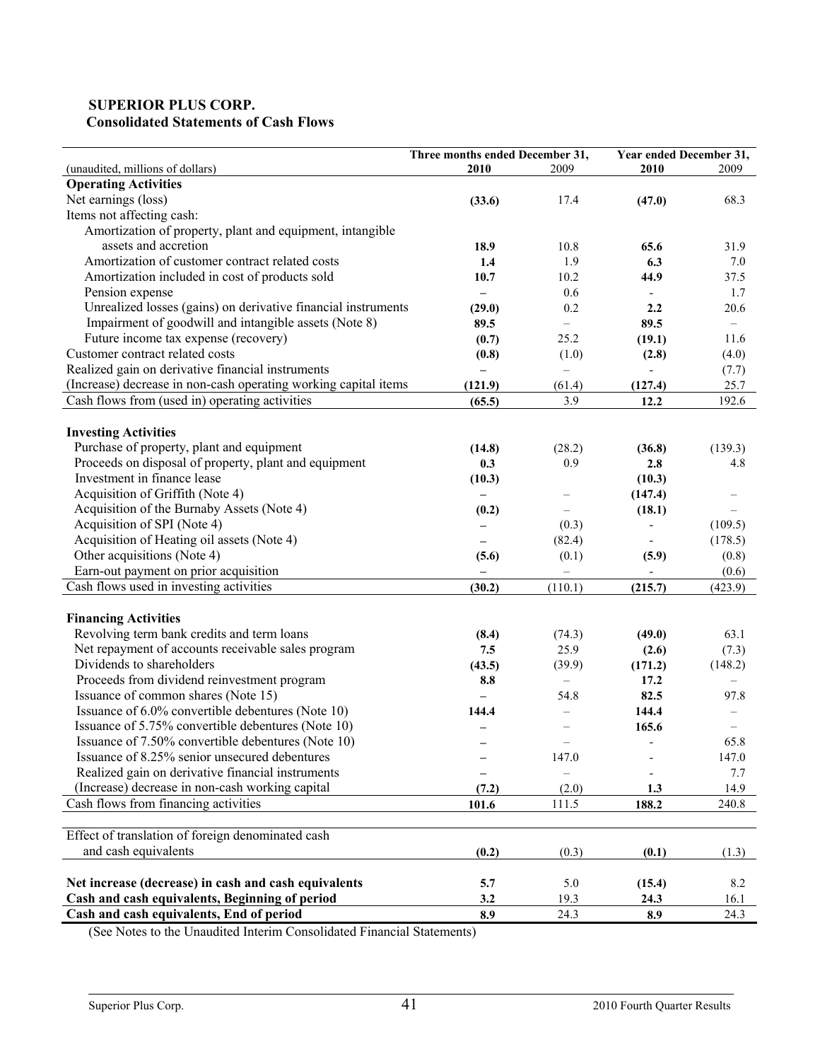**SUPERIOR PLUS CORP.**
**Consolidated Statements of Cash Flows**

| (unaudited, millions of dollars) | Three months ended December 31, 2010 | 2009 | Year ended December 31, 2010 | 2009 |
|---|---|---|---|---|
| **Operating Activities** | | | | |
| Net earnings (loss) | **(33.6)** | 17.4 | **(47.0)** | 68.3 |
| Items not affecting cash: | | | | |
| Amortization of property, plant and equipment, intangible assets and accretion | **18.9** | 10.8 | **65.6** | 31.9 |
| Amortization of customer contract related costs | **1.4** | 1.9 | **6.3** | 7.0 |
| Amortization included in cost of products sold | **10.7** | 10.2 | **44.9** | 37.5 |
| Pension expense | **–** | 0.6 | **-** | 1.7 |
| Unrealized losses (gains) on derivative financial instruments | **(29.0)** | 0.2 | **2.2** | 20.6 |
| Impairment of goodwill and intangible assets (Note 8) | **89.5** | – | **89.5** | – |
| Future income tax expense (recovery) | **(0.7)** | 25.2 | **(19.1)** | 11.6 |
| Customer contract related costs | **(0.8)** | (1.0) | **(2.8)** | (4.0) |
| Realized gain on derivative financial instruments | **–** | – | **-** | (7.7) |
| (Increase) decrease in non-cash operating working capital items | **(121.9)** | (61.4) | **(127.4)** | 25.7 |
| Cash flows from (used in) operating activities | **(65.5)** | 3.9 | **12.2** | 192.6 |
| **Investing Activities** | | | | |
| Purchase of property, plant and equipment | **(14.8)** | (28.2) | **(36.8)** | (139.3) |
| Proceeds on disposal of property, plant and equipment | **0.3** | 0.9 | **2.8** | 4.8 |
| Investment in finance lease | **(10.3)** | | **(10.3)** | |
| Acquisition of Griffith (Note 4) | **–** | – | **(147.4)** | – |
| Acquisition of the Burnaby Assets (Note 4) | **(0.2)** | – | **(18.1)** | – |
| Acquisition of SPI (Note 4) | **–** | (0.3) | **-** | (109.5) |
| Acquisition of Heating oil assets (Note 4) | **–** | (82.4) | **-** | (178.5) |
| Other acquisitions (Note 4) | **(5.6)** | (0.1) | **(5.9)** | (0.8) |
| Earn-out payment on prior acquisition | **–** | – | **-** | (0.6) |
| Cash flows used in investing activities | **(30.2)** | (110.1) | **(215.7)** | (423.9) |
| **Financing Activities** | | | | |
| Revolving term bank credits and term loans | **(8.4)** | (74.3) | **(49.0)** | 63.1 |
| Net repayment of accounts receivable sales program | **7.5** | 25.9 | **(2.6)** | (7.3) |
| Dividends to shareholders | **(43.5)** | (39.9) | **(171.2)** | (148.2) |
| Proceeds from dividend reinvestment program | **8.8** | – | **17.2** | – |
| Issuance of common shares (Note 15) | **–** | 54.8 | **82.5** | 97.8 |
| Issuance of 6.0% convertible debentures (Note 10) | **144.4** | – | **144.4** | – |
| Issuance of 5.75% convertible debentures (Note 10) | **–** | – | **165.6** | – |
| Issuance of 7.50% convertible debentures (Note 10) | **–** | – | **-** | 65.8 |
| Issuance of 8.25% senior unsecured debentures | **–** | 147.0 | **-** | 147.0 |
| Realized gain on derivative financial instruments | **–** | – | **-** | 7.7 |
| (Increase) decrease in non-cash working capital | **(7.2)** | (2.0) | **1.3** | 14.9 |
| Cash flows from financing activities | **101.6** | 111.5 | **188.2** | 240.8 |
| Effect of translation of foreign denominated cash and cash equivalents | **(0.2)** | (0.3) | **(0.1)** | (1.3) |
| **Net increase (decrease) in cash and cash equivalents** | **5.7** | 5.0 | **(15.4)** | 8.2 |
| **Cash and cash equivalents, Beginning of period** | **3.2** | 19.3 | **24.3** | 16.1 |
| **Cash and cash equivalents, End of period** | **8.9** | 24.3 | **8.9** | 24.3 |

(See Notes to the Unaudited Interim Consolidated Financial Statements)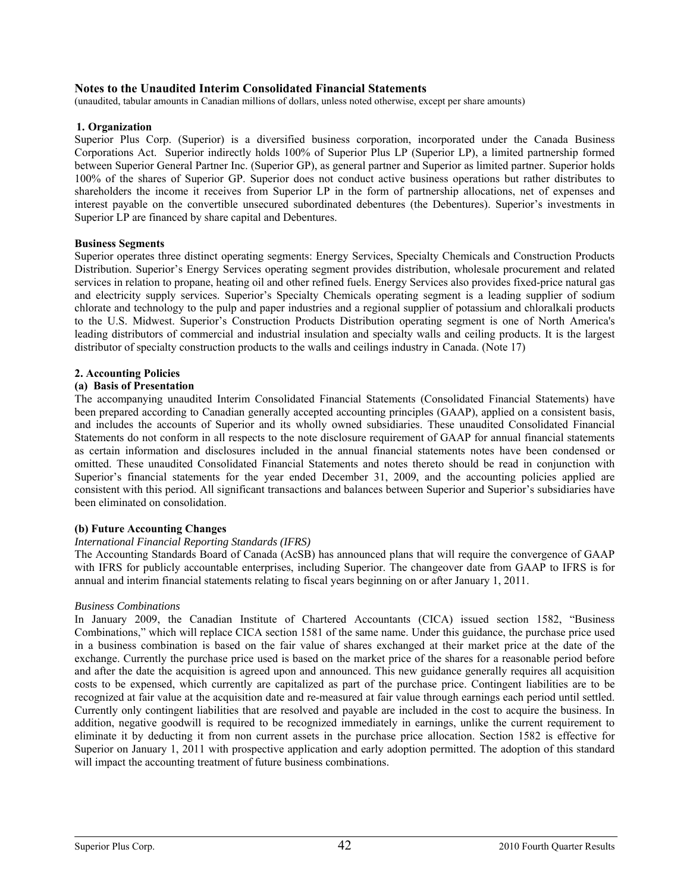## Notes to the Unaudited Interim Consolidated Financial Statements

(unaudited, tabular amounts in Canadian millions of dollars, unless noted otherwise, except per share amounts)

### 1. Organization

Superior Plus Corp. (Superior) is a diversified business corporation, incorporated under the Canada Business Corporations Act. Superior indirectly holds 100% of Superior Plus LP (Superior LP), a limited partnership formed between Superior General Partner Inc. (Superior GP), as general partner and Superior as limited partner. Superior holds 100% of the shares of Superior GP. Superior does not conduct active business operations but rather distributes to shareholders the income it receives from Superior LP in the form of partnership allocations, net of expenses and interest payable on the convertible unsecured subordinated debentures (the Debentures). Superior's investments in Superior LP are financed by share capital and Debentures.

**Business Segments**

Superior operates three distinct operating segments: Energy Services, Specialty Chemicals and Construction Products Distribution. Superior's Energy Services operating segment provides distribution, wholesale procurement and related services in relation to propane, heating oil and other refined fuels. Energy Services also provides fixed-price natural gas and electricity supply services. Superior's Specialty Chemicals operating segment is a leading supplier of sodium chlorate and technology to the pulp and paper industries and a regional supplier of potassium and chloralkali products to the U.S. Midwest. Superior's Construction Products Distribution operating segment is one of North America's leading distributors of commercial and industrial insulation and specialty walls and ceiling products. It is the largest distributor of specialty construction products to the walls and ceilings industry in Canada. (Note 17)

### 2. Accounting Policies

**(a) Basis of Presentation**

The accompanying unaudited Interim Consolidated Financial Statements (Consolidated Financial Statements) have been prepared according to Canadian generally accepted accounting principles (GAAP), applied on a consistent basis, and includes the accounts of Superior and its wholly owned subsidiaries. These unaudited Consolidated Financial Statements do not conform in all respects to the note disclosure requirement of GAAP for annual financial statements as certain information and disclosures included in the annual financial statements notes have been condensed or omitted. These unaudited Consolidated Financial Statements and notes thereto should be read in conjunction with Superior's financial statements for the year ended December 31, 2009, and the accounting policies applied are consistent with this period. All significant transactions and balances between Superior and Superior's subsidiaries have been eliminated on consolidation.

**(b) Future Accounting Changes**

*International Financial Reporting Standards (IFRS)*

The Accounting Standards Board of Canada (AcSB) has announced plans that will require the convergence of GAAP with IFRS for publicly accountable enterprises, including Superior. The changeover date from GAAP to IFRS is for annual and interim financial statements relating to fiscal years beginning on or after January 1, 2011.

*Business Combinations*

In January 2009, the Canadian Institute of Chartered Accountants (CICA) issued section 1582, "Business Combinations," which will replace CICA section 1581 of the same name. Under this guidance, the purchase price used in a business combination is based on the fair value of shares exchanged at their market price at the date of the exchange. Currently the purchase price used is based on the market price of the shares for a reasonable period before and after the date the acquisition is agreed upon and announced. This new guidance generally requires all acquisition costs to be expensed, which currently are capitalized as part of the purchase price. Contingent liabilities are to be recognized at fair value at the acquisition date and re-measured at fair value through earnings each period until settled. Currently only contingent liabilities that are resolved and payable are included in the cost to acquire the business. In addition, negative goodwill is required to be recognized immediately in earnings, unlike the current requirement to eliminate it by deducting it from non current assets in the purchase price allocation. Section 1582 is effective for Superior on January 1, 2011 with prospective application and early adoption permitted. The adoption of this standard will impact the accounting treatment of future business combinations.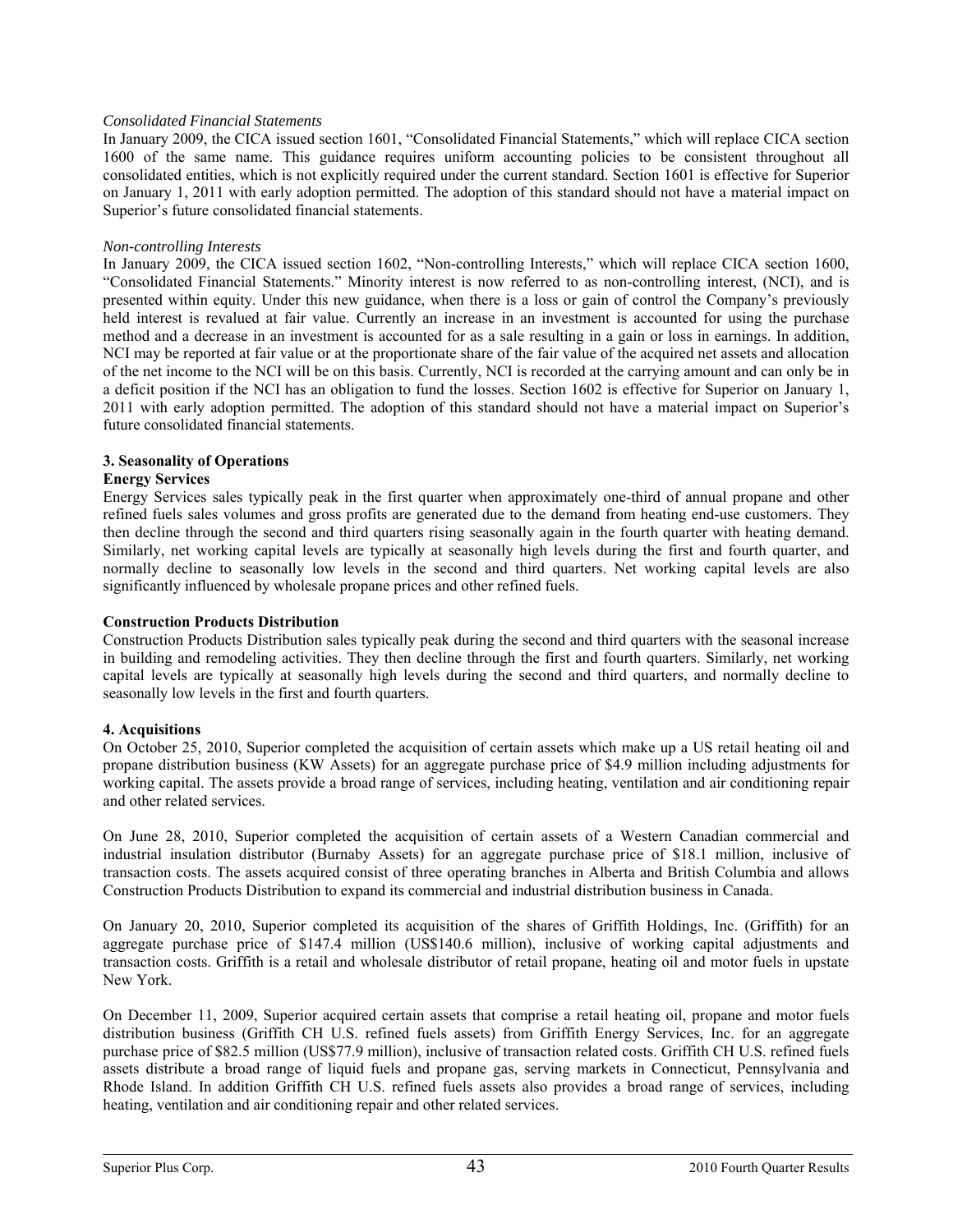*Consolidated Financial Statements*

In January 2009, the CICA issued section 1601, "Consolidated Financial Statements," which will replace CICA section 1600 of the same name. This guidance requires uniform accounting policies to be consistent throughout all consolidated entities, which is not explicitly required under the current standard. Section 1601 is effective for Superior on January 1, 2011 with early adoption permitted. The adoption of this standard should not have a material impact on Superior's future consolidated financial statements.

*Non-controlling Interests*

In January 2009, the CICA issued section 1602, "Non-controlling Interests," which will replace CICA section 1600, "Consolidated Financial Statements." Minority interest is now referred to as non-controlling interest, (NCI), and is presented within equity. Under this new guidance, when there is a loss or gain of control the Company's previously held interest is revalued at fair value. Currently an increase in an investment is accounted for using the purchase method and a decrease in an investment is accounted for as a sale resulting in a gain or loss in earnings. In addition, NCI may be reported at fair value or at the proportionate share of the fair value of the acquired net assets and allocation of the net income to the NCI will be on this basis. Currently, NCI is recorded at the carrying amount and can only be in a deficit position if the NCI has an obligation to fund the losses. Section 1602 is effective for Superior on January 1, 2011 with early adoption permitted. The adoption of this standard should not have a material impact on Superior's future consolidated financial statements.

## 3. Seasonality of Operations

**Energy Services**

Energy Services sales typically peak in the first quarter when approximately one-third of annual propane and other refined fuels sales volumes and gross profits are generated due to the demand from heating end-use customers. They then decline through the second and third quarters rising seasonally again in the fourth quarter with heating demand. Similarly, net working capital levels are typically at seasonally high levels during the first and fourth quarter, and normally decline to seasonally low levels in the second and third quarters. Net working capital levels are also significantly influenced by wholesale propane prices and other refined fuels.

**Construction Products Distribution**

Construction Products Distribution sales typically peak during the second and third quarters with the seasonal increase in building and remodeling activities. They then decline through the first and fourth quarters. Similarly, net working capital levels are typically at seasonally high levels during the second and third quarters, and normally decline to seasonally low levels in the first and fourth quarters.

## 4. Acquisitions

On October 25, 2010, Superior completed the acquisition of certain assets which make up a US retail heating oil and propane distribution business (KW Assets) for an aggregate purchase price of $4.9 million including adjustments for working capital. The assets provide a broad range of services, including heating, ventilation and air conditioning repair and other related services.

On June 28, 2010, Superior completed the acquisition of certain assets of a Western Canadian commercial and industrial insulation distributor (Burnaby Assets) for an aggregate purchase price of $18.1 million, inclusive of transaction costs. The assets acquired consist of three operating branches in Alberta and British Columbia and allows Construction Products Distribution to expand its commercial and industrial distribution business in Canada.

On January 20, 2010, Superior completed its acquisition of the shares of Griffith Holdings, Inc. (Griffith) for an aggregate purchase price of $147.4 million (US$140.6 million), inclusive of working capital adjustments and transaction costs. Griffith is a retail and wholesale distributor of retail propane, heating oil and motor fuels in upstate New York.

On December 11, 2009, Superior acquired certain assets that comprise a retail heating oil, propane and motor fuels distribution business (Griffith CH U.S. refined fuels assets) from Griffith Energy Services, Inc. for an aggregate purchase price of $82.5 million (US$77.9 million), inclusive of transaction related costs. Griffith CH U.S. refined fuels assets distribute a broad range of liquid fuels and propane gas, serving markets in Connecticut, Pennsylvania and Rhode Island. In addition Griffith CH U.S. refined fuels assets also provides a broad range of services, including heating, ventilation and air conditioning repair and other related services.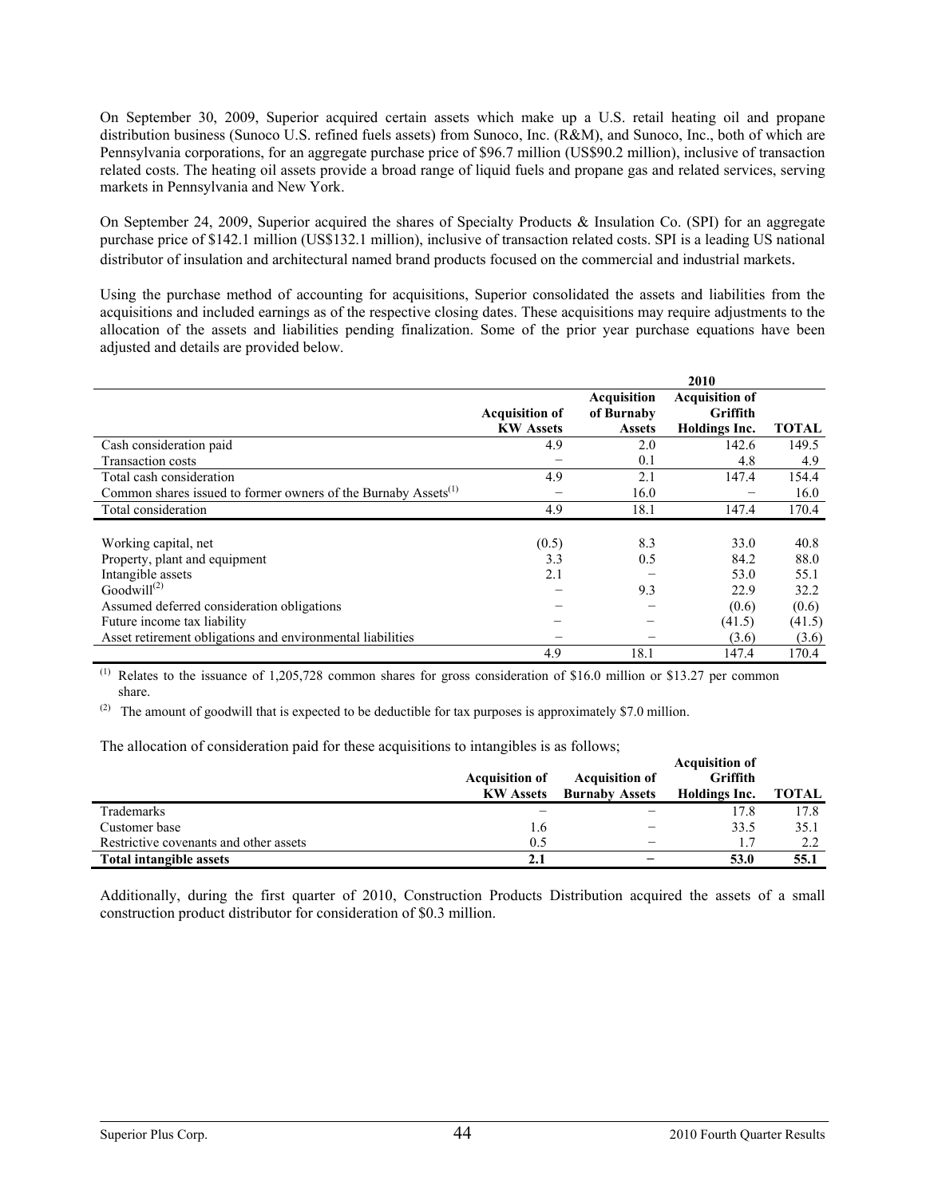On September 30, 2009, Superior acquired certain assets which make up a U.S. retail heating oil and propane distribution business (Sunoco U.S. refined fuels assets) from Sunoco, Inc. (R&M), and Sunoco, Inc., both of which are Pennsylvania corporations, for an aggregate purchase price of $96.7 million (US$90.2 million), inclusive of transaction related costs. The heating oil assets provide a broad range of liquid fuels and propane gas and related services, serving markets in Pennsylvania and New York.

On September 24, 2009, Superior acquired the shares of Specialty Products & Insulation Co. (SPI) for an aggregate purchase price of $142.1 million (US$132.1 million), inclusive of transaction related costs. SPI is a leading US national distributor of insulation and architectural named brand products focused on the commercial and industrial markets.

Using the purchase method of accounting for acquisitions, Superior consolidated the assets and liabilities from the acquisitions and included earnings as of the respective closing dates. These acquisitions may require adjustments to the allocation of the assets and liabilities pending finalization. Some of the prior year purchase equations have been adjusted and details are provided below.

| | 2010 | | | |
|---|---|---|---|---|
| | Acquisition of KW Assets | Acquisition of Burnaby Assets | Acquisition of Griffith Holdings Inc. | TOTAL |
| Cash consideration paid | 4.9 | 2.0 | 142.6 | 149.5 |
| Transaction costs | − | 0.1 | 4.8 | 4.9 |
| Total cash consideration | 4.9 | 2.1 | 147.4 | 154.4 |
| Common shares issued to former owners of the Burnaby Assets[1] | − | 16.0 | − | 16.0 |
| Total consideration | 4.9 | 18.1 | 147.4 | 170.4 |
| | | | | |
| Working capital, net | (0.5) | 8.3 | 33.0 | 40.8 |
| Property, plant and equipment | 3.3 | 0.5 | 84.2 | 88.0 |
| Intangible assets | 2.1 | − | 53.0 | 55.1 |
| Goodwill[2] | − | 9.3 | 22.9 | 32.2 |
| Assumed deferred consideration obligations | − | − | (0.6) | (0.6) |
| Future income tax liability | − | − | (41.5) | (41.5) |
| Asset retirement obligations and environmental liabilities | − | − | (3.6) | (3.6) |
| | 4.9 | 18.1 | 147.4 | 170.4 |

(1) Relates to the issuance of 1,205,728 common shares for gross consideration of $16.0 million or $13.27 per common share.

(2) The amount of goodwill that is expected to be deductible for tax purposes is approximately $7.0 million.

The allocation of consideration paid for these acquisitions to intangibles is as follows;

| | Acquisition of KW Assets | Acquisition of Burnaby Assets | Acquisition of Griffith Holdings Inc. | TOTAL |
|---|---|---|---|---|
| Trademarks | − | − | 17.8 | 17.8 |
| Customer base | 1.6 | − | 33.5 | 35.1 |
| Restrictive covenants and other assets | 0.5 | − | 1.7 | 2.2 |
| **Total intangible assets** | **2.1** | **−** | **53.0** | **55.1** |

Additionally, during the first quarter of 2010, Construction Products Distribution acquired the assets of a small construction product distributor for consideration of $0.3 million.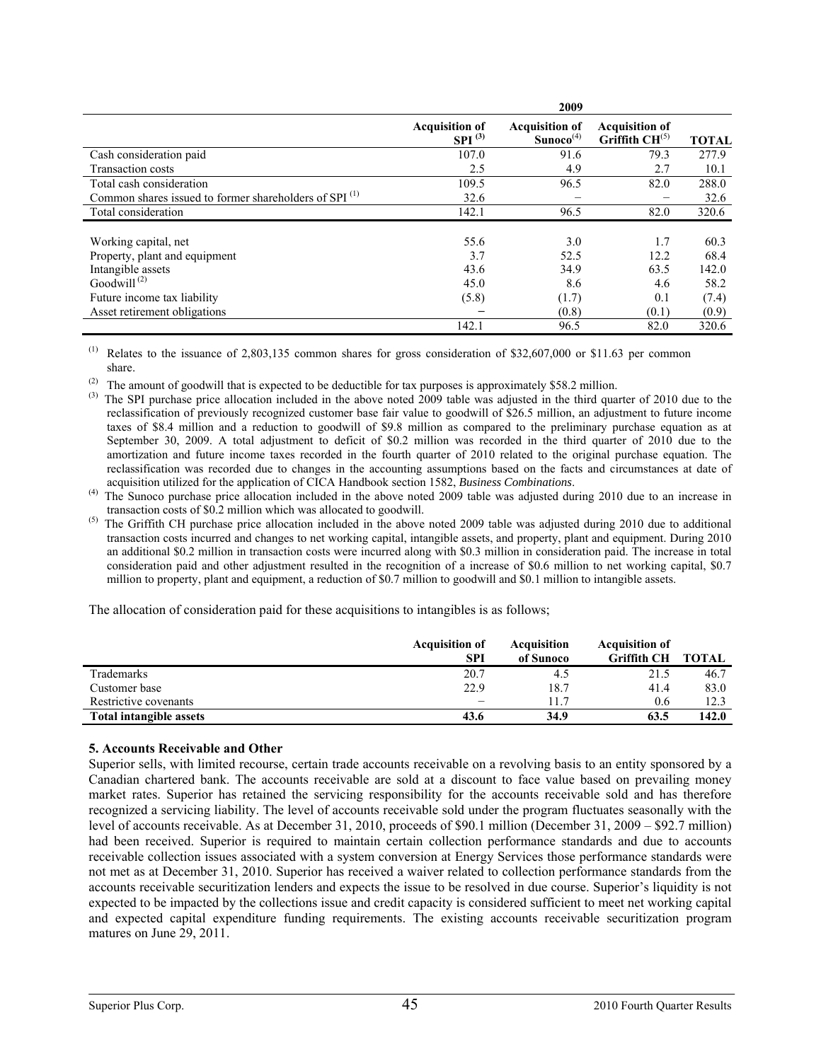| | 2009 | | | |
|---|---|---|---|---|
| | Acquisition of SPI [(3)] | Acquisition of Sunoco[(4)] | Acquisition of Griffith CH[(5)] | TOTAL |
| Cash consideration paid | 107.0 | 91.6 | 79.3 | 277.9 |
| Transaction costs | 2.5 | 4.9 | 2.7 | 10.1 |
| Total cash consideration | 109.5 | 96.5 | 82.0 | 288.0 |
| Common shares issued to former shareholders of SPI [(1)] | 32.6 | – | – | 32.6 |
| Total consideration | 142.1 | 96.5 | 82.0 | 320.6 |
| | | | | |
| Working capital, net | 55.6 | 3.0 | 1.7 | 60.3 |
| Property, plant and equipment | 3.7 | 52.5 | 12.2 | 68.4 |
| Intangible assets | 43.6 | 34.9 | 63.5 | 142.0 |
| Goodwill [(2)] | 45.0 | 8.6 | 4.6 | 58.2 |
| Future income tax liability | (5.8) | (1.7) | 0.1 | (7.4) |
| Asset retirement obligations | – | (0.8) | (0.1) | (0.9) |
| | 142.1 | 96.5 | 82.0 | 320.6 |

(1) Relates to the issuance of 2,803,135 common shares for gross consideration of $32,607,000 or $11.63 per common share.

(2) The amount of goodwill that is expected to be deductible for tax purposes is approximately $58.2 million.

(3) The SPI purchase price allocation included in the above noted 2009 table was adjusted in the third quarter of 2010 due to the reclassification of previously recognized customer base fair value to goodwill of $26.5 million, an adjustment to future income taxes of $8.4 million and a reduction to goodwill of $9.8 million as compared to the preliminary purchase equation as at September 30, 2009. A total adjustment to deficit of $0.2 million was recorded in the third quarter of 2010 due to the amortization and future income taxes recorded in the fourth quarter of 2010 related to the original purchase equation. The reclassification was recorded due to changes in the accounting assumptions based on the facts and circumstances at date of acquisition utilized for the application of CICA Handbook section 1582, *Business Combinations*.

(4) The Sunoco purchase price allocation included in the above noted 2009 table was adjusted during 2010 due to an increase in transaction costs of $0.2 million which was allocated to goodwill.

(5) The Griffith CH purchase price allocation included in the above noted 2009 table was adjusted during 2010 due to additional transaction costs incurred and changes to net working capital, intangible assets, and property, plant and equipment. During 2010 an additional $0.2 million in transaction costs were incurred along with $0.3 million in consideration paid. The increase in total consideration paid and other adjustment resulted in the recognition of a increase of $0.6 million to net working capital, $0.7 million to property, plant and equipment, a reduction of $0.7 million to goodwill and $0.1 million to intangible assets.

The allocation of consideration paid for these acquisitions to intangibles is as follows;

| | Acquisition of SPI | Acquisition of Sunoco | Acquisition of Griffith CH | TOTAL |
|---|---|---|---|---|
| Trademarks | 20.7 | 4.5 | 21.5 | 46.7 |
| Customer base | 22.9 | 18.7 | 41.4 | 83.0 |
| Restrictive covenants | – | 11.7 | 0.6 | 12.3 |
| **Total intangible assets** | **43.6** | **34.9** | **63.5** | **142.0** |

### 5. Accounts Receivable and Other

Superior sells, with limited recourse, certain trade accounts receivable on a revolving basis to an entity sponsored by a Canadian chartered bank. The accounts receivable are sold at a discount to face value based on prevailing money market rates. Superior has retained the servicing responsibility for the accounts receivable sold and has therefore recognized a servicing liability. The level of accounts receivable sold under the program fluctuates seasonally with the level of accounts receivable. As at December 31, 2010, proceeds of $90.1 million (December 31, 2009 – $92.7 million) had been received. Superior is required to maintain certain collection performance standards and due to accounts receivable collection issues associated with a system conversion at Energy Services those performance standards were not met as at December 31, 2010. Superior has received a waiver related to collection performance standards from the accounts receivable securitization lenders and expects the issue to be resolved in due course. Superior's liquidity is not expected to be impacted by the collections issue and credit capacity is considered sufficient to meet net working capital and expected capital expenditure funding requirements. The existing accounts receivable securitization program matures on June 29, 2011.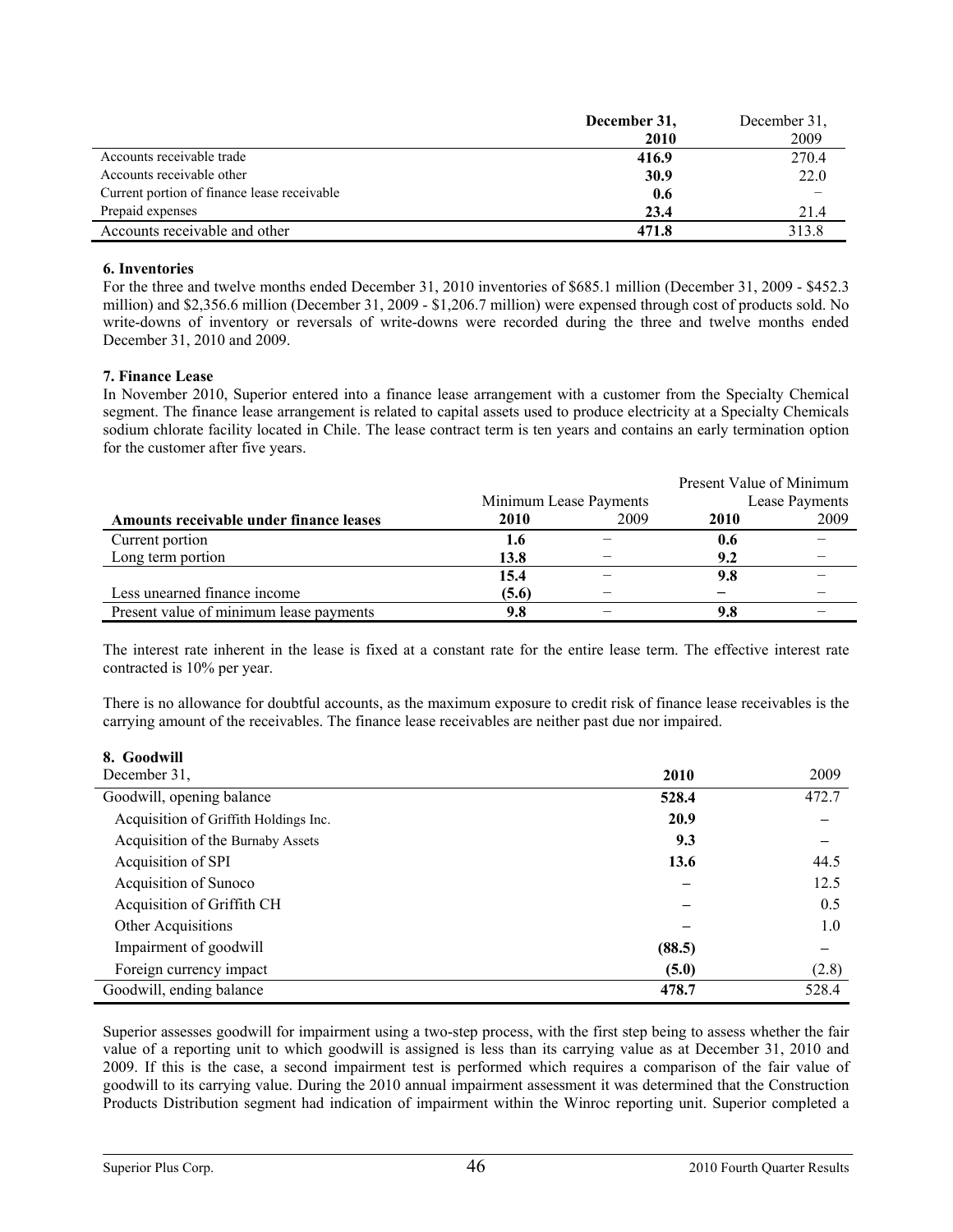| | December 31, 2010 | December 31, 2009 |
|---|---|---|
| Accounts receivable trade | **416.9** | 270.4 |
| Accounts receivable other | **30.9** | 22.0 |
| Current portion of finance lease receivable | **0.6** | – |
| Prepaid expenses | **23.4** | 21.4 |
| Accounts receivable and other | **471.8** | 313.8 |

**6. Inventories**

For the three and twelve months ended December 31, 2010 inventories of $685.1 million (December 31, 2009 - $452.3 million) and $2,356.6 million (December 31, 2009 - $1,206.7 million) were expensed through cost of products sold. No write-downs of inventory or reversals of write-downs were recorded during the three and twelve months ended December 31, 2010 and 2009.

**7. Finance Lease**

In November 2010, Superior entered into a finance lease arrangement with a customer from the Specialty Chemical segment. The finance lease arrangement is related to capital assets used to produce electricity at a Specialty Chemicals sodium chlorate facility located in Chile. The lease contract term is ten years and contains an early termination option for the customer after five years.

| | Minimum Lease Payments | | Present Value of Minimum Lease Payments | |
|---|---|---|---|---|
| **Amounts receivable under finance leases** | **2010** | 2009 | **2010** | 2009 |
| Current portion | **1.6** | – | **0.6** | – |
| Long term portion | **13.8** | – | **9.2** | – |
| | **15.4** | – | **9.8** | – |
| Less unearned finance income | **(5.6)** | – | **–** | – |
| Present value of minimum lease payments | **9.8** | – | **9.8** | – |

The interest rate inherent in the lease is fixed at a constant rate for the entire lease term. The effective interest rate contracted is 10% per year.

There is no allowance for doubtful accounts, as the maximum exposure to credit risk of finance lease receivables is the carrying amount of the receivables. The finance lease receivables are neither past due nor impaired.

**8. Goodwill**

| December 31, | **2010** | 2009 |
|---|---|---|
| Goodwill, opening balance | **528.4** | 472.7 |
| Acquisition of Griffith Holdings Inc. | **20.9** | – |
| Acquisition of the Burnaby Assets | **9.3** | – |
| Acquisition of SPI | **13.6** | 44.5 |
| Acquisition of Sunoco | **–** | 12.5 |
| Acquisition of Griffith CH | **–** | 0.5 |
| Other Acquisitions | **–** | 1.0 |
| Impairment of goodwill | **(88.5)** | – |
| Foreign currency impact | **(5.0)** | (2.8) |
| Goodwill, ending balance | **478.7** | 528.4 |

Superior assesses goodwill for impairment using a two-step process, with the first step being to assess whether the fair value of a reporting unit to which goodwill is assigned is less than its carrying value as at December 31, 2010 and 2009. If this is the case, a second impairment test is performed which requires a comparison of the fair value of goodwill to its carrying value. During the 2010 annual impairment assessment it was determined that the Construction Products Distribution segment had indication of impairment within the Winroc reporting unit. Superior completed a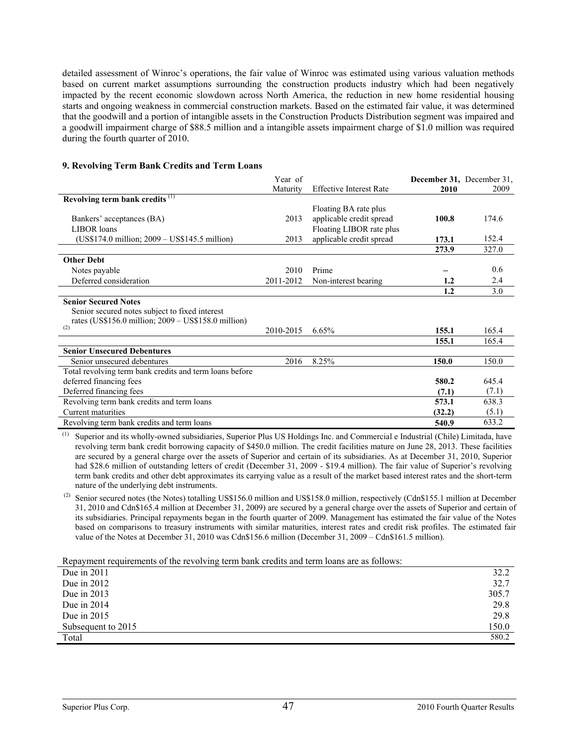detailed assessment of Winroc's operations, the fair value of Winroc was estimated using various valuation methods based on current market assumptions surrounding the construction products industry which had been negatively impacted by the recent economic slowdown across North America, the reduction in new home residential housing starts and ongoing weakness in commercial construction markets. Based on the estimated fair value, it was determined that the goodwill and a portion of intangible assets in the Construction Products Distribution segment was impaired and a goodwill impairment charge of $88.5 million and a intangible assets impairment charge of $1.0 million was required during the fourth quarter of 2010.

### 9. Revolving Term Bank Credits and Term Loans

| | Year of Maturity | Effective Interest Rate | **December 31, 2010** | December 31, 2009 |
|---|---|---|---|---|
| **Revolving term bank credits** [(1)] | | | | |
| Bankers' acceptances (BA) | 2013 | Floating BA rate plus applicable credit spread | **100.8** | 174.6 |
| LIBOR loans (US$174.0 million; 2009 – US$145.5 million) | 2013 | Floating LIBOR rate plus applicable credit spread | **173.1** | 152.4 |
| | | | **273.9** | 327.0 |
| **Other Debt** | | | | |
| Notes payable | 2010 | Prime | – | 0.6 |
| Deferred consideration | 2011-2012 | Non-interest bearing | **1.2** | 2.4 |
| | | | **1.2** | 3.0 |
| **Senior Secured Notes** | | | | |
| Senior secured notes subject to fixed interest rates (US$156.0 million; 2009 – US$158.0 million) [(2)] | 2010-2015 | 6.65% | **155.1** | 165.4 |
| | | | **155.1** | 165.4 |
| **Senior Unsecured Debentures** | | | | |
| Senior unsecured debentures | 2016 | 8.25% | **150.0** | 150.0 |
| Total revolving term bank credits and term loans before deferred financing fees | | | **580.2** | 645.4 |
| Deferred financing fees | | | **(7.1)** | (7.1) |
| Revolving term bank credits and term loans | | | **573.1** | 638.3 |
| Current maturities | | | **(32.2)** | (5.1) |
| Revolving term bank credits and term loans | | | **540.9** | 633.2 |

(1) Superior and its wholly-owned subsidiaries, Superior Plus US Holdings Inc. and Commercial e Industrial (Chile) Limitada, have revolving term bank credit borrowing capacity of $450.0 million. The credit facilities mature on June 28, 2013. These facilities are secured by a general charge over the assets of Superior and certain of its subsidiaries. As at December 31, 2010, Superior had $28.6 million of outstanding letters of credit (December 31, 2009 - $19.4 million). The fair value of Superior's revolving term bank credits and other debt approximates its carrying value as a result of the market based interest rates and the short-term nature of the underlying debt instruments.

(2) Senior secured notes (the Notes) totalling US$156.0 million and US$158.0 million, respectively (Cdn$155.1 million at December 31, 2010 and Cdn$165.4 million at December 31, 2009) are secured by a general charge over the assets of Superior and certain of its subsidiaries. Principal repayments began in the fourth quarter of 2009. Management has estimated the fair value of the Notes based on comparisons to treasury instruments with similar maturities, interest rates and credit risk profiles. The estimated fair value of the Notes at December 31, 2010 was Cdn$156.6 million (December 31, 2009 – Cdn$161.5 million).

Repayment requirements of the revolving term bank credits and term loans are as follows:

| | |
|---|---|
| Due in 2011 | 32.2 |
| Due in 2012 | 32.7 |
| Due in 2013 | 305.7 |
| Due in 2014 | 29.8 |
| Due in 2015 | 29.8 |
| Subsequent to 2015 | 150.0 |
| Total | 580.2 |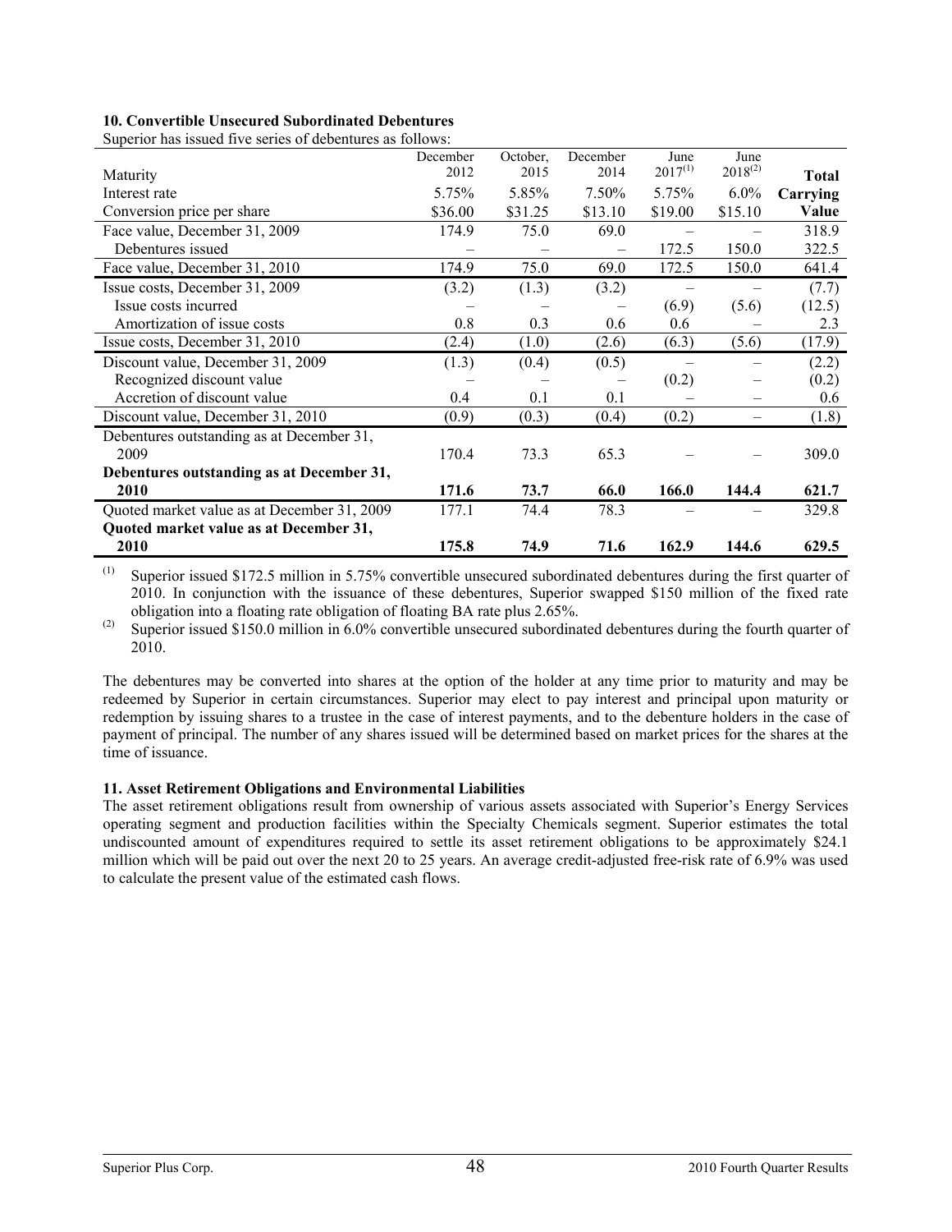### 10. Convertible Unsecured Subordinated Debentures

Superior has issued five series of debentures as follows:

| Maturity | December 2012 | October, 2015 | December 2014 | June 2017[(1)] | June 2018[(2)] | **Total** |
|---|---|---|---|---|---|---|
| Interest rate | 5.75% | 5.85% | 7.50% | 5.75% | 6.0% | **Carrying** |
| Conversion price per share | \$36.00 | \$31.25 | \$13.10 | \$19.00 | \$15.10 | **Value** |
| Face value, December 31, 2009 | 174.9 | 75.0 | 69.0 | – | – | 318.9 |
| Debentures issued | – | – | – | 172.5 | 150.0 | 322.5 |
| Face value, December 31, 2010 | 174.9 | 75.0 | 69.0 | 172.5 | 150.0 | 641.4 |
| Issue costs, December 31, 2009 | (3.2) | (1.3) | (3.2) | – | – | (7.7) |
| Issue costs incurred | – | – | – | (6.9) | (5.6) | (12.5) |
| Amortization of issue costs | 0.8 | 0.3 | 0.6 | 0.6 | – | 2.3 |
| Issue costs, December 31, 2010 | (2.4) | (1.0) | (2.6) | (6.3) | (5.6) | (17.9) |
| Discount value, December 31, 2009 | (1.3) | (0.4) | (0.5) | – | – | (2.2) |
| Recognized discount value | – | – | – | (0.2) | – | (0.2) |
| Accretion of discount value | 0.4 | 0.1 | 0.1 | – | – | 0.6 |
| Discount value, December 31, 2010 | (0.9) | (0.3) | (0.4) | (0.2) | – | (1.8) |
| Debentures outstanding as at December 31, 2009 | 170.4 | 73.3 | 65.3 | – | – | 309.0 |
| **Debentures outstanding as at December 31, 2010** | **171.6** | **73.7** | **66.0** | **166.0** | **144.4** | **621.7** |
| Quoted market value as at December 31, 2009 | 177.1 | 74.4 | 78.3 | – | – | 329.8 |
| **Quoted market value as at December 31, 2010** | **175.8** | **74.9** | **71.6** | **162.9** | **144.6** | **629.5** |

(1) Superior issued \$172.5 million in 5.75% convertible unsecured subordinated debentures during the first quarter of 2010. In conjunction with the issuance of these debentures, Superior swapped \$150 million of the fixed rate obligation into a floating rate obligation of floating BA rate plus 2.65%.

(2) Superior issued \$150.0 million in 6.0% convertible unsecured subordinated debentures during the fourth quarter of 2010.

The debentures may be converted into shares at the option of the holder at any time prior to maturity and may be redeemed by Superior in certain circumstances. Superior may elect to pay interest and principal upon maturity or redemption by issuing shares to a trustee in the case of interest payments, and to the debenture holders in the case of payment of principal. The number of any shares issued will be determined based on market prices for the shares at the time of issuance.

### 11. Asset Retirement Obligations and Environmental Liabilities

The asset retirement obligations result from ownership of various assets associated with Superior's Energy Services operating segment and production facilities within the Specialty Chemicals segment. Superior estimates the total undiscounted amount of expenditures required to settle its asset retirement obligations to be approximately \$24.1 million which will be paid out over the next 20 to 25 years. An average credit-adjusted free-risk rate of 6.9% was used to calculate the present value of the estimated cash flows.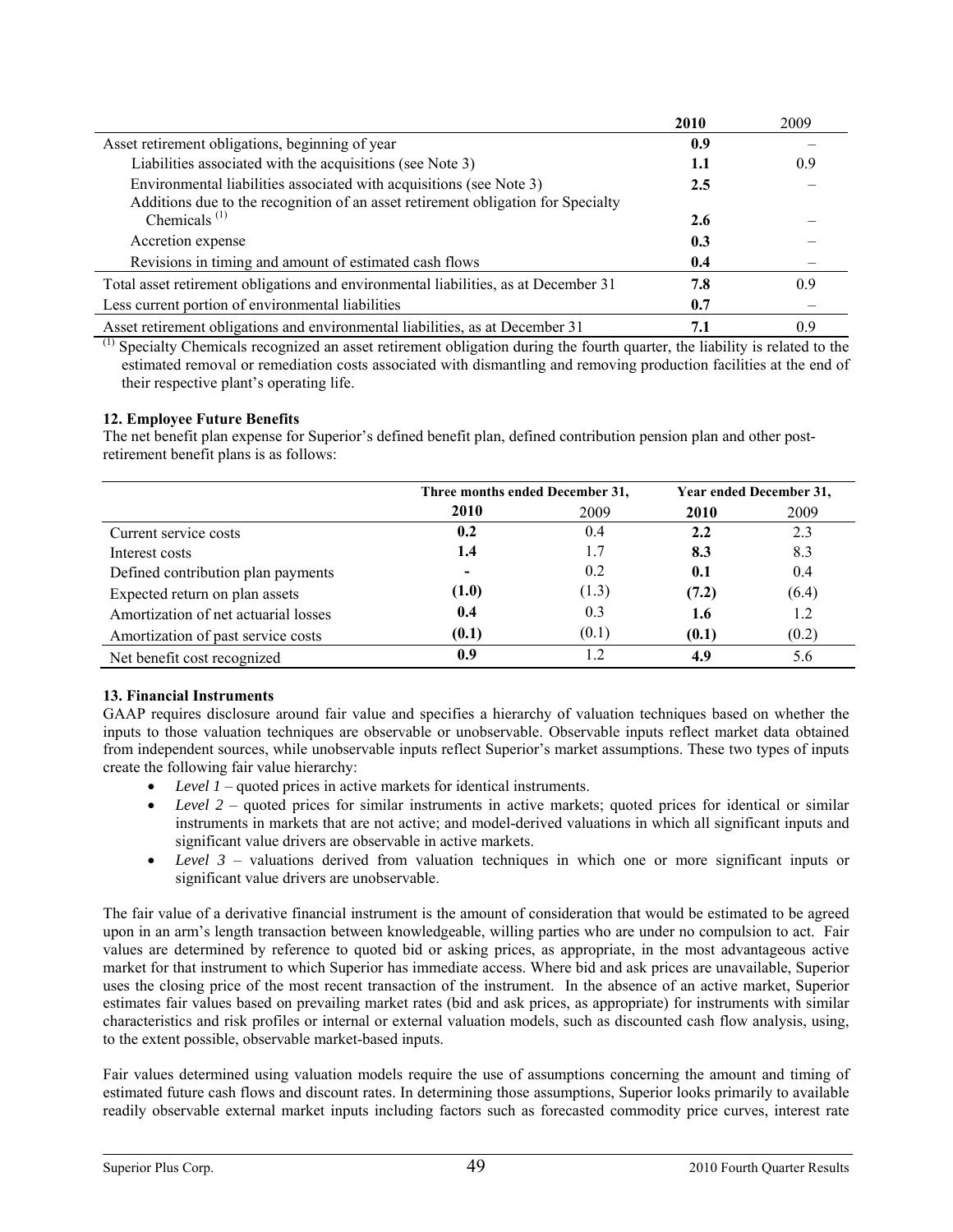| | 2010 | 2009 |
|---|---|---|
| Asset retirement obligations, beginning of year | **0.9** | – |
| Liabilities associated with the acquisitions (see Note 3) | **1.1** | 0.9 |
| Environmental liabilities associated with acquisitions (see Note 3) | **2.5** | – |
| Additions due to the recognition of an asset retirement obligation for Specialty Chemicals [(1)] | **2.6** | – |
| Accretion expense | **0.3** | – |
| Revisions in timing and amount of estimated cash flows | **0.4** | – |
| Total asset retirement obligations and environmental liabilities, as at December 31 | **7.8** | 0.9 |
| Less current portion of environmental liabilities | **0.7** | – |
| Asset retirement obligations and environmental liabilities, as at December 31 | **7.1** | 0.9 |

[(1)] Specialty Chemicals recognized an asset retirement obligation during the fourth quarter, the liability is related to the estimated removal or remediation costs associated with dismantling and removing production facilities at the end of their respective plant's operating life.

**12. Employee Future Benefits**

The net benefit plan expense for Superior's defined benefit plan, defined contribution pension plan and other post-retirement benefit plans is as follows:

| | Three months ended December 31, | | Year ended December 31, | |
|---|---|---|---|---|
| | **2010** | 2009 | **2010** | 2009 |
| Current service costs | **0.2** | 0.4 | **2.2** | 2.3 |
| Interest costs | **1.4** | 1.7 | **8.3** | 8.3 |
| Defined contribution plan payments | **-** | 0.2 | **0.1** | 0.4 |
| Expected return on plan assets | **(1.0)** | (1.3) | **(7.2)** | (6.4) |
| Amortization of net actuarial losses | **0.4** | 0.3 | **1.6** | 1.2 |
| Amortization of past service costs | **(0.1)** | (0.1) | **(0.1)** | (0.2) |
| Net benefit cost recognized | **0.9** | 1.2 | **4.9** | 5.6 |

**13. Financial Instruments**

GAAP requires disclosure around fair value and specifies a hierarchy of valuation techniques based on whether the inputs to those valuation techniques are observable or unobservable. Observable inputs reflect market data obtained from independent sources, while unobservable inputs reflect Superior's market assumptions. These two types of inputs create the following fair value hierarchy:

- *Level 1* – quoted prices in active markets for identical instruments.
- *Level 2* – quoted prices for similar instruments in active markets; quoted prices for identical or similar instruments in markets that are not active; and model-derived valuations in which all significant inputs and significant value drivers are observable in active markets.
- *Level 3* – valuations derived from valuation techniques in which one or more significant inputs or significant value drivers are unobservable.

The fair value of a derivative financial instrument is the amount of consideration that would be estimated to be agreed upon in an arm's length transaction between knowledgeable, willing parties who are under no compulsion to act. Fair values are determined by reference to quoted bid or asking prices, as appropriate, in the most advantageous active market for that instrument to which Superior has immediate access. Where bid and ask prices are unavailable, Superior uses the closing price of the most recent transaction of the instrument. In the absence of an active market, Superior estimates fair values based on prevailing market rates (bid and ask prices, as appropriate) for instruments with similar characteristics and risk profiles or internal or external valuation models, such as discounted cash flow analysis, using, to the extent possible, observable market-based inputs.

Fair values determined using valuation models require the use of assumptions concerning the amount and timing of estimated future cash flows and discount rates. In determining those assumptions, Superior looks primarily to available readily observable external market inputs including factors such as forecasted commodity price curves, interest rate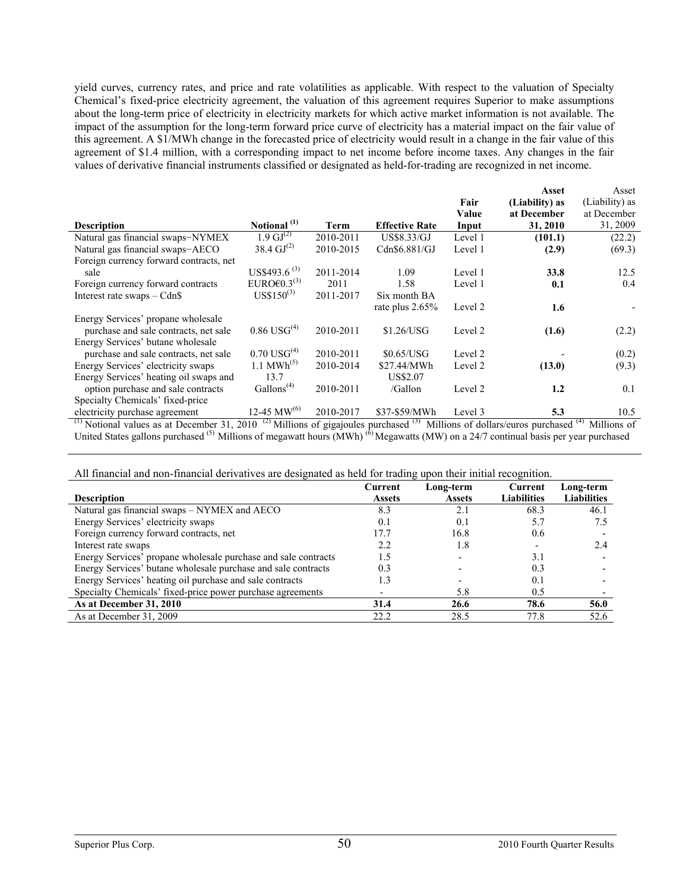yield curves, currency rates, and price and rate volatilities as applicable. With respect to the valuation of Specialty Chemical's fixed-price electricity agreement, the valuation of this agreement requires Superior to make assumptions about the long-term price of electricity in electricity markets for which active market information is not available. The impact of the assumption for the long-term forward price curve of electricity has a material impact on the fair value of this agreement. A $1/MWh change in the forecasted price of electricity would result in a change in the fair value of this agreement of $1.4 million, with a corresponding impact to net income before income taxes. Any changes in the fair values of derivative financial instruments classified or designated as held-for-trading are recognized in net income.

| Description | Notional [(1)] | Term | Effective Rate | Fair Value Input | Asset (Liability) as at December 31, 2010 | Asset (Liability) as at December 31, 2009 |
|---|---|---|---|---|---|---|
| Natural gas financial swaps−NYMEX | 1.9 GJ[(2)] | 2010-2011 | US$8.33/GJ | Level 1 | **(101.1)** | (22.2) |
| Natural gas financial swaps−AECO | 38.4 GJ[(2)] | 2010-2015 | Cdn$6.881/GJ | Level 1 | **(2.9)** | (69.3) |
| Foreign currency forward contracts, net sale | US$493.6 [(3)] | 2011-2014 | 1.09 | Level 1 | **33.8** | 12.5 |
| Foreign currency forward contracts | EURO€0.3[(3)] | 2011 | 1.58 | Level 1 | **0.1** | 0.4 |
| Interest rate swaps – Cdn$ | US$150[(3)] | 2011-2017 | Six month BA rate plus 2.65% | Level 2 | **1.6** | - |
| Energy Services' propane wholesale purchase and sale contracts, net sale | 0.86 USG[(4)] | 2010-2011 | $1.26/USG | Level 2 | **(1.6)** | (2.2) |
| Energy Services' butane wholesale purchase and sale contracts, net sale | 0.70 USG[(4)] | 2010-2011 | $0.65/USG | Level 2 | - | (0.2) |
| Energy Services' electricity swaps | 1.1 MWh[(5)] | 2010-2014 | $27.44/MWh | Level 2 | **(13.0)** | (9.3) |
| Energy Services' heating oil swaps and option purchase and sale contracts | 13.7 Gallons[(4)] | 2010-2011 | US$2.07 /Gallon | Level 2 | **1.2** | 0.1 |
| Specialty Chemicals' fixed-price electricity purchase agreement | 12-45 MW[(6)] | 2010-2017 | $37-$59/MWh | Level 3 | **5.3** | 10.5 |

[(1)] Notional values as at December 31, 2010 [(2)] Millions of gigajoules purchased [(3)] Millions of dollars/euros purchased [(4)] Millions of United States gallons purchased [(5)] Millions of megawatt hours (MWh) [(6)] Megawatts (MW) on a 24/7 continual basis per year purchased

All financial and non-financial derivatives are designated as held for trading upon their initial recognition.

| Description | Current Assets | Long-term Assets | Current Liabilities | Long-term Liabilities |
|---|---|---|---|---|
| Natural gas financial swaps – NYMEX and AECO | 8.3 | 2.1 | 68.3 | 46.1 |
| Energy Services' electricity swaps | 0.1 | 0.1 | 5.7 | 7.5 |
| Foreign currency forward contracts, net | 17.7 | 16.8 | 0.6 | - |
| Interest rate swaps | 2.2 | 1.8 | - | 2.4 |
| Energy Services' propane wholesale purchase and sale contracts | 1.5 | - | 3.1 | - |
| Energy Services' butane wholesale purchase and sale contracts | 0.3 | - | 0.3 | - |
| Energy Services' heating oil purchase and sale contracts | 1.3 | - | 0.1 | - |
| Specialty Chemicals' fixed-price power purchase agreements | - | 5.8 | 0.5 | - |
| **As at December 31, 2010** | **31.4** | **26.6** | **78.6** | **56.0** |
| As at December 31, 2009 | 22.2 | 28.5 | 77.8 | 52.6 |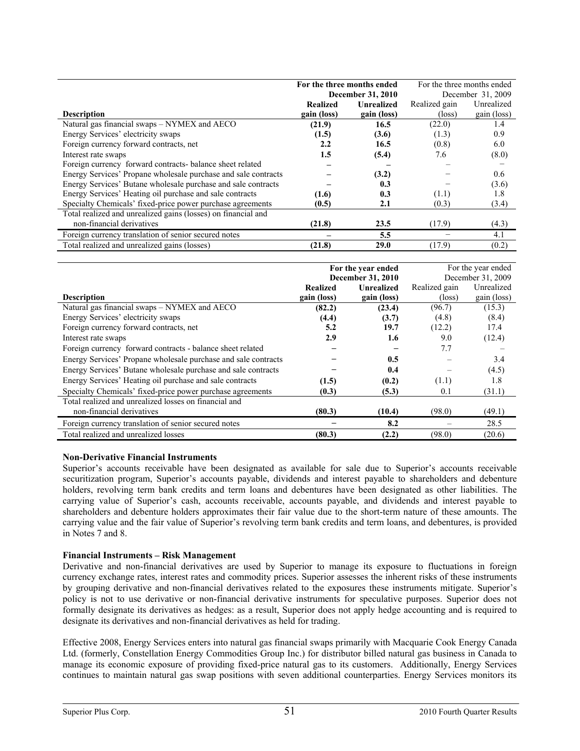| Description | For the three months ended December 31, 2010 | | For the three months ended December 31, 2009 | |
|---|---|---|---|---|
| | **Realized gain (loss)** | **Unrealized gain (loss)** | Realized gain (loss) | Unrealized gain (loss) |
| Natural gas financial swaps – NYMEX and AECO | **(21.9)** | **16.5** | (22.0) | 1.4 |
| Energy Services' electricity swaps | **(1.5)** | **(3.6)** | (1.3) | 0.9 |
| Foreign currency forward contracts, net | **2.2** | **16.5** | (0.8) | 6.0 |
| Interest rate swaps | **1.5** | **(5.4)** | 7.6 | (8.0) |
| Foreign currency forward contracts- balance sheet related | **–** | **–** | – | – |
| Energy Services' Propane wholesale purchase and sale contracts | **–** | **(3.2)** | – | 0.6 |
| Energy Services' Butane wholesale purchase and sale contracts | **–** | **0.3** | – | (3.6) |
| Energy Services' Heating oil purchase and sale contracts | **(1.6)** | **0.3** | (1.1) | 1.8 |
| Specialty Chemicals' fixed-price power purchase agreements | **(0.5)** | **2.1** | (0.3) | (3.4) |
| Total realized and unrealized gains (losses) on financial and non-financial derivatives | **(21.8)** | **23.5** | (17.9) | (4.3) |
| Foreign currency translation of senior secured notes | **–** | **5.5** | – | 4.1 |
| Total realized and unrealized gains (losses) | **(21.8)** | **29.0** | (17.9) | (0.2) |

| Description | For the year ended December 31, 2010 | | For the year ended December 31, 2009 | |
|---|---|---|---|---|
| | **Realized gain (loss)** | **Unrealized gain (loss)** | Realized gain (loss) | Unrealized gain (loss) |
| Natural gas financial swaps – NYMEX and AECO | **(82.2)** | **(23.4)** | (96.7) | (15.3) |
| Energy Services' electricity swaps | **(4.4)** | **(3.7)** | (4.8) | (8.4) |
| Foreign currency forward contracts, net | **5.2** | **19.7** | (12.2) | 17.4 |
| Interest rate swaps | **2.9** | **1.6** | 9.0 | (12.4) |
| Foreign currency forward contracts - balance sheet related | **–** | **–** | 7.7 | – |
| Energy Services' Propane wholesale purchase and sale contracts | **–** | **0.5** | – | 3.4 |
| Energy Services' Butane wholesale purchase and sale contracts | **–** | **0.4** | – | (4.5) |
| Energy Services' Heating oil purchase and sale contracts | **(1.5)** | **(0.2)** | (1.1) | 1.8 |
| Specialty Chemicals' fixed-price power purchase agreements | **(0.3)** | **(5.3)** | 0.1 | (31.1) |
| Total realized and unrealized losses on financial and non-financial derivatives | **(80.3)** | **(10.4)** | (98.0) | (49.1) |
| Foreign currency translation of senior secured notes | **–** | **8.2** | – | 28.5 |
| Total realized and unrealized losses | **(80.3)** | **(2.2)** | (98.0) | (20.6) |

**Non-Derivative Financial Instruments**

Superior's accounts receivable have been designated as available for sale due to Superior's accounts receivable securitization program, Superior's accounts payable, dividends and interest payable to shareholders and debenture holders, revolving term bank credits and term loans and debentures have been designated as other liabilities. The carrying value of Superior's cash, accounts receivable, accounts payable, and dividends and interest payable to shareholders and debenture holders approximates their fair value due to the short-term nature of these amounts. The carrying value and the fair value of Superior's revolving term bank credits and term loans, and debentures, is provided in Notes 7 and 8.

**Financial Instruments – Risk Management**

Derivative and non-financial derivatives are used by Superior to manage its exposure to fluctuations in foreign currency exchange rates, interest rates and commodity prices. Superior assesses the inherent risks of these instruments by grouping derivative and non-financial derivatives related to the exposures these instruments mitigate. Superior's policy is not to use derivative or non-financial derivative instruments for speculative purposes. Superior does not formally designate its derivatives as hedges: as a result, Superior does not apply hedge accounting and is required to designate its derivatives and non-financial derivatives as held for trading.

Effective 2008, Energy Services enters into natural gas financial swaps primarily with Macquarie Cook Energy Canada Ltd. (formerly, Constellation Energy Commodities Group Inc.) for distributor billed natural gas business in Canada to manage its economic exposure of providing fixed-price natural gas to its customers. Additionally, Energy Services continues to maintain natural gas swap positions with seven additional counterparties. Energy Services monitors its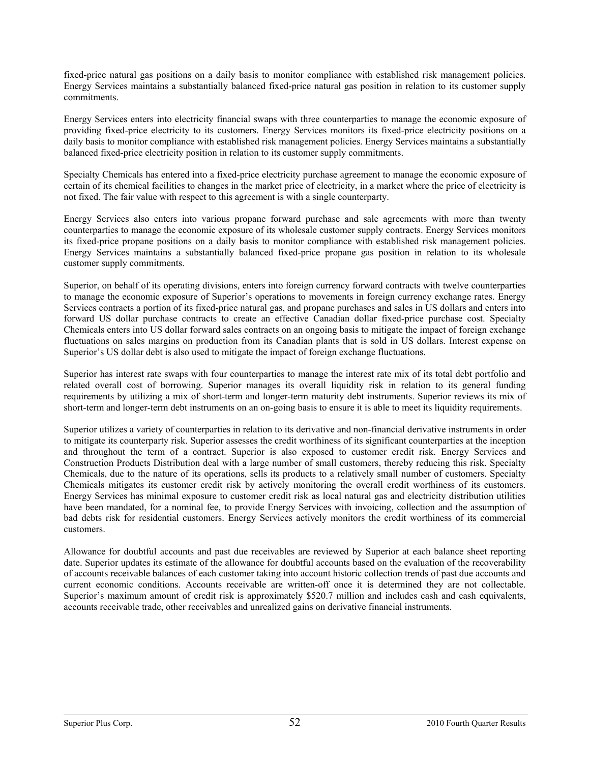fixed-price natural gas positions on a daily basis to monitor compliance with established risk management policies. Energy Services maintains a substantially balanced fixed-price natural gas position in relation to its customer supply commitments.

Energy Services enters into electricity financial swaps with three counterparties to manage the economic exposure of providing fixed-price electricity to its customers. Energy Services monitors its fixed-price electricity positions on a daily basis to monitor compliance with established risk management policies. Energy Services maintains a substantially balanced fixed-price electricity position in relation to its customer supply commitments.

Specialty Chemicals has entered into a fixed-price electricity purchase agreement to manage the economic exposure of certain of its chemical facilities to changes in the market price of electricity, in a market where the price of electricity is not fixed. The fair value with respect to this agreement is with a single counterparty.

Energy Services also enters into various propane forward purchase and sale agreements with more than twenty counterparties to manage the economic exposure of its wholesale customer supply contracts. Energy Services monitors its fixed-price propane positions on a daily basis to monitor compliance with established risk management policies. Energy Services maintains a substantially balanced fixed-price propane gas position in relation to its wholesale customer supply commitments.

Superior, on behalf of its operating divisions, enters into foreign currency forward contracts with twelve counterparties to manage the economic exposure of Superior's operations to movements in foreign currency exchange rates. Energy Services contracts a portion of its fixed-price natural gas, and propane purchases and sales in US dollars and enters into forward US dollar purchase contracts to create an effective Canadian dollar fixed-price purchase cost. Specialty Chemicals enters into US dollar forward sales contracts on an ongoing basis to mitigate the impact of foreign exchange fluctuations on sales margins on production from its Canadian plants that is sold in US dollars. Interest expense on Superior's US dollar debt is also used to mitigate the impact of foreign exchange fluctuations.

Superior has interest rate swaps with four counterparties to manage the interest rate mix of its total debt portfolio and related overall cost of borrowing. Superior manages its overall liquidity risk in relation to its general funding requirements by utilizing a mix of short-term and longer-term maturity debt instruments. Superior reviews its mix of short-term and longer-term debt instruments on an on-going basis to ensure it is able to meet its liquidity requirements.

Superior utilizes a variety of counterparties in relation to its derivative and non-financial derivative instruments in order to mitigate its counterparty risk. Superior assesses the credit worthiness of its significant counterparties at the inception and throughout the term of a contract. Superior is also exposed to customer credit risk. Energy Services and Construction Products Distribution deal with a large number of small customers, thereby reducing this risk. Specialty Chemicals, due to the nature of its operations, sells its products to a relatively small number of customers. Specialty Chemicals mitigates its customer credit risk by actively monitoring the overall credit worthiness of its customers. Energy Services has minimal exposure to customer credit risk as local natural gas and electricity distribution utilities have been mandated, for a nominal fee, to provide Energy Services with invoicing, collection and the assumption of bad debts risk for residential customers. Energy Services actively monitors the credit worthiness of its commercial customers.

Allowance for doubtful accounts and past due receivables are reviewed by Superior at each balance sheet reporting date. Superior updates its estimate of the allowance for doubtful accounts based on the evaluation of the recoverability of accounts receivable balances of each customer taking into account historic collection trends of past due accounts and current economic conditions. Accounts receivable are written-off once it is determined they are not collectable. Superior's maximum amount of credit risk is approximately $520.7 million and includes cash and cash equivalents, accounts receivable trade, other receivables and unrealized gains on derivative financial instruments.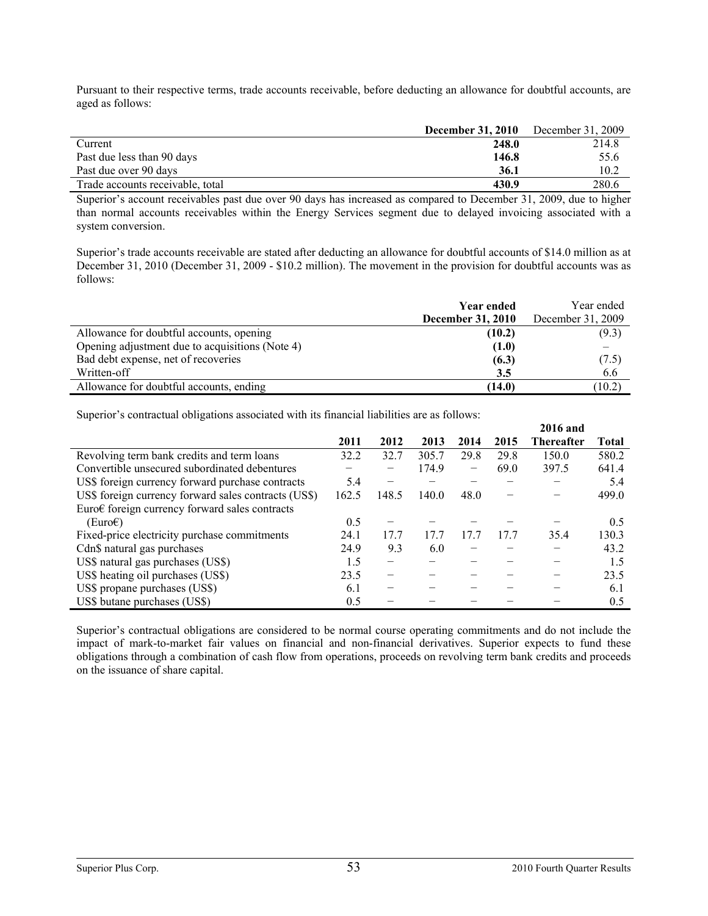Pursuant to their respective terms, trade accounts receivable, before deducting an allowance for doubtful accounts, are aged as follows:

| | **December 31, 2010** | December 31, 2009 |
|---|---|---|
| Current | **248.0** | 214.8 |
| Past due less than 90 days | **146.8** | 55.6 |
| Past due over 90 days | **36.1** | 10.2 |
| Trade accounts receivable, total | **430.9** | 280.6 |

Superior's account receivables past due over 90 days has increased as compared to December 31, 2009, due to higher than normal accounts receivables within the Energy Services segment due to delayed invoicing associated with a system conversion.

Superior's trade accounts receivable are stated after deducting an allowance for doubtful accounts of $14.0 million as at December 31, 2010 (December 31, 2009 - $10.2 million). The movement in the provision for doubtful accounts was as follows:

| | **Year ended December 31, 2010** | Year ended December 31, 2009 |
|---|---|---|
| Allowance for doubtful accounts, opening | **(10.2)** | (9.3) |
| Opening adjustment due to acquisitions (Note 4) | **(1.0)** | – |
| Bad debt expense, net of recoveries | **(6.3)** | (7.5) |
| Written-off | **3.5** | 6.6 |
| Allowance for doubtful accounts, ending | **(14.0)** | (10.2) |

Superior's contractual obligations associated with its financial liabilities are as follows:

| | **2011** | **2012** | **2013** | **2014** | **2015** | **2016 and Thereafter** | **Total** |
|---|---|---|---|---|---|---|---|
| Revolving term bank credits and term loans | 32.2 | 32.7 | 305.7 | 29.8 | 29.8 | 150.0 | 580.2 |
| Convertible unsecured subordinated debentures | – | – | 174.9 | – | 69.0 | 397.5 | 641.4 |
| US$ foreign currency forward purchase contracts | 5.4 | – | – | – | – | – | 5.4 |
| US$ foreign currency forward sales contracts (US$) | 162.5 | 148.5 | 140.0 | 48.0 | – | – | 499.0 |
| Euro€ foreign currency forward sales contracts (Euro€) | 0.5 | – | – | – | – | – | 0.5 |
| Fixed-price electricity purchase commitments | 24.1 | 17.7 | 17.7 | 17.7 | 17.7 | 35.4 | 130.3 |
| Cdn$ natural gas purchases | 24.9 | 9.3 | 6.0 | – | – | – | 43.2 |
| US$ natural gas purchases (US$) | 1.5 | – | – | – | – | – | 1.5 |
| US$ heating oil purchases (US$) | 23.5 | – | – | – | – | – | 23.5 |
| US$ propane purchases (US$) | 6.1 | – | – | – | – | – | 6.1 |
| US$ butane purchases (US$) | 0.5 | – | – | – | – | – | 0.5 |

Superior's contractual obligations are considered to be normal course operating commitments and do not include the impact of mark-to-market fair values on financial and non-financial derivatives. Superior expects to fund these obligations through a combination of cash flow from operations, proceeds on revolving term bank credits and proceeds on the issuance of share capital.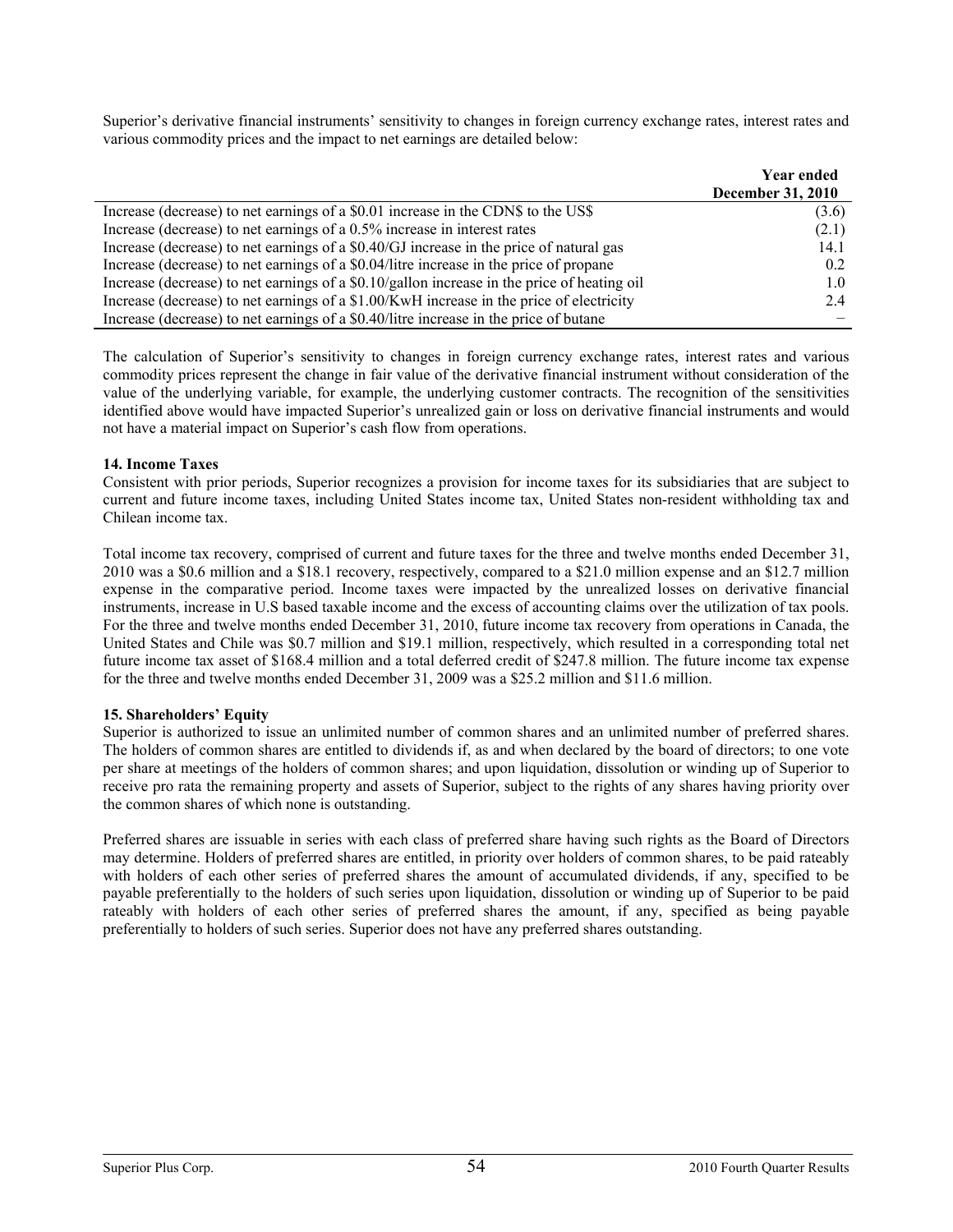Superior's derivative financial instruments' sensitivity to changes in foreign currency exchange rates, interest rates and various commodity prices and the impact to net earnings are detailed below:

| | Year ended December 31, 2010 |
|---|---|
| Increase (decrease) to net earnings of a $0.01 increase in the CDN$ to the US$ | (3.6) |
| Increase (decrease) to net earnings of a 0.5% increase in interest rates | (2.1) |
| Increase (decrease) to net earnings of a $0.40/GJ increase in the price of natural gas | 14.1 |
| Increase (decrease) to net earnings of a $0.04/litre increase in the price of propane | 0.2 |
| Increase (decrease) to net earnings of a $0.10/gallon increase in the price of heating oil | 1.0 |
| Increase (decrease) to net earnings of a $1.00/KwH increase in the price of electricity | 2.4 |
| Increase (decrease) to net earnings of a $0.40/litre increase in the price of butane | – |

The calculation of Superior's sensitivity to changes in foreign currency exchange rates, interest rates and various commodity prices represent the change in fair value of the derivative financial instrument without consideration of the value of the underlying variable, for example, the underlying customer contracts. The recognition of the sensitivities identified above would have impacted Superior's unrealized gain or loss on derivative financial instruments and would not have a material impact on Superior's cash flow from operations.

**14. Income Taxes**

Consistent with prior periods, Superior recognizes a provision for income taxes for its subsidiaries that are subject to current and future income taxes, including United States income tax, United States non-resident withholding tax and Chilean income tax.

Total income tax recovery, comprised of current and future taxes for the three and twelve months ended December 31, 2010 was a $0.6 million and a $18.1 recovery, respectively, compared to a $21.0 million expense and an $12.7 million expense in the comparative period. Income taxes were impacted by the unrealized losses on derivative financial instruments, increase in U.S based taxable income and the excess of accounting claims over the utilization of tax pools. For the three and twelve months ended December 31, 2010, future income tax recovery from operations in Canada, the United States and Chile was $0.7 million and $19.1 million, respectively, which resulted in a corresponding total net future income tax asset of $168.4 million and a total deferred credit of $247.8 million. The future income tax expense for the three and twelve months ended December 31, 2009 was a $25.2 million and $11.6 million.

**15. Shareholders' Equity**

Superior is authorized to issue an unlimited number of common shares and an unlimited number of preferred shares. The holders of common shares are entitled to dividends if, as and when declared by the board of directors; to one vote per share at meetings of the holders of common shares; and upon liquidation, dissolution or winding up of Superior to receive pro rata the remaining property and assets of Superior, subject to the rights of any shares having priority over the common shares of which none is outstanding.

Preferred shares are issuable in series with each class of preferred share having such rights as the Board of Directors may determine. Holders of preferred shares are entitled, in priority over holders of common shares, to be paid rateably with holders of each other series of preferred shares the amount of accumulated dividends, if any, specified to be payable preferentially to the holders of such series upon liquidation, dissolution or winding up of Superior to be paid rateably with holders of each other series of preferred shares the amount, if any, specified as being payable preferentially to holders of such series. Superior does not have any preferred shares outstanding.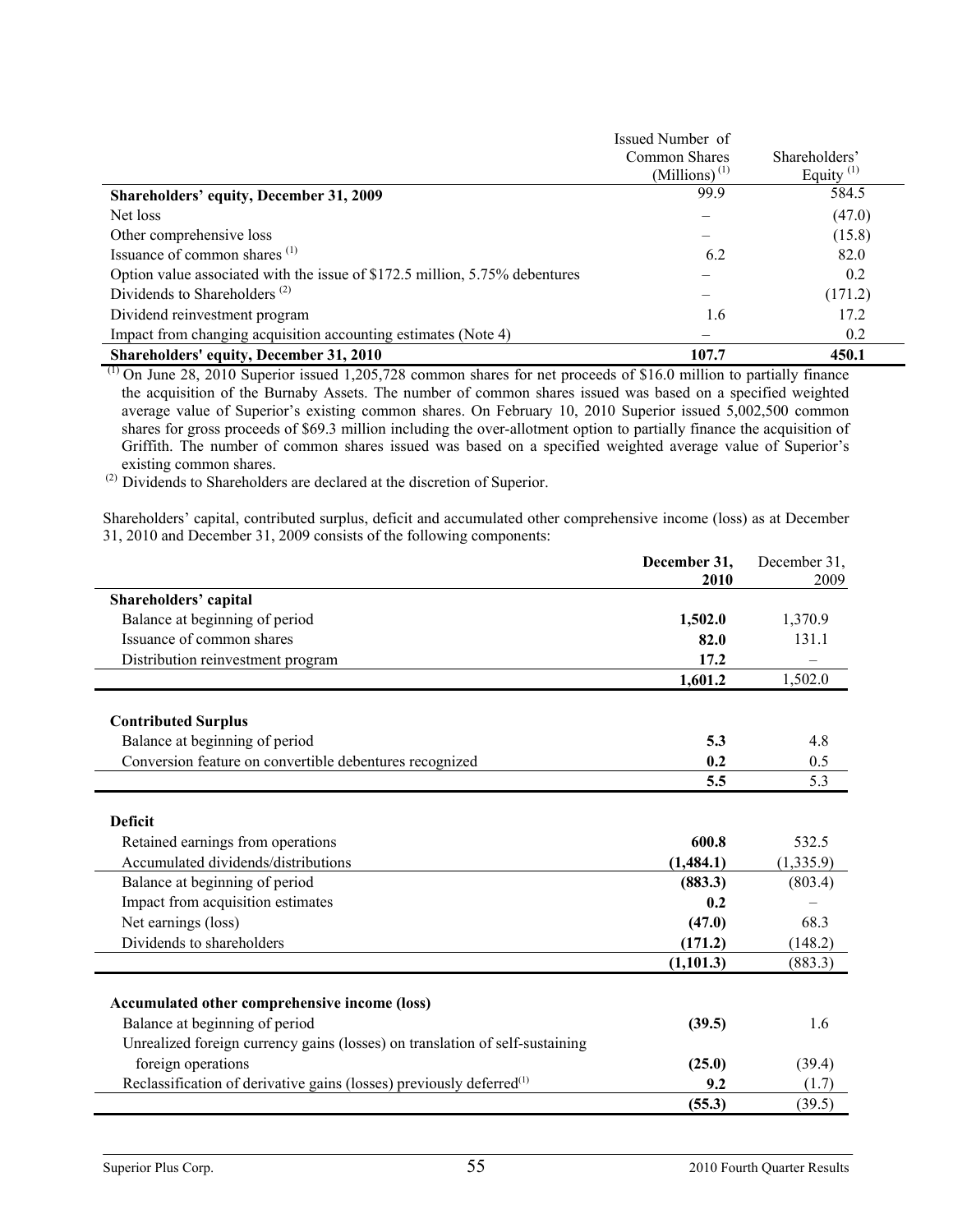| | Issued Number of Common Shares (Millions) [(1)] | Shareholders' Equity [(1)] |
|---|---|---|
| **Shareholders' equity, December 31, 2009** | 99.9 | 584.5 |
| Net loss | – | (47.0) |
| Other comprehensive loss | – | (15.8) |
| Issuance of common shares [(1)] | 6.2 | 82.0 |
| Option value associated with the issue of $172.5 million, 5.75% debentures | – | 0.2 |
| Dividends to Shareholders [(2)] | – | (171.2) |
| Dividend reinvestment program | 1.6 | 17.2 |
| Impact from changing acquisition accounting estimates (Note 4) | – | 0.2 |
| **Shareholders' equity, December 31, 2010** | **107.7** | **450.1** |

[(1)] On June 28, 2010 Superior issued 1,205,728 common shares for net proceeds of $16.0 million to partially finance the acquisition of the Burnaby Assets. The number of common shares issued was based on a specified weighted average value of Superior's existing common shares. On February 10, 2010 Superior issued 5,002,500 common shares for gross proceeds of $69.3 million including the over-allotment option to partially finance the acquisition of Griffith. The number of common shares issued was based on a specified weighted average value of Superior's existing common shares.

[(2)] Dividends to Shareholders are declared at the discretion of Superior.

Shareholders' capital, contributed surplus, deficit and accumulated other comprehensive income (loss) as at December 31, 2010 and December 31, 2009 consists of the following components:

| | **December 31, 2010** | December 31, 2009 |
|---|---|---|
| **Shareholders' capital** | | |
| Balance at beginning of period | **1,502.0** | 1,370.9 |
| Issuance of common shares | **82.0** | 131.1 |
| Distribution reinvestment program | **17.2** | – |
| | **1,601.2** | 1,502.0 |
| | | |
| **Contributed Surplus** | | |
| Balance at beginning of period | **5.3** | 4.8 |
| Conversion feature on convertible debentures recognized | **0.2** | 0.5 |
| | **5.5** | 5.3 |
| | | |
| **Deficit** | | |
| Retained earnings from operations | **600.8** | 532.5 |
| Accumulated dividends/distributions | **(1,484.1)** | (1,335.9) |
| Balance at beginning of period | **(883.3)** | (803.4) |
| Impact from acquisition estimates | **0.2** | – |
| Net earnings (loss) | **(47.0)** | 68.3 |
| Dividends to shareholders | **(171.2)** | (148.2) |
| | **(1,101.3)** | (883.3) |
| | | |
| **Accumulated other comprehensive income (loss)** | | |
| Balance at beginning of period | **(39.5)** | 1.6 |
| Unrealized foreign currency gains (losses) on translation of self-sustaining foreign operations | **(25.0)** | (39.4) |
| Reclassification of derivative gains (losses) previously deferred[(1)] | **9.2** | (1.7) |
| | **(55.3)** | (39.5) |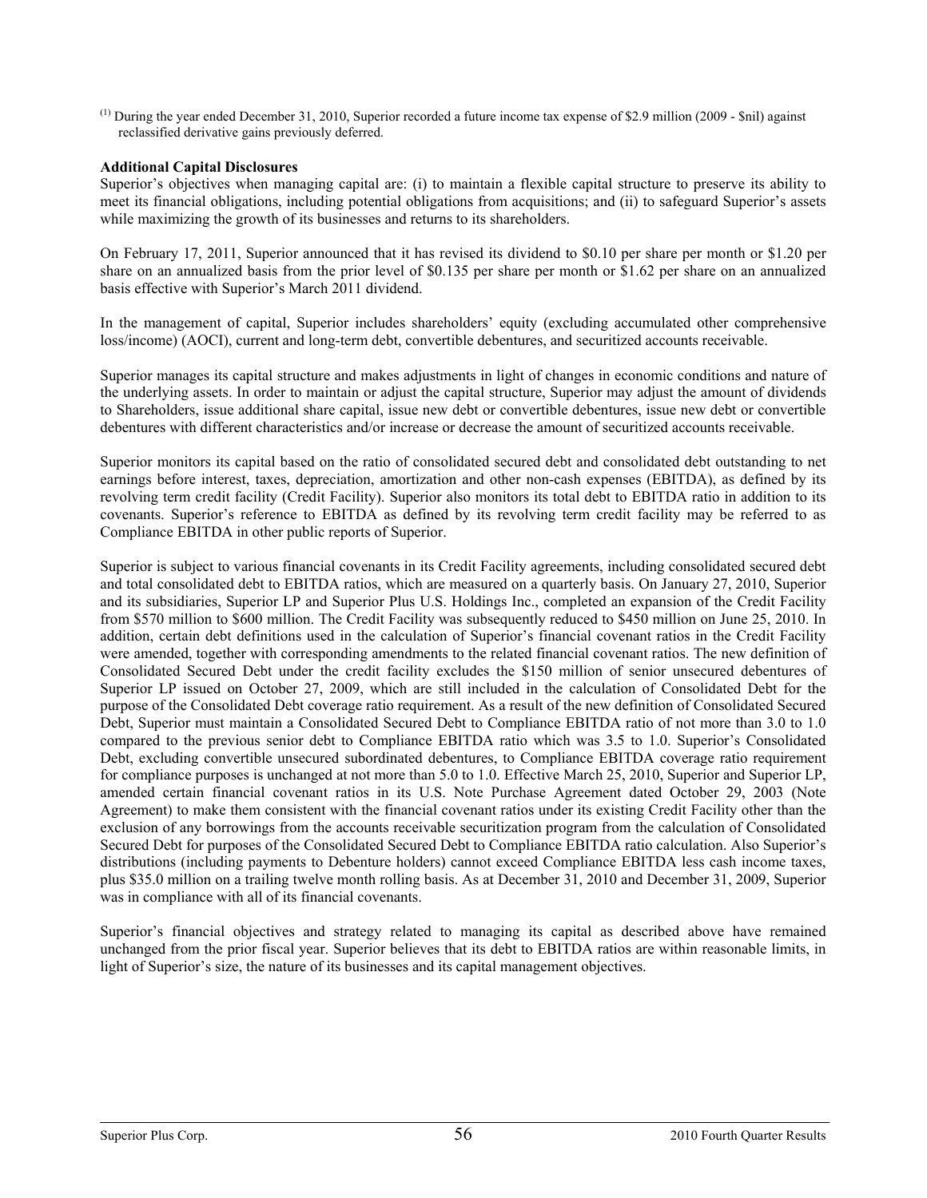[1] During the year ended December 31, 2010, Superior recorded a future income tax expense of $2.9 million (2009 - $nil) against reclassified derivative gains previously deferred.

**Additional Capital Disclosures**

Superior's objectives when managing capital are: (i) to maintain a flexible capital structure to preserve its ability to meet its financial obligations, including potential obligations from acquisitions; and (ii) to safeguard Superior's assets while maximizing the growth of its businesses and returns to its shareholders.

On February 17, 2011, Superior announced that it has revised its dividend to $0.10 per share per month or $1.20 per share on an annualized basis from the prior level of $0.135 per share per month or $1.62 per share on an annualized basis effective with Superior's March 2011 dividend.

In the management of capital, Superior includes shareholders' equity (excluding accumulated other comprehensive loss/income) (AOCI), current and long-term debt, convertible debentures, and securitized accounts receivable.

Superior manages its capital structure and makes adjustments in light of changes in economic conditions and nature of the underlying assets. In order to maintain or adjust the capital structure, Superior may adjust the amount of dividends to Shareholders, issue additional share capital, issue new debt or convertible debentures, issue new debt or convertible debentures with different characteristics and/or increase or decrease the amount of securitized accounts receivable.

Superior monitors its capital based on the ratio of consolidated secured debt and consolidated debt outstanding to net earnings before interest, taxes, depreciation, amortization and other non-cash expenses (EBITDA), as defined by its revolving term credit facility (Credit Facility). Superior also monitors its total debt to EBITDA ratio in addition to its covenants. Superior's reference to EBITDA as defined by its revolving term credit facility may be referred to as Compliance EBITDA in other public reports of Superior.

Superior is subject to various financial covenants in its Credit Facility agreements, including consolidated secured debt and total consolidated debt to EBITDA ratios, which are measured on a quarterly basis. On January 27, 2010, Superior and its subsidiaries, Superior LP and Superior Plus U.S. Holdings Inc., completed an expansion of the Credit Facility from $570 million to $600 million. The Credit Facility was subsequently reduced to $450 million on June 25, 2010. In addition, certain debt definitions used in the calculation of Superior's financial covenant ratios in the Credit Facility were amended, together with corresponding amendments to the related financial covenant ratios. The new definition of Consolidated Secured Debt under the credit facility excludes the $150 million of senior unsecured debentures of Superior LP issued on October 27, 2009, which are still included in the calculation of Consolidated Debt for the purpose of the Consolidated Debt coverage ratio requirement. As a result of the new definition of Consolidated Secured Debt, Superior must maintain a Consolidated Secured Debt to Compliance EBITDA ratio of not more than 3.0 to 1.0 compared to the previous senior debt to Compliance EBITDA ratio which was 3.5 to 1.0. Superior's Consolidated Debt, excluding convertible unsecured subordinated debentures, to Compliance EBITDA coverage ratio requirement for compliance purposes is unchanged at not more than 5.0 to 1.0. Effective March 25, 2010, Superior and Superior LP, amended certain financial covenant ratios in its U.S. Note Purchase Agreement dated October 29, 2003 (Note Agreement) to make them consistent with the financial covenant ratios under its existing Credit Facility other than the exclusion of any borrowings from the accounts receivable securitization program from the calculation of Consolidated Secured Debt for purposes of the Consolidated Secured Debt to Compliance EBITDA ratio calculation. Also Superior's distributions (including payments to Debenture holders) cannot exceed Compliance EBITDA less cash income taxes, plus $35.0 million on a trailing twelve month rolling basis. As at December 31, 2010 and December 31, 2009, Superior was in compliance with all of its financial covenants.

Superior's financial objectives and strategy related to managing its capital as described above have remained unchanged from the prior fiscal year. Superior believes that its debt to EBITDA ratios are within reasonable limits, in light of Superior's size, the nature of its businesses and its capital management objectives.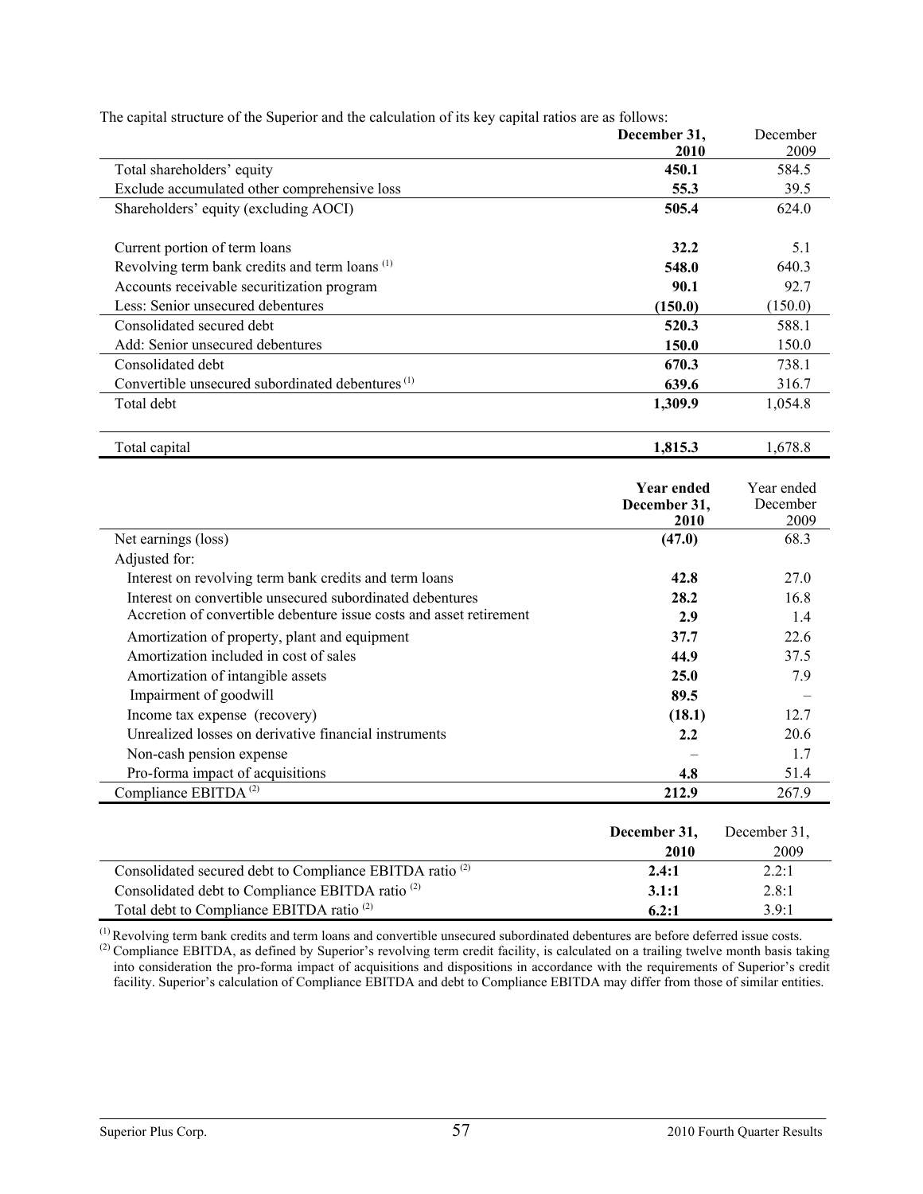The capital structure of the Superior and the calculation of its key capital ratios are as follows:

| | **December 31, 2010** | December 2009 |
|---|---|---|
| Total shareholders' equity | **450.1** | 584.5 |
| Exclude accumulated other comprehensive loss | **55.3** | 39.5 |
| Shareholders' equity (excluding AOCI) | **505.4** | 624.0 |
| | | |
| Current portion of term loans | **32.2** | 5.1 |
| Revolving term bank credits and term loans [(1)] | **548.0** | 640.3 |
| Accounts receivable securitization program | **90.1** | 92.7 |
| Less: Senior unsecured debentures | **(150.0)** | (150.0) |
| Consolidated secured debt | **520.3** | 588.1 |
| Add: Senior unsecured debentures | **150.0** | 150.0 |
| Consolidated debt | **670.3** | 738.1 |
| Convertible unsecured subordinated debentures [(1)] | **639.6** | 316.7 |
| Total debt | **1,309.9** | 1,054.8 |
| | | |
| Total capital | **1,815.3** | 1,678.8 |

| | **Year ended December 31, 2010** | Year ended December 2009 |
|---|---|---|
| Net earnings (loss) | **(47.0)** | 68.3 |
| Adjusted for: | | |
| Interest on revolving term bank credits and term loans | **42.8** | 27.0 |
| Interest on convertible unsecured subordinated debentures | **28.2** | 16.8 |
| Accretion of convertible debenture issue costs and asset retirement | **2.9** | 1.4 |
| Amortization of property, plant and equipment | **37.7** | 22.6 |
| Amortization included in cost of sales | **44.9** | 37.5 |
| Amortization of intangible assets | **25.0** | 7.9 |
| Impairment of goodwill | **89.5** | – |
| Income tax expense (recovery) | **(18.1)** | 12.7 |
| Unrealized losses on derivative financial instruments | **2.2** | 20.6 |
| Non-cash pension expense | – | 1.7 |
| Pro-forma impact of acquisitions | **4.8** | 51.4 |
| Compliance EBITDA [(2)] | **212.9** | 267.9 |

| | **December 31, 2010** | December 31, 2009 |
|---|---|---|
| Consolidated secured debt to Compliance EBITDA ratio [(2)] | **2.4:1** | 2.2:1 |
| Consolidated debt to Compliance EBITDA ratio [(2)] | **3.1:1** | 2.8:1 |
| Total debt to Compliance EBITDA ratio [(2)] | **6.2:1** | 3.9:1 |

[(1)] Revolving term bank credits and term loans and convertible unsecured subordinated debentures are before deferred issue costs.

[(2)] Compliance EBITDA, as defined by Superior's revolving term credit facility, is calculated on a trailing twelve month basis taking into consideration the pro-forma impact of acquisitions and dispositions in accordance with the requirements of Superior's credit facility. Superior's calculation of Compliance EBITDA and debt to Compliance EBITDA may differ from those of similar entities.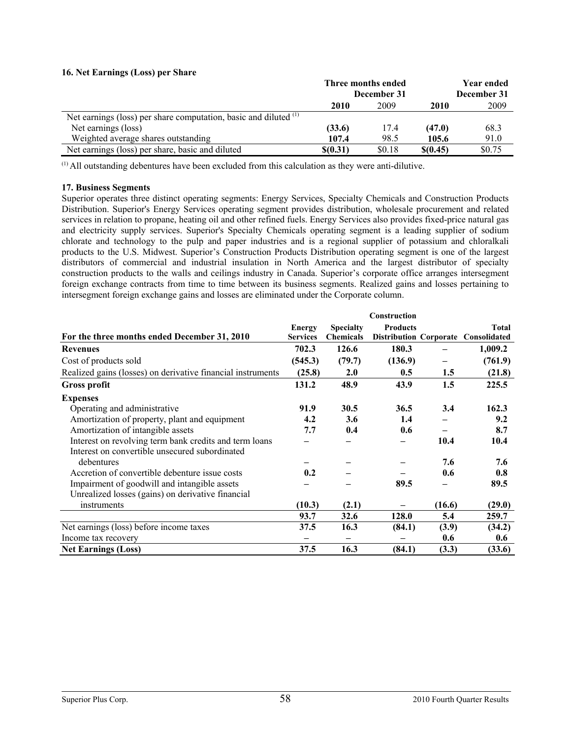### 16. Net Earnings (Loss) per Share

| | Three months ended December 31 | | Year ended December 31 | |
|---|---|---|---|---|
| | **2010** | 2009 | **2010** | 2009 |
| Net earnings (loss) per share computation, basic and diluted [(1)] | | | | |
| Net earnings (loss) | **(33.6)** | 17.4 | **(47.0)** | 68.3 |
| Weighted average shares outstanding | **107.4** | 98.5 | **105.6** | 91.0 |
| Net earnings (loss) per share, basic and diluted | **$(0.31)** | $0.18 | **$(0.45)** | $0.75 |

[(1)] All outstanding debentures have been excluded from this calculation as they were anti-dilutive.

### 17. Business Segments

Superior operates three distinct operating segments: Energy Services, Specialty Chemicals and Construction Products Distribution. Superior's Energy Services operating segment provides distribution, wholesale procurement and related services in relation to propane, heating oil and other refined fuels. Energy Services also provides fixed-price natural gas and electricity supply services. Superior's Specialty Chemicals operating segment is a leading supplier of sodium chlorate and technology to the pulp and paper industries and is a regional supplier of potassium and chloralkali products to the U.S. Midwest. Superior's Construction Products Distribution operating segment is one of the largest distributors of commercial and industrial insulation in North America and the largest distributor of specialty construction products to the walls and ceilings industry in Canada. Superior's corporate office arranges intersegment foreign exchange contracts from time to time between its business segments. Realized gains and losses pertaining to intersegment foreign exchange gains and losses are eliminated under the Corporate column.

| For the three months ended December 31, 2010 | Energy Services | Specialty Chemicals | Construction Products Distribution | Corporate | Total Consolidated |
|---|---|---|---|---|---|
| **Revenues** | **702.3** | **126.6** | **180.3** | **–** | **1,009.2** |
| Cost of products sold | **(545.3)** | **(79.7)** | **(136.9)** | **–** | **(761.9)** |
| Realized gains (losses) on derivative financial instruments | **(25.8)** | **2.0** | **0.5** | **1.5** | **(21.8)** |
| **Gross profit** | **131.2** | **48.9** | **43.9** | **1.5** | **225.5** |
| **Expenses** | | | | | |
| Operating and administrative | **91.9** | **30.5** | **36.5** | **3.4** | **162.3** |
| Amortization of property, plant and equipment | **4.2** | **3.6** | **1.4** | **–** | **9.2** |
| Amortization of intangible assets | **7.7** | **0.4** | **0.6** | **–** | **8.7** |
| Interest on revolving term bank credits and term loans | **–** | **–** | **–** | **10.4** | **10.4** |
| Interest on convertible unsecured subordinated debentures | **–** | **–** | **–** | **7.6** | **7.6** |
| Accretion of convertible debenture issue costs | **0.2** | **–** | **–** | **0.6** | **0.8** |
| Impairment of goodwill and intangible assets | **–** | **–** | **89.5** | **–** | **89.5** |
| Unrealized losses (gains) on derivative financial instruments | **(10.3)** | **(2.1)** | **–** | **(16.6)** | **(29.0)** |
| | **93.7** | **32.6** | **128.0** | **5.4** | **259.7** |
| Net earnings (loss) before income taxes | **37.5** | **16.3** | **(84.1)** | **(3.9)** | **(34.2)** |
| Income tax recovery | **–** | **–** | **–** | **0.6** | **0.6** |
| **Net Earnings (Loss)** | **37.5** | **16.3** | **(84.1)** | **(3.3)** | **(33.6)** |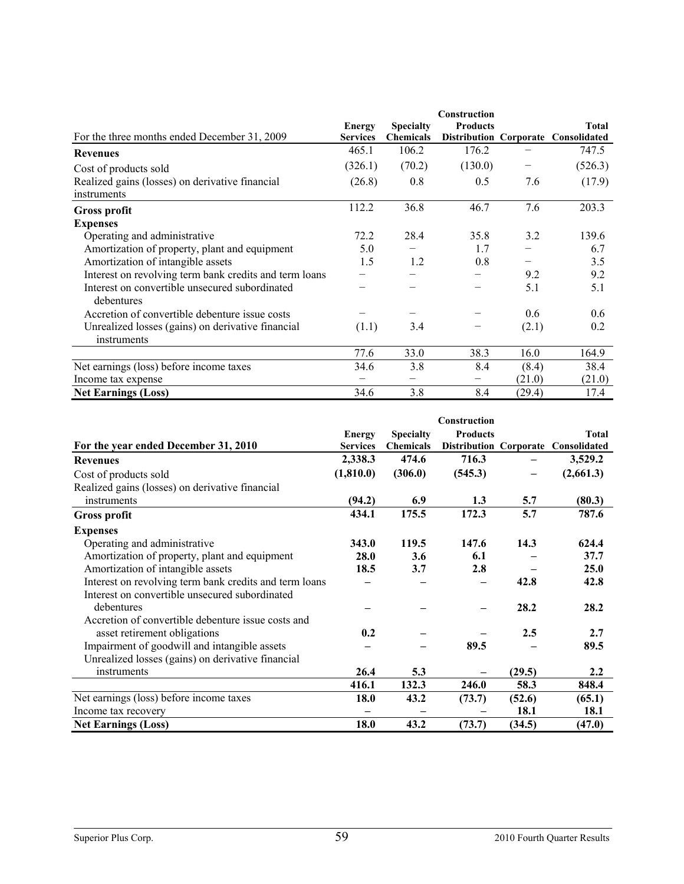| For the three months ended December 31, 2009 | Energy Services | Specialty Chemicals | Construction Products Distribution | Corporate | Total Consolidated |
|---|---|---|---|---|---|
| **Revenues** | 465.1 | 106.2 | 176.2 | – | 747.5 |
| Cost of products sold | (326.1) | (70.2) | (130.0) | – | (526.3) |
| Realized gains (losses) on derivative financial instruments | (26.8) | 0.8 | 0.5 | 7.6 | (17.9) |
| **Gross profit** | 112.2 | 36.8 | 46.7 | 7.6 | 203.3 |
| **Expenses** | | | | | |
| Operating and administrative | 72.2 | 28.4 | 35.8 | 3.2 | 139.6 |
| Amortization of property, plant and equipment | 5.0 | – | 1.7 | – | 6.7 |
| Amortization of intangible assets | 1.5 | 1.2 | 0.8 | – | 3.5 |
| Interest on revolving term bank credits and term loans | – | – | – | 9.2 | 9.2 |
| Interest on convertible unsecured subordinated debentures | – | – | – | 5.1 | 5.1 |
| Accretion of convertible debenture issue costs | – | – | – | 0.6 | 0.6 |
| Unrealized losses (gains) on derivative financial instruments | (1.1) | 3.4 | – | (2.1) | 0.2 |
| | 77.6 | 33.0 | 38.3 | 16.0 | 164.9 |
| Net earnings (loss) before income taxes | 34.6 | 3.8 | 8.4 | (8.4) | 38.4 |
| Income tax expense | – | – | – | (21.0) | (21.0) |
| **Net Earnings (Loss)** | 34.6 | 3.8 | 8.4 | (29.4) | 17.4 |

| **For the year ended December 31, 2010** | Energy Services | Specialty Chemicals | Construction Products Distribution | Corporate | Total Consolidated |
|---|---|---|---|---|---|
| **Revenues** | **2,338.3** | **474.6** | **716.3** | **–** | **3,529.2** |
| Cost of products sold | **(1,810.0)** | **(306.0)** | **(545.3)** | **–** | **(2,661.3)** |
| Realized gains (losses) on derivative financial instruments | **(94.2)** | **6.9** | **1.3** | **5.7** | **(80.3)** |
| **Gross profit** | **434.1** | **175.5** | **172.3** | **5.7** | **787.6** |
| **Expenses** | | | | | |
| Operating and administrative | **343.0** | **119.5** | **147.6** | **14.3** | **624.4** |
| Amortization of property, plant and equipment | **28.0** | **3.6** | **6.1** | **–** | **37.7** |
| Amortization of intangible assets | **18.5** | **3.7** | **2.8** | **–** | **25.0** |
| Interest on revolving term bank credits and term loans | **–** | **–** | **–** | **42.8** | **42.8** |
| Interest on convertible unsecured subordinated debentures | **–** | **–** | **–** | **28.2** | **28.2** |
| Accretion of convertible debenture issue costs and asset retirement obligations | **0.2** | **–** | **–** | **2.5** | **2.7** |
| Impairment of goodwill and intangible assets | **–** | **–** | **89.5** | **–** | **89.5** |
| Unrealized losses (gains) on derivative financial instruments | **26.4** | **5.3** | **–** | **(29.5)** | **2.2** |
| | **416.1** | **132.3** | **246.0** | **58.3** | **848.4** |
| Net earnings (loss) before income taxes | **18.0** | **43.2** | **(73.7)** | **(52.6)** | **(65.1)** |
| Income tax recovery | **–** | **–** | **–** | **18.1** | **18.1** |
| **Net Earnings (Loss)** | **18.0** | **43.2** | **(73.7)** | **(34.5)** | **(47.0)** |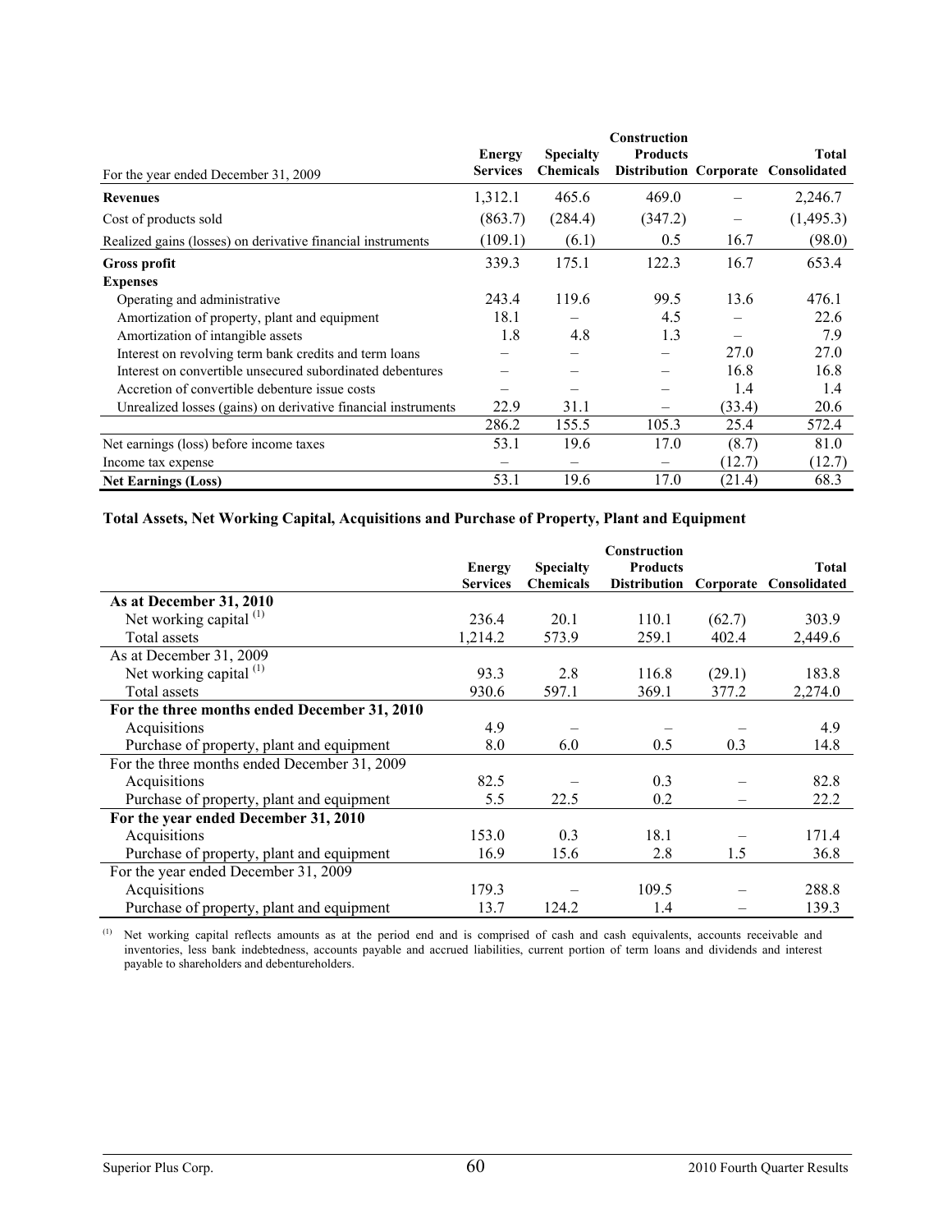| For the year ended December 31, 2009 | Energy Services | Specialty Chemicals | Construction Products Distribution | Corporate | Total Consolidated |
|---|---|---|---|---|---|
| **Revenues** | 1,312.1 | 465.6 | 469.0 | – | 2,246.7 |
| Cost of products sold | (863.7) | (284.4) | (347.2) | – | (1,495.3) |
| Realized gains (losses) on derivative financial instruments | (109.1) | (6.1) | 0.5 | 16.7 | (98.0) |
| **Gross profit** | 339.3 | 175.1 | 122.3 | 16.7 | 653.4 |
| **Expenses** | | | | | |
| Operating and administrative | 243.4 | 119.6 | 99.5 | 13.6 | 476.1 |
| Amortization of property, plant and equipment | 18.1 | – | 4.5 | – | 22.6 |
| Amortization of intangible assets | 1.8 | 4.8 | 1.3 | – | 7.9 |
| Interest on revolving term bank credits and term loans | – | – | – | 27.0 | 27.0 |
| Interest on convertible unsecured subordinated debentures | – | – | – | 16.8 | 16.8 |
| Accretion of convertible debenture issue costs | – | – | – | 1.4 | 1.4 |
| Unrealized losses (gains) on derivative financial instruments | 22.9 | 31.1 | – | (33.4) | 20.6 |
| | 286.2 | 155.5 | 105.3 | 25.4 | 572.4 |
| Net earnings (loss) before income taxes | 53.1 | 19.6 | 17.0 | (8.7) | 81.0 |
| Income tax expense | – | – | – | (12.7) | (12.7) |
| **Net Earnings (Loss)** | 53.1 | 19.6 | 17.0 | (21.4) | 68.3 |

**Total Assets, Net Working Capital, Acquisitions and Purchase of Property, Plant and Equipment**

| | Energy Services | Specialty Chemicals | Construction Products Distribution | Corporate | Total Consolidated |
|---|---|---|---|---|---|
| **As at December 31, 2010** | | | | | |
| Net working capital [(1)] | 236.4 | 20.1 | 110.1 | (62.7) | 303.9 |
| Total assets | 1,214.2 | 573.9 | 259.1 | 402.4 | 2,449.6 |
| As at December 31, 2009 | | | | | |
| Net working capital [(1)] | 93.3 | 2.8 | 116.8 | (29.1) | 183.8 |
| Total assets | 930.6 | 597.1 | 369.1 | 377.2 | 2,274.0 |
| **For the three months ended December 31, 2010** | | | | | |
| Acquisitions | 4.9 | – | – | – | 4.9 |
| Purchase of property, plant and equipment | 8.0 | 6.0 | 0.5 | 0.3 | 14.8 |
| For the three months ended December 31, 2009 | | | | | |
| Acquisitions | 82.5 | – | 0.3 | – | 82.8 |
| Purchase of property, plant and equipment | 5.5 | 22.5 | 0.2 | – | 22.2 |
| **For the year ended December 31, 2010** | | | | | |
| Acquisitions | 153.0 | 0.3 | 18.1 | – | 171.4 |
| Purchase of property, plant and equipment | 16.9 | 15.6 | 2.8 | 1.5 | 36.8 |
| For the year ended December 31, 2009 | | | | | |
| Acquisitions | 179.3 | – | 109.5 | – | 288.8 |
| Purchase of property, plant and equipment | 13.7 | 124.2 | 1.4 | – | 139.3 |

(1) Net working capital reflects amounts as at the period end and is comprised of cash and cash equivalents, accounts receivable and inventories, less bank indebtedness, accounts payable and accrued liabilities, current portion of term loans and dividends and interest payable to shareholders and debentureholders.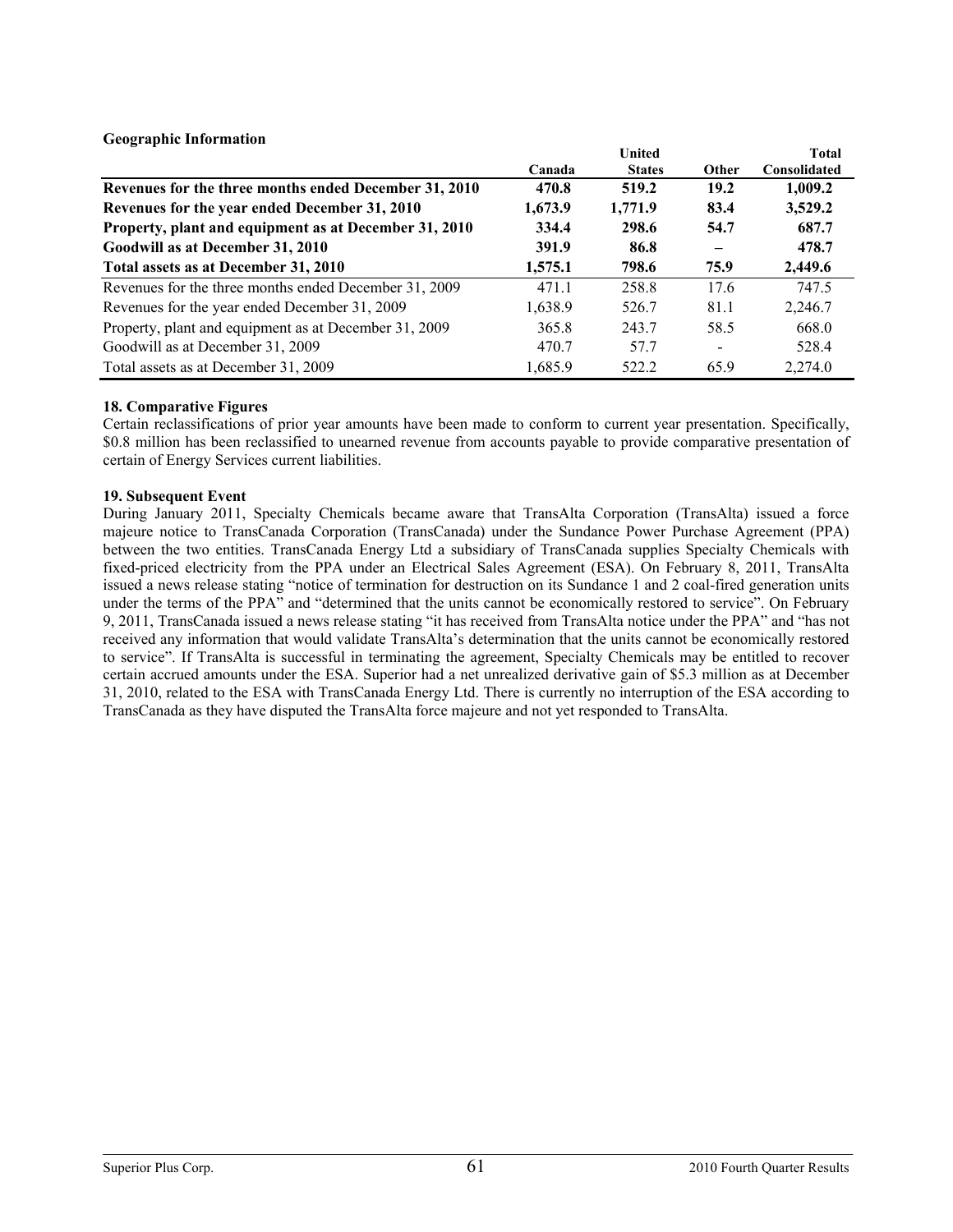**Geographic Information**

| | Canada | United States | Other | Total Consolidated |
|---|---|---|---|---|
| **Revenues for the three months ended December 31, 2010** | **470.8** | **519.2** | **19.2** | **1,009.2** |
| **Revenues for the year ended December 31, 2010** | **1,673.9** | **1,771.9** | **83.4** | **3,529.2** |
| **Property, plant and equipment as at December 31, 2010** | **334.4** | **298.6** | **54.7** | **687.7** |
| **Goodwill as at December 31, 2010** | **391.9** | **86.8** | **–** | **478.7** |
| **Total assets as at December 31, 2010** | **1,575.1** | **798.6** | **75.9** | **2,449.6** |
| Revenues for the three months ended December 31, 2009 | 471.1 | 258.8 | 17.6 | 747.5 |
| Revenues for the year ended December 31, 2009 | 1,638.9 | 526.7 | 81.1 | 2,246.7 |
| Property, plant and equipment as at December 31, 2009 | 365.8 | 243.7 | 58.5 | 668.0 |
| Goodwill as at December 31, 2009 | 470.7 | 57.7 | - | 528.4 |
| Total assets as at December 31, 2009 | 1,685.9 | 522.2 | 65.9 | 2,274.0 |

**18. Comparative Figures**

Certain reclassifications of prior year amounts have been made to conform to current year presentation. Specifically, $0.8 million has been reclassified to unearned revenue from accounts payable to provide comparative presentation of certain of Energy Services current liabilities.

**19. Subsequent Event**

During January 2011, Specialty Chemicals became aware that TransAlta Corporation (TransAlta) issued a force majeure notice to TransCanada Corporation (TransCanada) under the Sundance Power Purchase Agreement (PPA) between the two entities. TransCanada Energy Ltd a subsidiary of TransCanada supplies Specialty Chemicals with fixed-priced electricity from the PPA under an Electrical Sales Agreement (ESA). On February 8, 2011, TransAlta issued a news release stating "notice of termination for destruction on its Sundance 1 and 2 coal-fired generation units under the terms of the PPA" and "determined that the units cannot be economically restored to service". On February 9, 2011, TransCanada issued a news release stating "it has received from TransAlta notice under the PPA" and "has not received any information that would validate TransAlta's determination that the units cannot be economically restored to service". If TransAlta is successful in terminating the agreement, Specialty Chemicals may be entitled to recover certain accrued amounts under the ESA. Superior had a net unrealized derivative gain of $5.3 million as at December 31, 2010, related to the ESA with TransCanada Energy Ltd. There is currently no interruption of the ESA according to TransCanada as they have disputed the TransAlta force majeure and not yet responded to TransAlta.